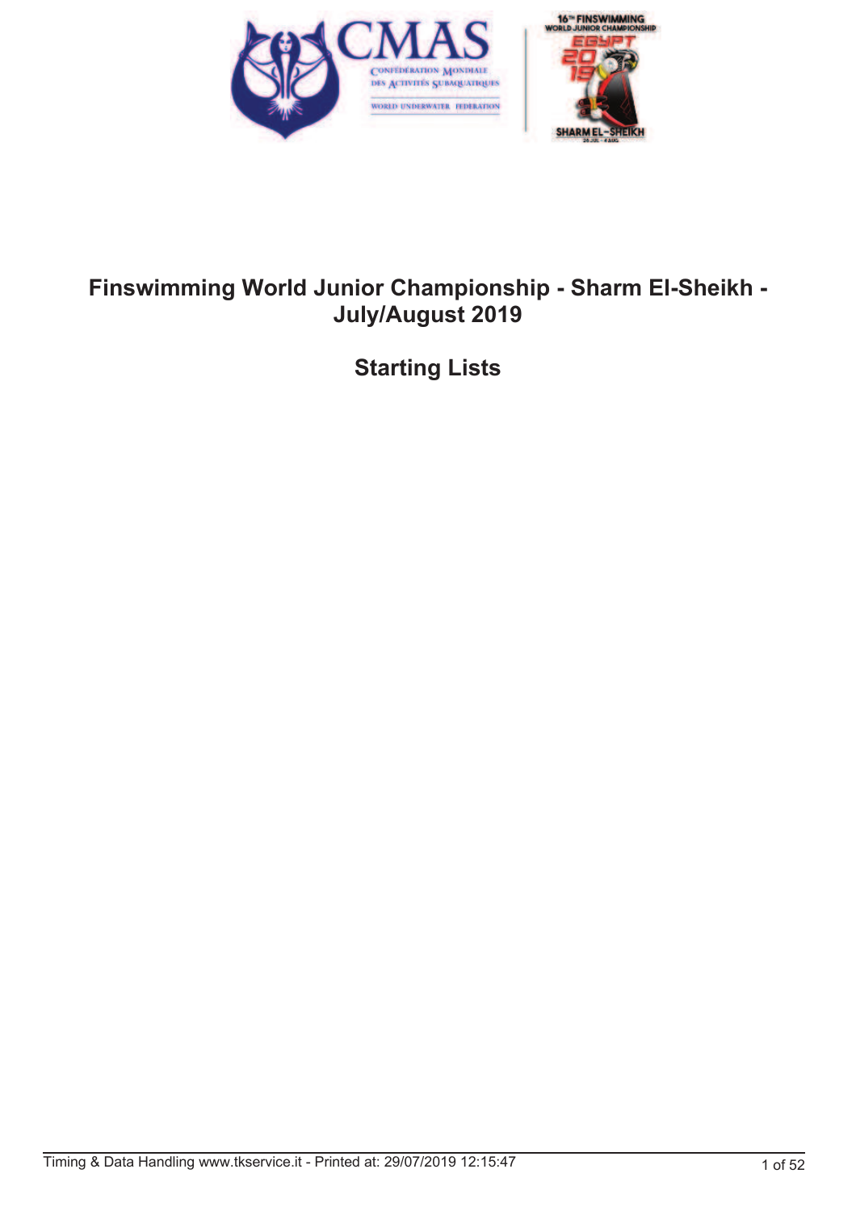# Finswimming World Junior Championship - Sharm El-Sheikh - July/August 2019

## Starting Lists

Timing & Data Handling www.tkservice.it - Printed at: 29/07/2019 12:15:47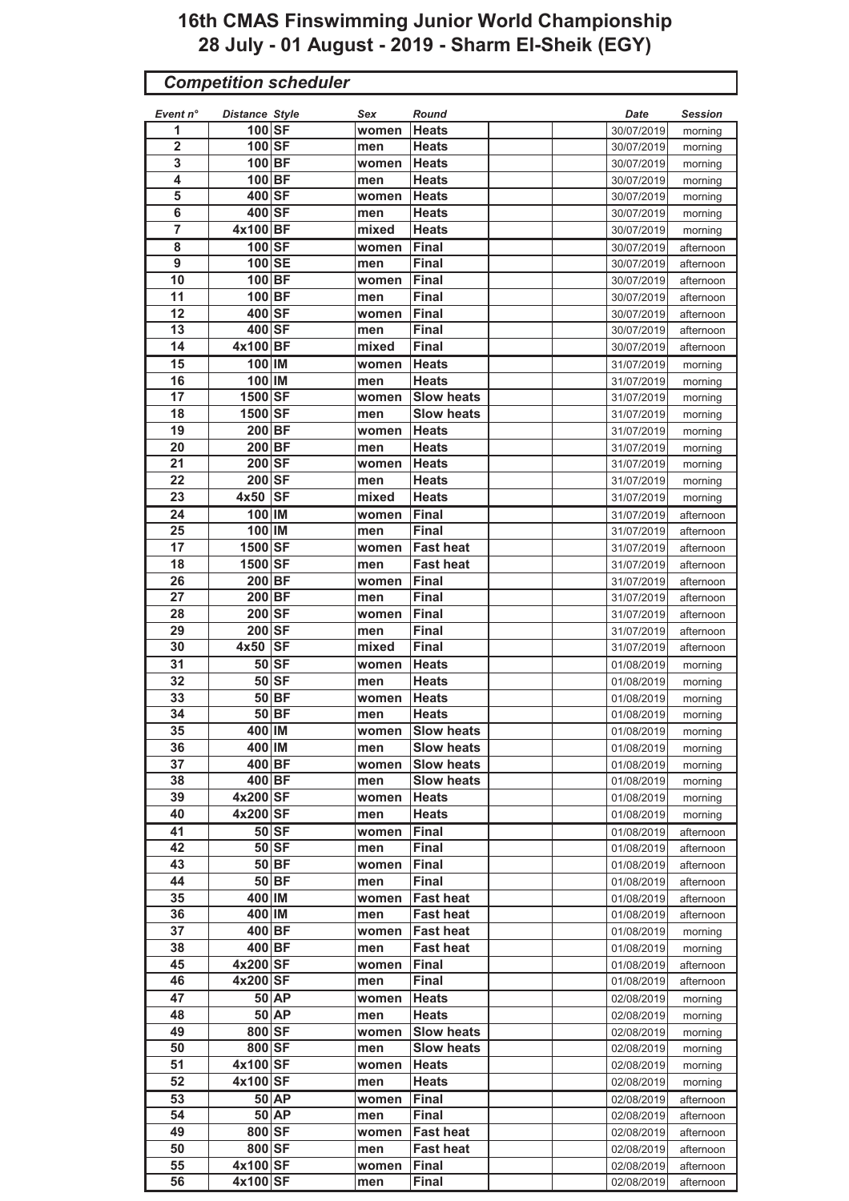# 16th CMAS Finswimming Junior World Championship
# 28 July - 01 August - 2019 - Sharm El-Sheik (EGY)

## Competition scheduler

| Event n° | Distance | Style | Sex | Round | | | Date | Session |
|---|---|---|---|---|---|---|---|---|
| 1 | 100 | SF | women | Heats | | | 30/07/2019 | morning |
| 2 | 100 | SF | men | Heats | | | 30/07/2019 | morning |
| 3 | 100 | BF | women | Heats | | | 30/07/2019 | morning |
| 4 | 100 | BF | men | Heats | | | 30/07/2019 | morning |
| 5 | 400 | SF | women | Heats | | | 30/07/2019 | morning |
| 6 | 400 | SF | men | Heats | | | 30/07/2019 | morning |
| 7 | 4x100 | BF | mixed | Heats | | | 30/07/2019 | morning |
| 8 | 100 | SF | women | Final | | | 30/07/2019 | afternoon |
| 9 | 100 | SE | men | Final | | | 30/07/2019 | afternoon |
| 10 | 100 | BF | women | Final | | | 30/07/2019 | afternoon |
| 11 | 100 | BF | men | Final | | | 30/07/2019 | afternoon |
| 12 | 400 | SF | women | Final | | | 30/07/2019 | afternoon |
| 13 | 400 | SF | men | Final | | | 30/07/2019 | afternoon |
| 14 | 4x100 | BF | mixed | Final | | | 30/07/2019 | afternoon |
| 15 | 100 | IM | women | Heats | | | 31/07/2019 | morning |
| 16 | 100 | IM | men | Heats | | | 31/07/2019 | morning |
| 17 | 1500 | SF | women | Slow heats | | | 31/07/2019 | morning |
| 18 | 1500 | SF | men | Slow heats | | | 31/07/2019 | morning |
| 19 | 200 | BF | women | Heats | | | 31/07/2019 | morning |
| 20 | 200 | BF | men | Heats | | | 31/07/2019 | morning |
| 21 | 200 | SF | women | Heats | | | 31/07/2019 | morning |
| 22 | 200 | SF | men | Heats | | | 31/07/2019 | morning |
| 23 | 4x50 | SF | mixed | Heats | | | 31/07/2019 | morning |
| 24 | 100 | IM | women | Final | | | 31/07/2019 | afternoon |
| 25 | 100 | IM | men | Final | | | 31/07/2019 | afternoon |
| 17 | 1500 | SF | women | Fast heat | | | 31/07/2019 | afternoon |
| 18 | 1500 | SF | men | Fast heat | | | 31/07/2019 | afternoon |
| 26 | 200 | BF | women | Final | | | 31/07/2019 | afternoon |
| 27 | 200 | BF | men | Final | | | 31/07/2019 | afternoon |
| 28 | 200 | SF | women | Final | | | 31/07/2019 | afternoon |
| 29 | 200 | SF | men | Final | | | 31/07/2019 | afternoon |
| 30 | 4x50 | SF | mixed | Final | | | 31/07/2019 | afternoon |
| 31 | 50 | SF | women | Heats | | | 01/08/2019 | morning |
| 32 | 50 | SF | men | Heats | | | 01/08/2019 | morning |
| 33 | 50 | BF | women | Heats | | | 01/08/2019 | morning |
| 34 | 50 | BF | men | Heats | | | 01/08/2019 | morning |
| 35 | 400 | IM | women | Slow heats | | | 01/08/2019 | morning |
| 36 | 400 | IM | men | Slow heats | | | 01/08/2019 | morning |
| 37 | 400 | BF | women | Slow heats | | | 01/08/2019 | morning |
| 38 | 400 | BF | men | Slow heats | | | 01/08/2019 | morning |
| 39 | 4x200 | SF | women | Heats | | | 01/08/2019 | morning |
| 40 | 4x200 | SF | men | Heats | | | 01/08/2019 | morning |
| 41 | 50 | SF | women | Final | | | 01/08/2019 | afternoon |
| 42 | 50 | SF | men | Final | | | 01/08/2019 | afternoon |
| 43 | 50 | BF | women | Final | | | 01/08/2019 | afternoon |
| 44 | 50 | BF | men | Final | | | 01/08/2019 | afternoon |
| 35 | 400 | IM | women | Fast heat | | | 01/08/2019 | afternoon |
| 36 | 400 | IM | men | Fast heat | | | 01/08/2019 | afternoon |
| 37 | 400 | BF | women | Fast heat | | | 01/08/2019 | morning |
| 38 | 400 | BF | men | Fast heat | | | 01/08/2019 | morning |
| 45 | 4x200 | SF | women | Final | | | 01/08/2019 | afternoon |
| 46 | 4x200 | SF | men | Final | | | 01/08/2019 | afternoon |
| 47 | 50 | AP | women | Heats | | | 02/08/2019 | morning |
| 48 | 50 | AP | men | Heats | | | 02/08/2019 | morning |
| 49 | 800 | SF | women | Slow heats | | | 02/08/2019 | morning |
| 50 | 800 | SF | men | Slow heats | | | 02/08/2019 | morning |
| 51 | 4x100 | SF | women | Heats | | | 02/08/2019 | morning |
| 52 | 4x100 | SF | men | Heats | | | 02/08/2019 | morning |
| 53 | 50 | AP | women | Final | | | 02/08/2019 | afternoon |
| 54 | 50 | AP | men | Final | | | 02/08/2019 | afternoon |
| 49 | 800 | SF | women | Fast heat | | | 02/08/2019 | afternoon |
| 50 | 800 | SF | men | Fast heat | | | 02/08/2019 | afternoon |
| 55 | 4x100 | SF | women | Final | | | 02/08/2019 | afternoon |
| 56 | 4x100 | SF | men | Final | | | 02/08/2019 | afternoon |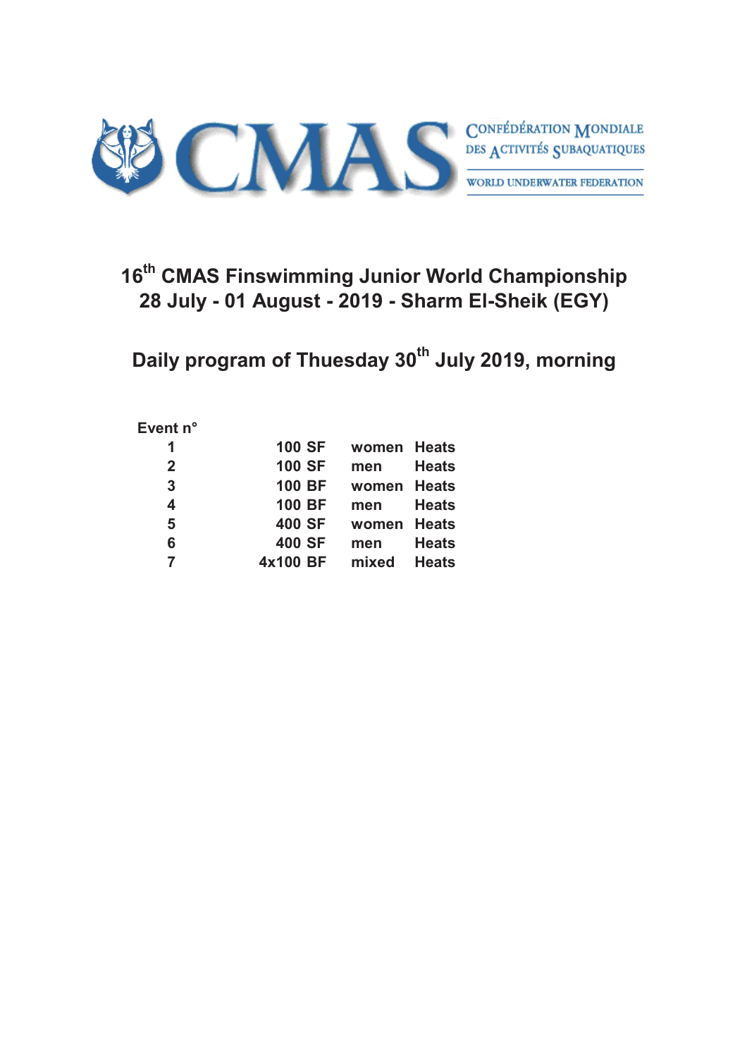CONFÉDÉRATION MONDIALE DES ACTIVITÉS SUBAQUATIQUES

WORLD UNDERWATER FEDERATION

# 16th CMAS Finswimming Junior World Championship
# 28 July - 01 August - 2019 - Sharm El-Sheik (EGY)

## Daily program of Thuesday 30th July 2019, morning

| Event n° | | | |
|---|---|---|---|
| 1 | 100 SF | women | Heats |
| 2 | 100 SF | men | Heats |
| 3 | 100 BF | women | Heats |
| 4 | 100 BF | men | Heats |
| 5 | 400 SF | women | Heats |
| 6 | 400 SF | men | Heats |
| 7 | 4x100 BF | mixed | Heats |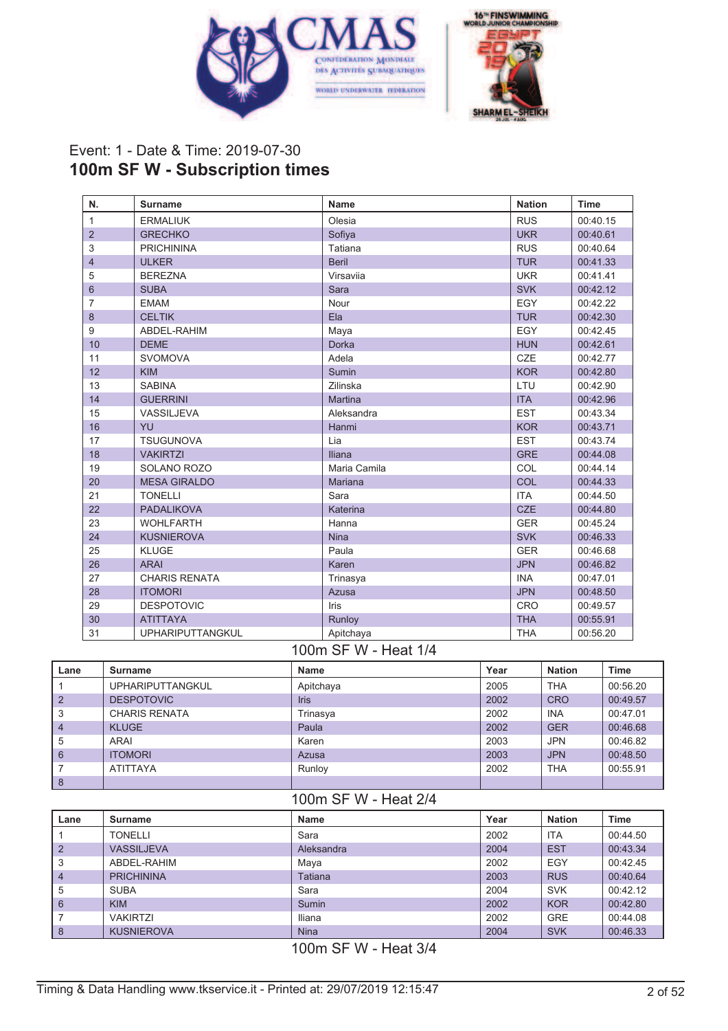Event: 1 - Date & Time: 2019-07-30

## 100m SF W - Subscription times

| N. | Surname | Name | Nation | Time |
|---|---|---|---|---|
| 1 | ERMALIUK | Olesia | RUS | 00:40.15 |
| 2 | GRECHKO | Sofiya | UKR | 00:40.61 |
| 3 | PRICHININA | Tatiana | RUS | 00:40.64 |
| 4 | ULKER | Beril | TUR | 00:41.33 |
| 5 | BEREZNA | Virsaviia | UKR | 00:41.41 |
| 6 | SUBA | Sara | SVK | 00:42.12 |
| 7 | EMAM | Nour | EGY | 00:42.22 |
| 8 | CELTIK | Ela | TUR | 00:42.30 |
| 9 | ABDEL-RAHIM | Maya | EGY | 00:42.45 |
| 10 | DEME | Dorka | HUN | 00:42.61 |
| 11 | SVOMOVA | Adela | CZE | 00:42.77 |
| 12 | KIM | Sumin | KOR | 00:42.80 |
| 13 | SABINA | Zilinska | LTU | 00:42.90 |
| 14 | GUERRINI | Martina | ITA | 00:42.96 |
| 15 | VASSILJEVA | Aleksandra | EST | 00:43.34 |
| 16 | YU | Hanmi | KOR | 00:43.71 |
| 17 | TSUGUNOVA | Lia | EST | 00:43.74 |
| 18 | VAKIRTZI | Iliana | GRE | 00:44.08 |
| 19 | SOLANO ROZO | Maria Camila | COL | 00:44.14 |
| 20 | MESA GIRALDO | Mariana | COL | 00:44.33 |
| 21 | TONELLI | Sara | ITA | 00:44.50 |
| 22 | PADALIKOVA | Katerina | CZE | 00:44.80 |
| 23 | WOHLFARTH | Hanna | GER | 00:45.24 |
| 24 | KUSNIEROVA | Nina | SVK | 00:46.33 |
| 25 | KLUGE | Paula | GER | 00:46.68 |
| 26 | ARAI | Karen | JPN | 00:46.82 |
| 27 | CHARIS RENATA | Trinasya | INA | 00:47.01 |
| 28 | ITOMORI | Azusa | JPN | 00:48.50 |
| 29 | DESPOTOVIC | Iris | CRO | 00:49.57 |
| 30 | ATITTAYA | Runloy | THA | 00:55.91 |
| 31 | UPHARIPUTTANGKUL | Apitchaya | THA | 00:56.20 |

### 100m SF W - Heat 1/4

| Lane | Surname | Name | Year | Nation | Time |
|---|---|---|---|---|---|
| 1 | UPHARIPUTTANGKUL | Apitchaya | 2005 | THA | 00:56.20 |
| 2 | DESPOTOVIC | Iris | 2002 | CRO | 00:49.57 |
| 3 | CHARIS RENATA | Trinasya | 2002 | INA | 00:47.01 |
| 4 | KLUGE | Paula | 2002 | GER | 00:46.68 |
| 5 | ARAI | Karen | 2003 | JPN | 00:46.82 |
| 6 | ITOMORI | Azusa | 2003 | JPN | 00:48.50 |
| 7 | ATITTAYA | Runloy | 2002 | THA | 00:55.91 |
| 8 | | | | | |

### 100m SF W - Heat 2/4

| Lane | Surname | Name | Year | Nation | Time |
|---|---|---|---|---|---|
| 1 | TONELLI | Sara | 2002 | ITA | 00:44.50 |
| 2 | VASSILJEVA | Aleksandra | 2004 | EST | 00:43.34 |
| 3 | ABDEL-RAHIM | Maya | 2002 | EGY | 00:42.45 |
| 4 | PRICHININA | Tatiana | 2003 | RUS | 00:40.64 |
| 5 | SUBA | Sara | 2004 | SVK | 00:42.12 |
| 6 | KIM | Sumin | 2002 | KOR | 00:42.80 |
| 7 | VAKIRTZI | Iliana | 2002 | GRE | 00:44.08 |
| 8 | KUSNIEROVA | Nina | 2004 | SVK | 00:46.33 |

### 100m SF W - Heat 3/4

Timing & Data Handling www.tkservice.it - Printed at: 29/07/2019 12:15:47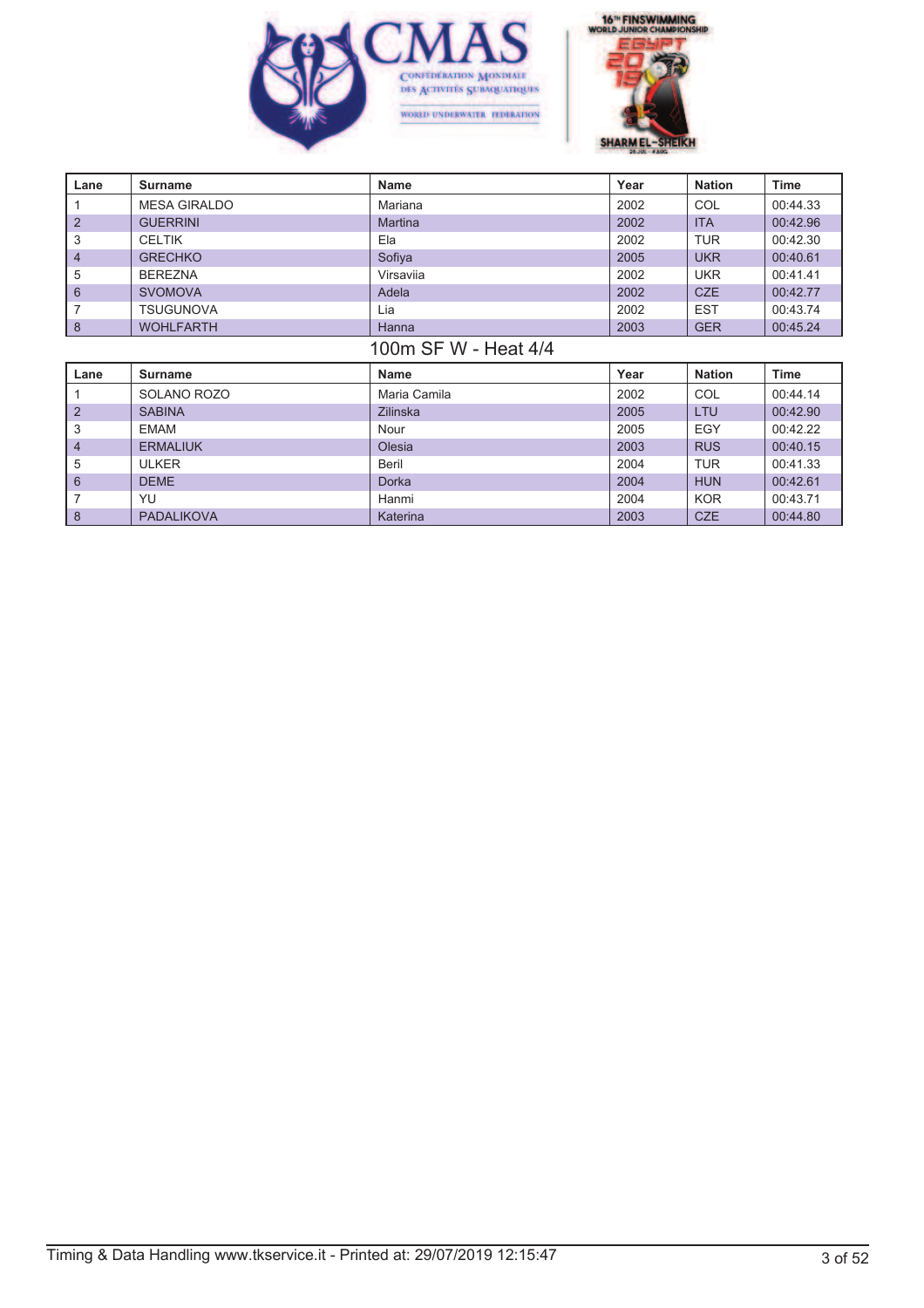| Lane | Surname | Name | Year | Nation | Time |
|---|---|---|---|---|---|
| 1 | MESA GIRALDO | Mariana | 2002 | COL | 00:44.33 |
| 2 | GUERRINI | Martina | 2002 | ITA | 00:42.96 |
| 3 | CELTIK | Ela | 2002 | TUR | 00:42.30 |
| 4 | GRECHKO | Sofiya | 2005 | UKR | 00:40.61 |
| 5 | BEREZNA | Virsaviia | 2002 | UKR | 00:41.41 |
| 6 | SVOMOVA | Adela | 2002 | CZE | 00:42.77 |
| 7 | TSUGUNOVA | Lia | 2002 | EST | 00:43.74 |
| 8 | WOHLFARTH | Hanna | 2003 | GER | 00:45.24 |

## 100m SF W - Heat 4/4

| Lane | Surname | Name | Year | Nation | Time |
|---|---|---|---|---|---|
| 1 | SOLANO ROZO | Maria Camila | 2002 | COL | 00:44.14 |
| 2 | SABINA | Zilinska | 2005 | LTU | 00:42.90 |
| 3 | EMAM | Nour | 2005 | EGY | 00:42.22 |
| 4 | ERMALIUK | Olesia | 2003 | RUS | 00:40.15 |
| 5 | ULKER | Beril | 2004 | TUR | 00:41.33 |
| 6 | DEME | Dorka | 2004 | HUN | 00:42.61 |
| 7 | YU | Hanmi | 2004 | KOR | 00:43.71 |
| 8 | PADALIKOVA | Katerina | 2003 | CZE | 00:44.80 |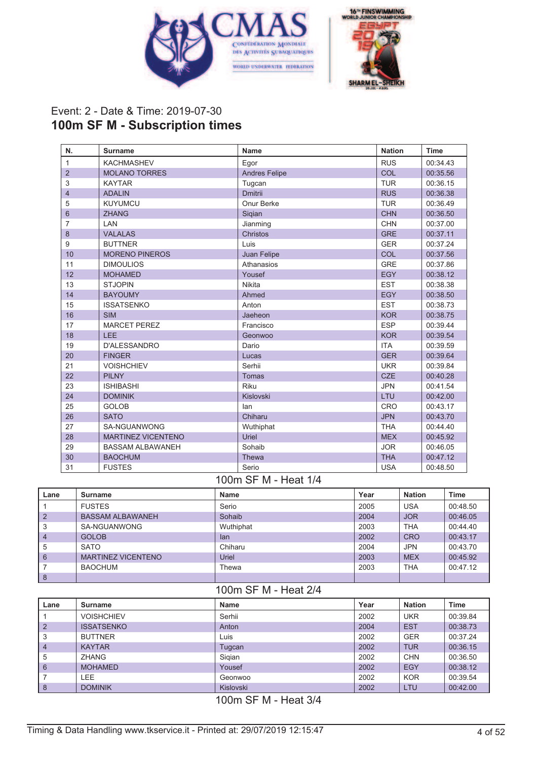Event: 2 - Date & Time: 2019-07-30

## 100m SF M - Subscription times

| N. | Surname | Name | Nation | Time |
|---|---|---|---|---|
| 1 | KACHMASHEV | Egor | RUS | 00:34.43 |
| 2 | MOLANO TORRES | Andres Felipe | COL | 00:35.56 |
| 3 | KAYTAR | Tugcan | TUR | 00:36.15 |
| 4 | ADALIN | Dmitrii | RUS | 00:36.38 |
| 5 | KUYUMCU | Onur Berke | TUR | 00:36.49 |
| 6 | ZHANG | Siqian | CHN | 00:36.50 |
| 7 | LAN | Jianming | CHN | 00:37.00 |
| 8 | VALALAS | Christos | GRE | 00:37.11 |
| 9 | BUTTNER | Luis | GER | 00:37.24 |
| 10 | MORENO PINEROS | Juan Felipe | COL | 00:37.56 |
| 11 | DIMOULIOS | Athanasios | GRE | 00:37.86 |
| 12 | MOHAMED | Yousef | EGY | 00:38.12 |
| 13 | STJOPIN | Nikita | EST | 00:38.38 |
| 14 | BAYOUMY | Ahmed | EGY | 00:38.50 |
| 15 | ISSATSENKO | Anton | EST | 00:38.73 |
| 16 | SIM | Jaeheon | KOR | 00:38.75 |
| 17 | MARCET PEREZ | Francisco | ESP | 00:39.44 |
| 18 | LEE | Geonwoo | KOR | 00:39.54 |
| 19 | D'ALESSANDRO | Dario | ITA | 00:39.59 |
| 20 | FINGER | Lucas | GER | 00:39.64 |
| 21 | VOISHCHIEV | Serhii | UKR | 00:39.84 |
| 22 | PILNY | Tomas | CZE | 00:40.28 |
| 23 | ISHIBASHI | Riku | JPN | 00:41.54 |
| 24 | DOMINIK | Kislovski | LTU | 00:42.00 |
| 25 | GOLOB | Ian | CRO | 00:43.17 |
| 26 | SATO | Chiharu | JPN | 00:43.70 |
| 27 | SA-NGUANWONG | Wuthiphat | THA | 00:44.40 |
| 28 | MARTINEZ VICENTENO | Uriel | MEX | 00:45.92 |
| 29 | BASSAM ALBAWANEH | Sohaib | JOR | 00:46.05 |
| 30 | BAOCHUM | Thewa | THA | 00:47.12 |
| 31 | FUSTES | Serio | USA | 00:48.50 |

### 100m SF M - Heat 1/4

| Lane | Surname | Name | Year | Nation | Time |
|---|---|---|---|---|---|
| 1 | FUSTES | Serio | 2005 | USA | 00:48.50 |
| 2 | BASSAM ALBAWANEH | Sohaib | 2004 | JOR | 00:46.05 |
| 3 | SA-NGUANWONG | Wuthiphat | 2003 | THA | 00:44.40 |
| 4 | GOLOB | Ian | 2002 | CRO | 00:43.17 |
| 5 | SATO | Chiharu | 2004 | JPN | 00:43.70 |
| 6 | MARTINEZ VICENTENO | Uriel | 2003 | MEX | 00:45.92 |
| 7 | BAOCHUM | Thewa | 2003 | THA | 00:47.12 |
| 8 | | | | | |

### 100m SF M - Heat 2/4

| Lane | Surname | Name | Year | Nation | Time |
|---|---|---|---|---|---|
| 1 | VOISHCHIEV | Serhii | 2002 | UKR | 00:39.84 |
| 2 | ISSATSENKO | Anton | 2004 | EST | 00:38.73 |
| 3 | BUTTNER | Luis | 2002 | GER | 00:37.24 |
| 4 | KAYTAR | Tugcan | 2002 | TUR | 00:36.15 |
| 5 | ZHANG | Siqian | 2002 | CHN | 00:36.50 |
| 6 | MOHAMED | Yousef | 2002 | EGY | 00:38.12 |
| 7 | LEE | Geonwoo | 2002 | KOR | 00:39.54 |
| 8 | DOMINIK | Kislovski | 2002 | LTU | 00:42.00 |

### 100m SF M - Heat 3/4

Timing & Data Handling www.tkservice.it - Printed at: 29/07/2019 12:15:47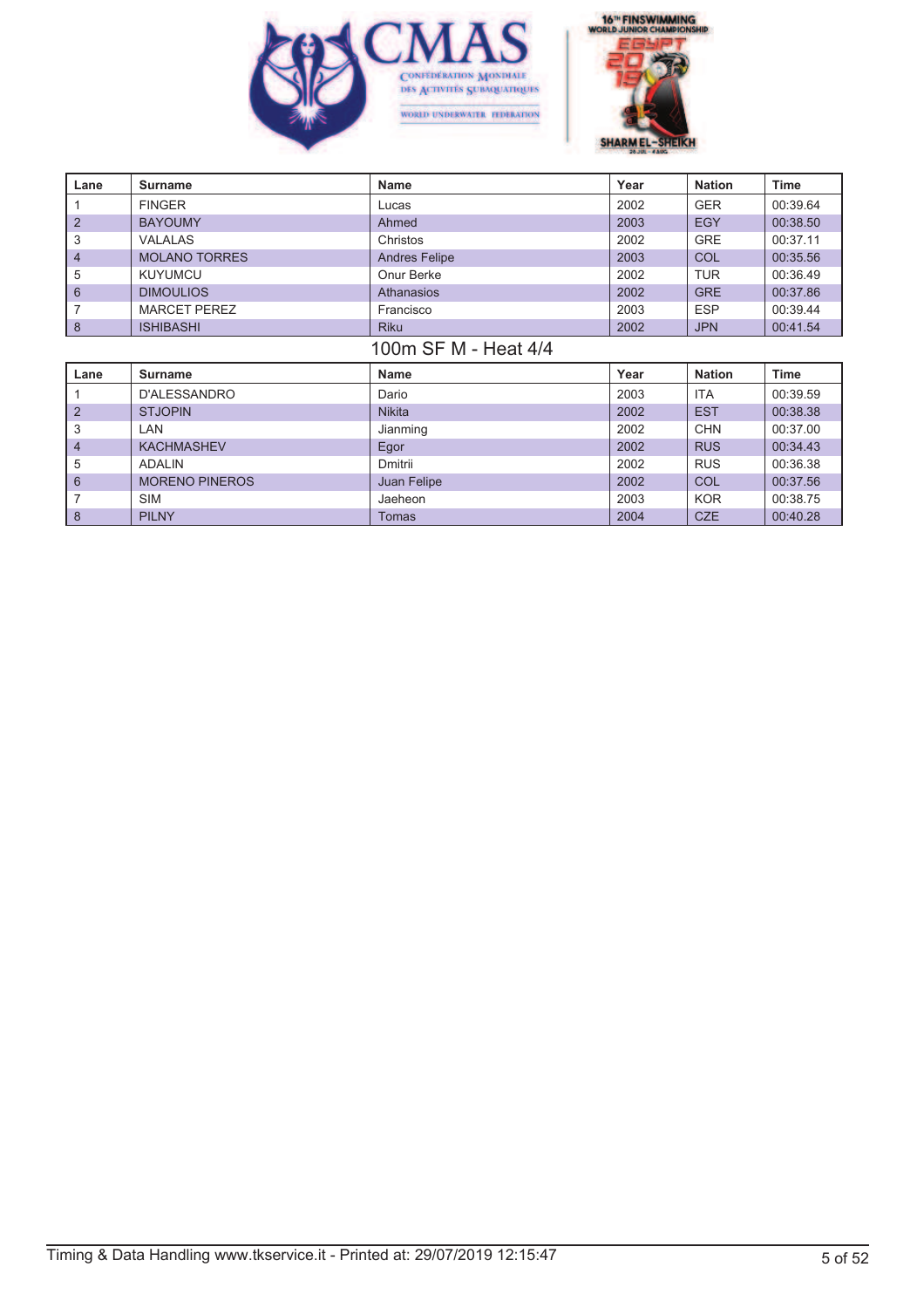| Lane | Surname | Name | Year | Nation | Time |
|---|---|---|---|---|---|
| 1 | FINGER | Lucas | 2002 | GER | 00:39.64 |
| 2 | BAYOUMY | Ahmed | 2003 | EGY | 00:38.50 |
| 3 | VALALAS | Christos | 2002 | GRE | 00:37.11 |
| 4 | MOLANO TORRES | Andres Felipe | 2003 | COL | 00:35.56 |
| 5 | KUYUMCU | Onur Berke | 2002 | TUR | 00:36.49 |
| 6 | DIMOULIOS | Athanasios | 2002 | GRE | 00:37.86 |
| 7 | MARCET PEREZ | Francisco | 2003 | ESP | 00:39.44 |
| 8 | ISHIBASHI | Riku | 2002 | JPN | 00:41.54 |

## 100m SF M - Heat 4/4

| Lane | Surname | Name | Year | Nation | Time |
|---|---|---|---|---|---|
| 1 | D'ALESSANDRO | Dario | 2003 | ITA | 00:39.59 |
| 2 | STJOPIN | Nikita | 2002 | EST | 00:38.38 |
| 3 | LAN | Jianming | 2002 | CHN | 00:37.00 |
| 4 | KACHMASHEV | Egor | 2002 | RUS | 00:34.43 |
| 5 | ADALIN | Dmitrii | 2002 | RUS | 00:36.38 |
| 6 | MORENO PINEROS | Juan Felipe | 2002 | COL | 00:37.56 |
| 7 | SIM | Jaeheon | 2003 | KOR | 00:38.75 |
| 8 | PILNY | Tomas | 2004 | CZE | 00:40.28 |

Timing & Data Handling www.tkservice.it - Printed at: 29/07/2019 12:15:47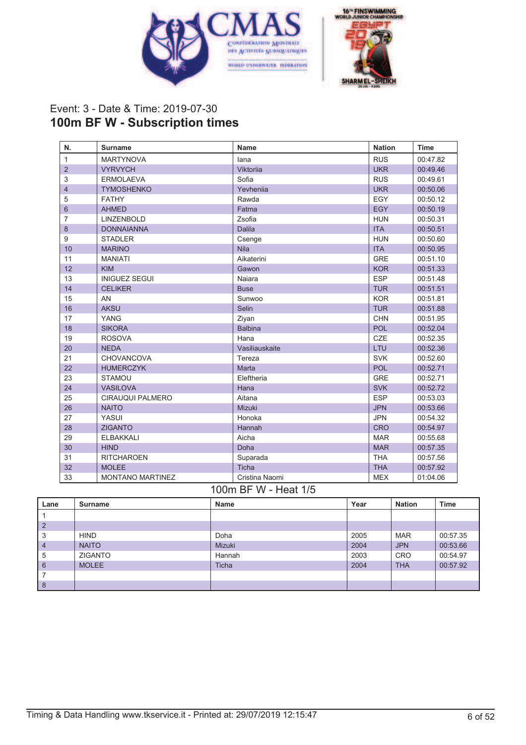Event: 3 - Date & Time: 2019-07-30

## 100m BF W - Subscription times

| N. | Surname | Name | Nation | Time |
|---|---|---|---|---|
| 1 | MARTYNOVA | Iana | RUS | 00:47.82 |
| 2 | VYRVYCH | Viktoriia | UKR | 00:49.46 |
| 3 | ERMOLAEVA | Sofia | RUS | 00:49.61 |
| 4 | TYMOSHENKO | Yevheniia | UKR | 00:50.06 |
| 5 | FATHY | Rawda | EGY | 00:50.12 |
| 6 | AHMED | Fatma | EGY | 00:50.19 |
| 7 | LINZENBOLD | Zsofia | HUN | 00:50.31 |
| 8 | DONNAIANNA | Dalila | ITA | 00:50.51 |
| 9 | STADLER | Csenge | HUN | 00:50.60 |
| 10 | MARINO | Nila | ITA | 00:50.95 |
| 11 | MANIATI | Aikaterini | GRE | 00:51.10 |
| 12 | KIM | Gawon | KOR | 00:51.33 |
| 13 | INIGUEZ SEGUI | Naiara | ESP | 00:51.48 |
| 14 | CELIKER | Buse | TUR | 00:51.51 |
| 15 | AN | Sunwoo | KOR | 00:51.81 |
| 16 | AKSU | Selin | TUR | 00:51.88 |
| 17 | YANG | Ziyan | CHN | 00:51.95 |
| 18 | SIKORA | Balbina | POL | 00:52.04 |
| 19 | ROSOVA | Hana | CZE | 00:52.35 |
| 20 | NEDA | Vasiliauskaite | LTU | 00:52.36 |
| 21 | CHOVANCOVA | Tereza | SVK | 00:52.60 |
| 22 | HUMERCZYK | Marta | POL | 00:52.71 |
| 23 | STAMOU | Eleftheria | GRE | 00:52.71 |
| 24 | VASILOVA | Hana | SVK | 00:52.72 |
| 25 | CIRAUQUI PALMERO | Aitana | ESP | 00:53.03 |
| 26 | NAITO | Mizuki | JPN | 00:53.66 |
| 27 | YASUI | Honoka | JPN | 00:54.32 |
| 28 | ZIGANTO | Hannah | CRO | 00:54.97 |
| 29 | ELBAKKALI | Aicha | MAR | 00:55.68 |
| 30 | HIND | Doha | MAR | 00:57.35 |
| 31 | RITCHAROEN | Suparada | THA | 00:57.56 |
| 32 | MOLEE | Ticha | THA | 00:57.92 |
| 33 | MONTANO MARTINEZ | Cristina Naomi | MEX | 01:04.06 |

### 100m BF W - Heat 1/5

| Lane | Surname | Name | Year | Nation | Time |
|---|---|---|---|---|---|
| 1 | | | | | |
| 2 | | | | | |
| 3 | HIND | Doha | 2005 | MAR | 00:57.35 |
| 4 | NAITO | Mizuki | 2004 | JPN | 00:53.66 |
| 5 | ZIGANTO | Hannah | 2003 | CRO | 00:54.97 |
| 6 | MOLEE | Ticha | 2004 | THA | 00:57.92 |
| 7 | | | | | |
| 8 | | | | | |

Timing & Data Handling www.tkservice.it - Printed at: 29/07/2019 12:15:47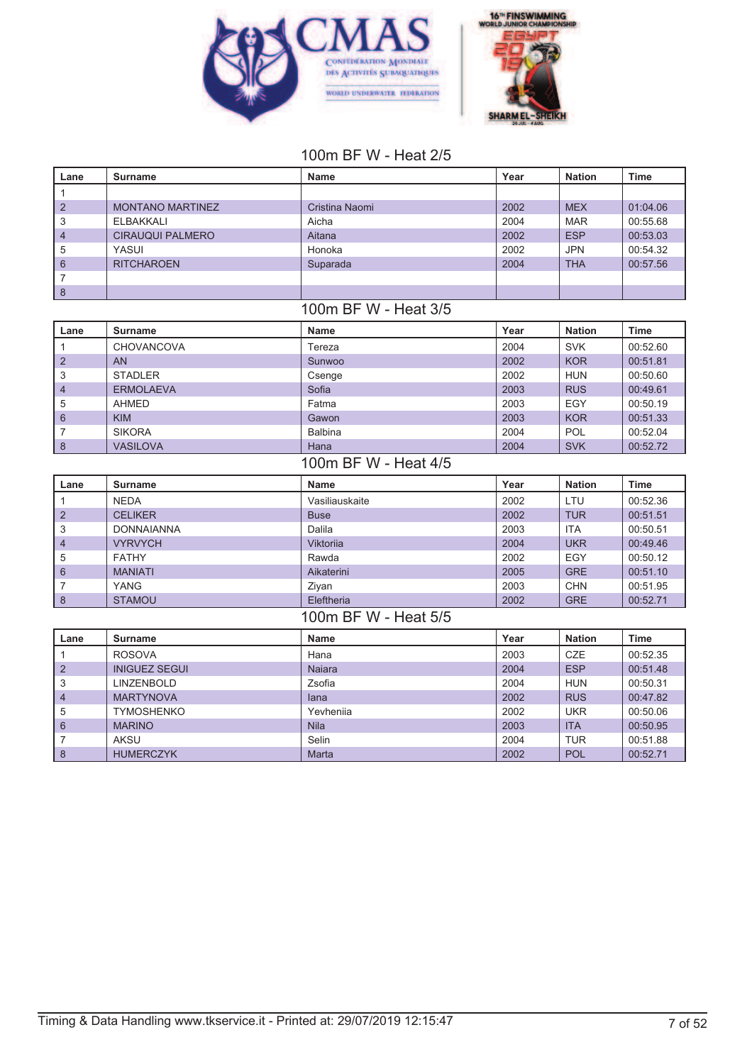## 100m BF W - Heat 2/5

| Lane | Surname | Name | Year | Nation | Time |
|---|---|---|---|---|---|
| 1 | | | | | |
| 2 | MONTANO MARTINEZ | Cristina Naomi | 2002 | MEX | 01:04.06 |
| 3 | ELBAKKALI | Aicha | 2004 | MAR | 00:55.68 |
| 4 | CIRAUQUI PALMERO | Aitana | 2002 | ESP | 00:53.03 |
| 5 | YASUI | Honoka | 2002 | JPN | 00:54.32 |
| 6 | RITCHAROEN | Suparada | 2004 | THA | 00:57.56 |
| 7 | | | | | |
| 8 | | | | | |

## 100m BF W - Heat 3/5

| Lane | Surname | Name | Year | Nation | Time |
|---|---|---|---|---|---|
| 1 | CHOVANCOVA | Tereza | 2004 | SVK | 00:52.60 |
| 2 | AN | Sunwoo | 2002 | KOR | 00:51.81 |
| 3 | STADLER | Csenge | 2002 | HUN | 00:50.60 |
| 4 | ERMOLAEVA | Sofia | 2003 | RUS | 00:49.61 |
| 5 | AHMED | Fatma | 2003 | EGY | 00:50.19 |
| 6 | KIM | Gawon | 2003 | KOR | 00:51.33 |
| 7 | SIKORA | Balbina | 2004 | POL | 00:52.04 |
| 8 | VASILOVA | Hana | 2004 | SVK | 00:52.72 |

## 100m BF W - Heat 4/5

| Lane | Surname | Name | Year | Nation | Time |
|---|---|---|---|---|---|
| 1 | NEDA | Vasiliauskaite | 2002 | LTU | 00:52.36 |
| 2 | CELIKER | Buse | 2002 | TUR | 00:51.51 |
| 3 | DONNAIANNA | Dalila | 2003 | ITA | 00:50.51 |
| 4 | VYRVYCH | Viktoriia | 2004 | UKR | 00:49.46 |
| 5 | FATHY | Rawda | 2002 | EGY | 00:50.12 |
| 6 | MANIATI | Aikaterini | 2005 | GRE | 00:51.10 |
| 7 | YANG | Ziyan | 2003 | CHN | 00:51.95 |
| 8 | STAMOU | Eleftheria | 2002 | GRE | 00:52.71 |

## 100m BF W - Heat 5/5

| Lane | Surname | Name | Year | Nation | Time |
|---|---|---|---|---|---|
| 1 | ROSOVA | Hana | 2003 | CZE | 00:52.35 |
| 2 | INIGUEZ SEGUI | Naiara | 2004 | ESP | 00:51.48 |
| 3 | LINZENBOLD | Zsofia | 2004 | HUN | 00:50.31 |
| 4 | MARTYNOVA | Iana | 2002 | RUS | 00:47.82 |
| 5 | TYMOSHENKO | Yevheniia | 2002 | UKR | 00:50.06 |
| 6 | MARINO | Nila | 2003 | ITA | 00:50.95 |
| 7 | AKSU | Selin | 2004 | TUR | 00:51.88 |
| 8 | HUMERCZYK | Marta | 2002 | POL | 00:52.71 |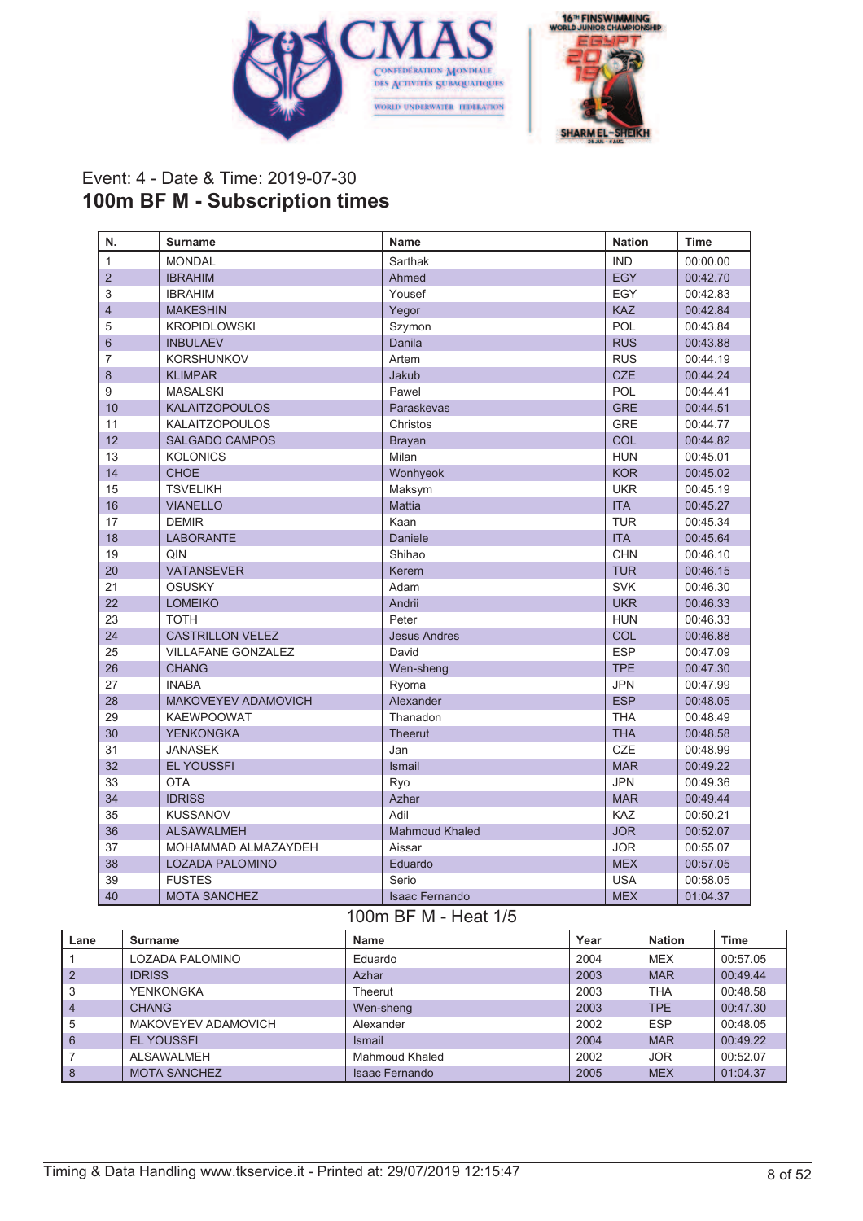Event: 4 - Date & Time: 2019-07-30

## 100m BF M - Subscription times

| N. | Surname | Name | Nation | Time |
|---|---|---|---|---|
| 1 | MONDAL | Sarthak | IND | 00:00.00 |
| 2 | IBRAHIM | Ahmed | EGY | 00:42.70 |
| 3 | IBRAHIM | Yousef | EGY | 00:42.83 |
| 4 | MAKESHIN | Yegor | KAZ | 00:42.84 |
| 5 | KROPIDLOWSKI | Szymon | POL | 00:43.84 |
| 6 | INBULAEV | Danila | RUS | 00:43.88 |
| 7 | KORSHUNKOV | Artem | RUS | 00:44.19 |
| 8 | KLIMPAR | Jakub | CZE | 00:44.24 |
| 9 | MASALSKI | Pawel | POL | 00:44.41 |
| 10 | KALAITZOPOULOS | Paraskevas | GRE | 00:44.51 |
| 11 | KALAITZOPOULOS | Christos | GRE | 00:44.77 |
| 12 | SALGADO CAMPOS | Brayan | COL | 00:44.82 |
| 13 | KOLONICS | Milan | HUN | 00:45.01 |
| 14 | CHOE | Wonhyeok | KOR | 00:45.02 |
| 15 | TSVELIKH | Maksym | UKR | 00:45.19 |
| 16 | VIANELLO | Mattia | ITA | 00:45.27 |
| 17 | DEMIR | Kaan | TUR | 00:45.34 |
| 18 | LABORANTE | Daniele | ITA | 00:45.64 |
| 19 | QIN | Shihao | CHN | 00:46.10 |
| 20 | VATANSEVER | Kerem | TUR | 00:46.15 |
| 21 | OSUSKY | Adam | SVK | 00:46.30 |
| 22 | LOMEIKO | Andrii | UKR | 00:46.33 |
| 23 | TOTH | Peter | HUN | 00:46.33 |
| 24 | CASTRILLON VELEZ | Jesus Andres | COL | 00:46.88 |
| 25 | VILLAFANE GONZALEZ | David | ESP | 00:47.09 |
| 26 | CHANG | Wen-sheng | TPE | 00:47.30 |
| 27 | INABA | Ryoma | JPN | 00:47.99 |
| 28 | MAKOVEYEV ADAMOVICH | Alexander | ESP | 00:48.05 |
| 29 | KAEWPOOWAT | Thanadon | THA | 00:48.49 |
| 30 | YENKONGKA | Theerut | THA | 00:48.58 |
| 31 | JANASEK | Jan | CZE | 00:48.99 |
| 32 | EL YOUSSFI | Ismail | MAR | 00:49.22 |
| 33 | OTA | Ryo | JPN | 00:49.36 |
| 34 | IDRISS | Azhar | MAR | 00:49.44 |
| 35 | KUSSANOV | Adil | KAZ | 00:50.21 |
| 36 | ALSAWALMEH | Mahmoud Khaled | JOR | 00:52.07 |
| 37 | MOHAMMAD ALMAZAYDEH | Aissar | JOR | 00:55.07 |
| 38 | LOZADA PALOMINO | Eduardo | MEX | 00:57.05 |
| 39 | FUSTES | Serio | USA | 00:58.05 |
| 40 | MOTA SANCHEZ | Isaac Fernando | MEX | 01:04.37 |

### 100m BF M - Heat 1/5

| Lane | Surname | Name | Year | Nation | Time |
|---|---|---|---|---|---|
| 1 | LOZADA PALOMINO | Eduardo | 2004 | MEX | 00:57.05 |
| 2 | IDRISS | Azhar | 2003 | MAR | 00:49.44 |
| 3 | YENKONGKA | Theerut | 2003 | THA | 00:48.58 |
| 4 | CHANG | Wen-sheng | 2003 | TPE | 00:47.30 |
| 5 | MAKOVEYEV ADAMOVICH | Alexander | 2002 | ESP | 00:48.05 |
| 6 | EL YOUSSFI | Ismail | 2004 | MAR | 00:49.22 |
| 7 | ALSAWALMEH | Mahmoud Khaled | 2002 | JOR | 00:52.07 |
| 8 | MOTA SANCHEZ | Isaac Fernando | 2005 | MEX | 01:04.37 |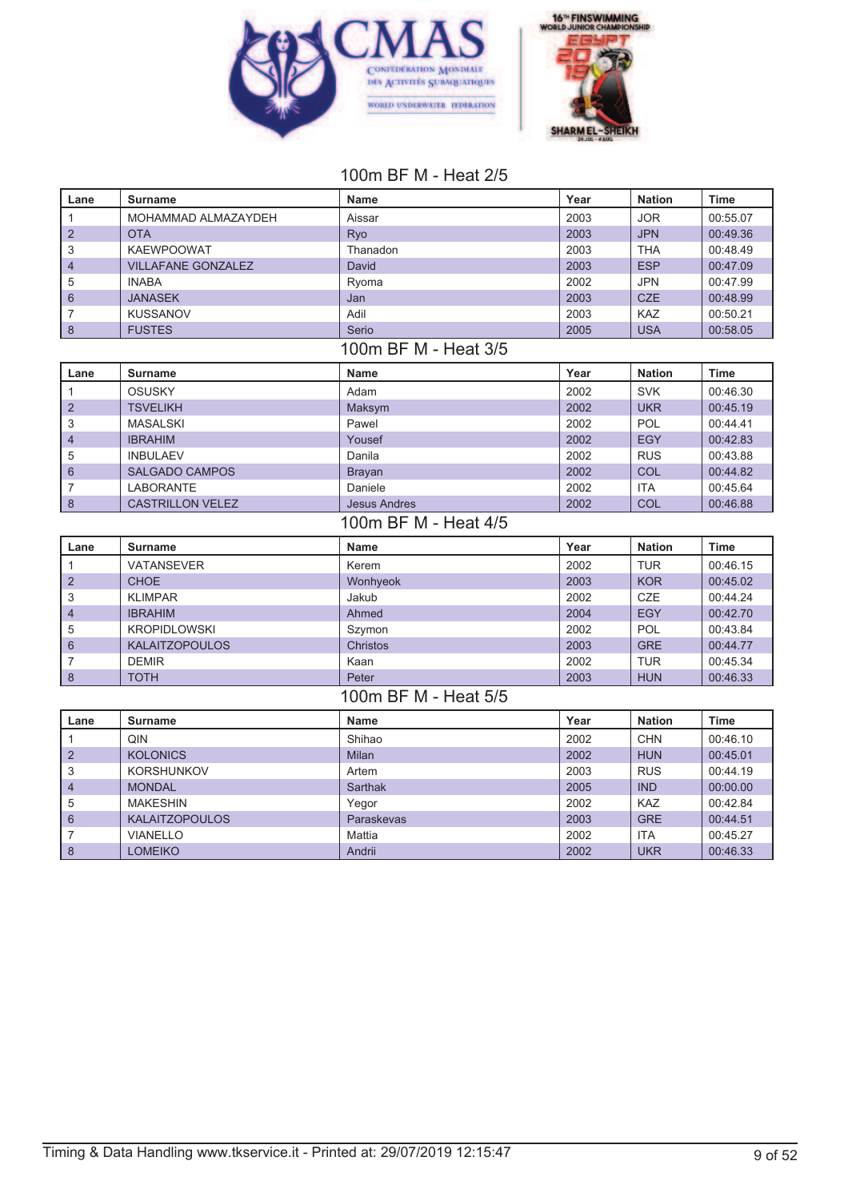## 100m BF M - Heat 2/5

| Lane | Surname | Name | Year | Nation | Time |
|---|---|---|---|---|---|
| 1 | MOHAMMAD ALMAZAYDEH | Aissar | 2003 | JOR | 00:55.07 |
| 2 | OTA | Ryo | 2003 | JPN | 00:49.36 |
| 3 | KAEWPOOWAT | Thanadon | 2003 | THA | 00:48.49 |
| 4 | VILLAFANE GONZALEZ | David | 2003 | ESP | 00:47.09 |
| 5 | INABA | Ryoma | 2002 | JPN | 00:47.99 |
| 6 | JANASEK | Jan | 2003 | CZE | 00:48.99 |
| 7 | KUSSANOV | Adil | 2003 | KAZ | 00:50.21 |
| 8 | FUSTES | Serio | 2005 | USA | 00:58.05 |

## 100m BF M - Heat 3/5

| Lane | Surname | Name | Year | Nation | Time |
|---|---|---|---|---|---|
| 1 | OSUSKY | Adam | 2002 | SVK | 00:46.30 |
| 2 | TSVELIKH | Maksym | 2002 | UKR | 00:45.19 |
| 3 | MASALSKI | Pawel | 2002 | POL | 00:44.41 |
| 4 | IBRAHIM | Yousef | 2002 | EGY | 00:42.83 |
| 5 | INBULAEV | Danila | 2002 | RUS | 00:43.88 |
| 6 | SALGADO CAMPOS | Brayan | 2002 | COL | 00:44.82 |
| 7 | LABORANTE | Daniele | 2002 | ITA | 00:45.64 |
| 8 | CASTRILLON VELEZ | Jesus Andres | 2002 | COL | 00:46.88 |

## 100m BF M - Heat 4/5

| Lane | Surname | Name | Year | Nation | Time |
|---|---|---|---|---|---|
| 1 | VATANSEVER | Kerem | 2002 | TUR | 00:46.15 |
| 2 | CHOE | Wonhyeok | 2003 | KOR | 00:45.02 |
| 3 | KLIMPAR | Jakub | 2002 | CZE | 00:44.24 |
| 4 | IBRAHIM | Ahmed | 2004 | EGY | 00:42.70 |
| 5 | KROPIDLOWSKI | Szymon | 2002 | POL | 00:43.84 |
| 6 | KALAITZOPOULOS | Christos | 2003 | GRE | 00:44.77 |
| 7 | DEMIR | Kaan | 2002 | TUR | 00:45.34 |
| 8 | TOTH | Peter | 2003 | HUN | 00:46.33 |

## 100m BF M - Heat 5/5

| Lane | Surname | Name | Year | Nation | Time |
|---|---|---|---|---|---|
| 1 | QIN | Shihao | 2002 | CHN | 00:46.10 |
| 2 | KOLONICS | Milan | 2002 | HUN | 00:45.01 |
| 3 | KORSHUNKOV | Artem | 2003 | RUS | 00:44.19 |
| 4 | MONDAL | Sarthak | 2005 | IND | 00:00.00 |
| 5 | MAKESHIN | Yegor | 2002 | KAZ | 00:42.84 |
| 6 | KALAITZOPOULOS | Paraskevas | 2003 | GRE | 00:44.51 |
| 7 | VIANELLO | Mattia | 2002 | ITA | 00:45.27 |
| 8 | LOMEIKO | Andrii | 2002 | UKR | 00:46.33 |

Timing & Data Handling www.tkservice.it - Printed at: 29/07/2019 12:15:47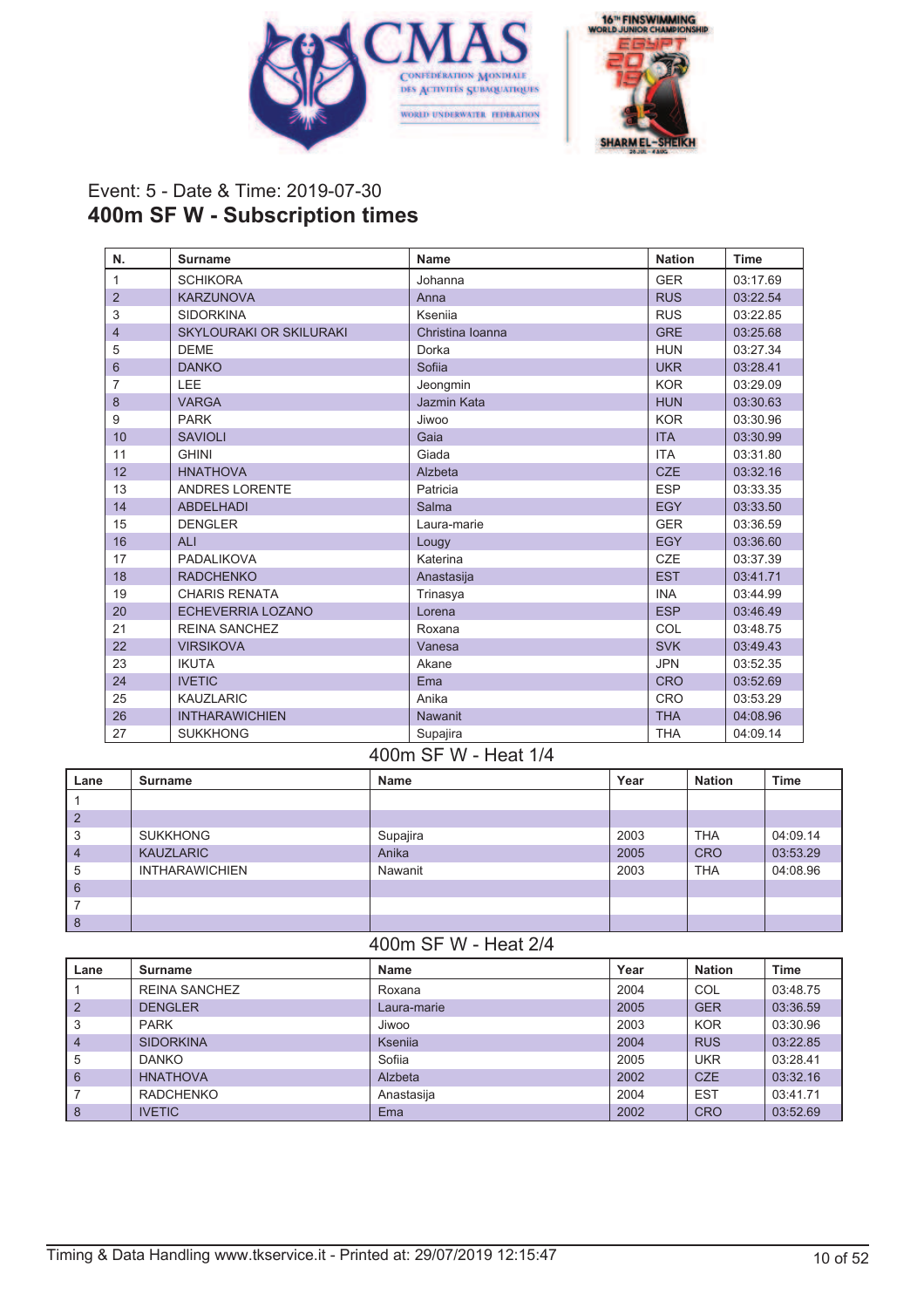Event: 5 - Date & Time: 2019-07-30

# 400m SF W - Subscription times

| N. | Surname | Name | Nation | Time |
|---|---|---|---|---|
| 1 | SCHIKORA | Johanna | GER | 03:17.69 |
| 2 | KARZUNOVA | Anna | RUS | 03:22.54 |
| 3 | SIDORKINA | Kseniia | RUS | 03:22.85 |
| 4 | SKYLOURAKI OR SKILURAKI | Christina Ioanna | GRE | 03:25.68 |
| 5 | DEME | Dorka | HUN | 03:27.34 |
| 6 | DANKO | Sofiia | UKR | 03:28.41 |
| 7 | LEE | Jeongmin | KOR | 03:29.09 |
| 8 | VARGA | Jazmin Kata | HUN | 03:30.63 |
| 9 | PARK | Jiwoo | KOR | 03:30.96 |
| 10 | SAVIOLI | Gaia | ITA | 03:30.99 |
| 11 | GHINI | Giada | ITA | 03:31.80 |
| 12 | HNATHOVA | Alzbeta | CZE | 03:32.16 |
| 13 | ANDRES LORENTE | Patricia | ESP | 03:33.35 |
| 14 | ABDELHADI | Salma | EGY | 03:33.50 |
| 15 | DENGLER | Laura-marie | GER | 03:36.59 |
| 16 | ALI | Lougy | EGY | 03:36.60 |
| 17 | PADALIKOVA | Katerina | CZE | 03:37.39 |
| 18 | RADCHENKO | Anastasija | EST | 03:41.71 |
| 19 | CHARIS RENATA | Trinasya | INA | 03:44.99 |
| 20 | ECHEVERRIA LOZANO | Lorena | ESP | 03:46.49 |
| 21 | REINA SANCHEZ | Roxana | COL | 03:48.75 |
| 22 | VIRSIKOVA | Vanesa | SVK | 03:49.43 |
| 23 | IKUTA | Akane | JPN | 03:52.35 |
| 24 | IVETIC | Ema | CRO | 03:52.69 |
| 25 | KAUZLARIC | Anika | CRO | 03:53.29 |
| 26 | INTHARAWICHIEN | Nawanit | THA | 04:08.96 |
| 27 | SUKKHONG | Supajira | THA | 04:09.14 |

## 400m SF W - Heat 1/4

| Lane | Surname | Name | Year | Nation | Time |
|---|---|---|---|---|---|
| 1 | | | | | |
| 2 | | | | | |
| 3 | SUKKHONG | Supajira | 2003 | THA | 04:09.14 |
| 4 | KAUZLARIC | Anika | 2005 | CRO | 03:53.29 |
| 5 | INTHARAWICHIEN | Nawanit | 2003 | THA | 04:08.96 |
| 6 | | | | | |
| 7 | | | | | |
| 8 | | | | | |

## 400m SF W - Heat 2/4

| Lane | Surname | Name | Year | Nation | Time |
|---|---|---|---|---|---|
| 1 | REINA SANCHEZ | Roxana | 2004 | COL | 03:48.75 |
| 2 | DENGLER | Laura-marie | 2005 | GER | 03:36.59 |
| 3 | PARK | Jiwoo | 2003 | KOR | 03:30.96 |
| 4 | SIDORKINA | Kseniia | 2004 | RUS | 03:22.85 |
| 5 | DANKO | Sofiia | 2005 | UKR | 03:28.41 |
| 6 | HNATHOVA | Alzbeta | 2002 | CZE | 03:32.16 |
| 7 | RADCHENKO | Anastasija | 2004 | EST | 03:41.71 |
| 8 | IVETIC | Ema | 2002 | CRO | 03:52.69 |

Timing & Data Handling www.tkservice.it - Printed at: 29/07/2019 12:15:47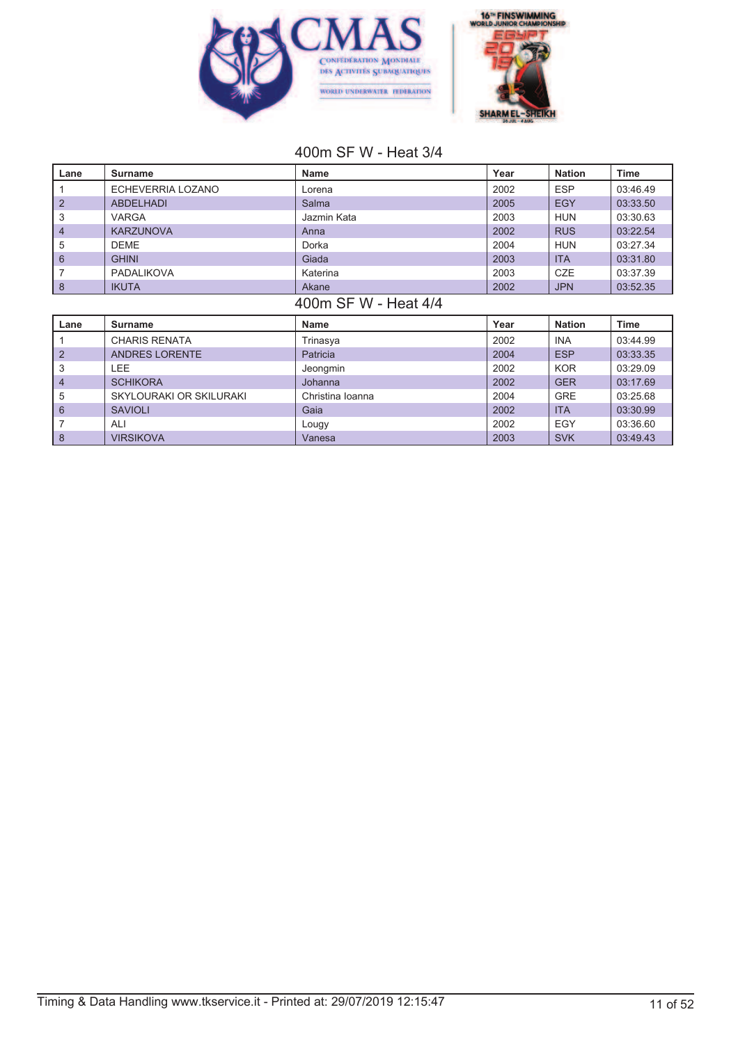## 400m SF W - Heat 3/4

| Lane | Surname | Name | Year | Nation | Time |
|---|---|---|---|---|---|
| 1 | ECHEVERRIA LOZANO | Lorena | 2002 | ESP | 03:46.49 |
| 2 | ABDELHADI | Salma | 2005 | EGY | 03:33.50 |
| 3 | VARGA | Jazmin Kata | 2003 | HUN | 03:30.63 |
| 4 | KARZUNOVA | Anna | 2002 | RUS | 03:22.54 |
| 5 | DEME | Dorka | 2004 | HUN | 03:27.34 |
| 6 | GHINI | Giada | 2003 | ITA | 03:31.80 |
| 7 | PADALIKOVA | Katerina | 2003 | CZE | 03:37.39 |
| 8 | IKUTA | Akane | 2002 | JPN | 03:52.35 |

## 400m SF W - Heat 4/4

| Lane | Surname | Name | Year | Nation | Time |
|---|---|---|---|---|---|
| 1 | CHARIS RENATA | Trinasya | 2002 | INA | 03:44.99 |
| 2 | ANDRES LORENTE | Patricia | 2004 | ESP | 03:33.35 |
| 3 | LEE | Jeongmin | 2002 | KOR | 03:29.09 |
| 4 | SCHIKORA | Johanna | 2002 | GER | 03:17.69 |
| 5 | SKYLOURAKI OR SKILURAKI | Christina Ioanna | 2004 | GRE | 03:25.68 |
| 6 | SAVIOLI | Gaia | 2002 | ITA | 03:30.99 |
| 7 | ALI | Lougy | 2002 | EGY | 03:36.60 |
| 8 | VIRSIKOVA | Vanesa | 2003 | SVK | 03:49.43 |

Timing & Data Handling www.tkservice.it - Printed at: 29/07/2019 12:15:47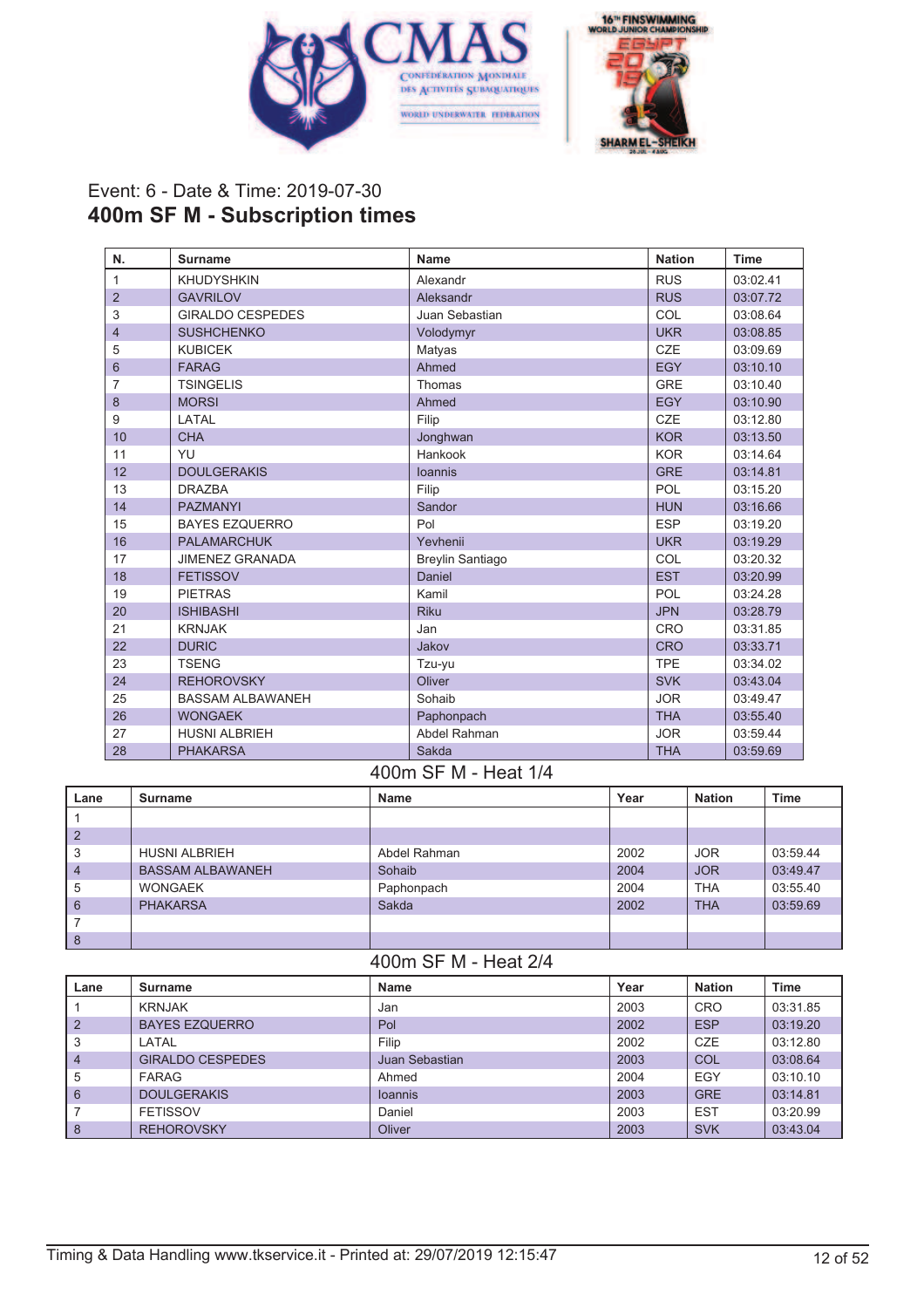Event: 6 - Date & Time: 2019-07-30

## 400m SF M - Subscription times

| N. | Surname | Name | Nation | Time |
|---|---|---|---|---|
| 1 | KHUDYSHKIN | Alexandr | RUS | 03:02.41 |
| 2 | GAVRILOV | Aleksandr | RUS | 03:07.72 |
| 3 | GIRALDO CESPEDES | Juan Sebastian | COL | 03:08.64 |
| 4 | SUSHCHENKO | Volodymyr | UKR | 03:08.85 |
| 5 | KUBICEK | Matyas | CZE | 03:09.69 |
| 6 | FARAG | Ahmed | EGY | 03:10.10 |
| 7 | TSINGELIS | Thomas | GRE | 03:10.40 |
| 8 | MORSI | Ahmed | EGY | 03:10.90 |
| 9 | LATAL | Filip | CZE | 03:12.80 |
| 10 | CHA | Jonghwan | KOR | 03:13.50 |
| 11 | YU | Hankook | KOR | 03:14.64 |
| 12 | DOULGERAKIS | Ioannis | GRE | 03:14.81 |
| 13 | DRAZBA | Filip | POL | 03:15.20 |
| 14 | PAZMANYI | Sandor | HUN | 03:16.66 |
| 15 | BAYES EZQUERRO | Pol | ESP | 03:19.20 |
| 16 | PALAMARCHUK | Yevhenii | UKR | 03:19.29 |
| 17 | JIMENEZ GRANADA | Breylin Santiago | COL | 03:20.32 |
| 18 | FETISSOV | Daniel | EST | 03:20.99 |
| 19 | PIETRAS | Kamil | POL | 03:24.28 |
| 20 | ISHIBASHI | Riku | JPN | 03:28.79 |
| 21 | KRNJAK | Jan | CRO | 03:31.85 |
| 22 | DURIC | Jakov | CRO | 03:33.71 |
| 23 | TSENG | Tzu-yu | TPE | 03:34.02 |
| 24 | REHOROVSKY | Oliver | SVK | 03:43.04 |
| 25 | BASSAM ALBAWANEH | Sohaib | JOR | 03:49.47 |
| 26 | WONGAEK | Paphonpach | THA | 03:55.40 |
| 27 | HUSNI ALBRIEH | Abdel Rahman | JOR | 03:59.44 |
| 28 | PHAKARSA | Sakda | THA | 03:59.69 |

### 400m SF M - Heat 1/4

| Lane | Surname | Name | Year | Nation | Time |
|---|---|---|---|---|---|
| 1 | | | | | |
| 2 | | | | | |
| 3 | HUSNI ALBRIEH | Abdel Rahman | 2002 | JOR | 03:59.44 |
| 4 | BASSAM ALBAWANEH | Sohaib | 2004 | JOR | 03:49.47 |
| 5 | WONGAEK | Paphonpach | 2004 | THA | 03:55.40 |
| 6 | PHAKARSA | Sakda | 2002 | THA | 03:59.69 |
| 7 | | | | | |
| 8 | | | | | |

### 400m SF M - Heat 2/4

| Lane | Surname | Name | Year | Nation | Time |
|---|---|---|---|---|---|
| 1 | KRNJAK | Jan | 2003 | CRO | 03:31.85 |
| 2 | BAYES EZQUERRO | Pol | 2002 | ESP | 03:19.20 |
| 3 | LATAL | Filip | 2002 | CZE | 03:12.80 |
| 4 | GIRALDO CESPEDES | Juan Sebastian | 2003 | COL | 03:08.64 |
| 5 | FARAG | Ahmed | 2004 | EGY | 03:10.10 |
| 6 | DOULGERAKIS | Ioannis | 2003 | GRE | 03:14.81 |
| 7 | FETISSOV | Daniel | 2003 | EST | 03:20.99 |
| 8 | REHOROVSKY | Oliver | 2003 | SVK | 03:43.04 |

Timing & Data Handling www.tkservice.it - Printed at: 29/07/2019 12:15:47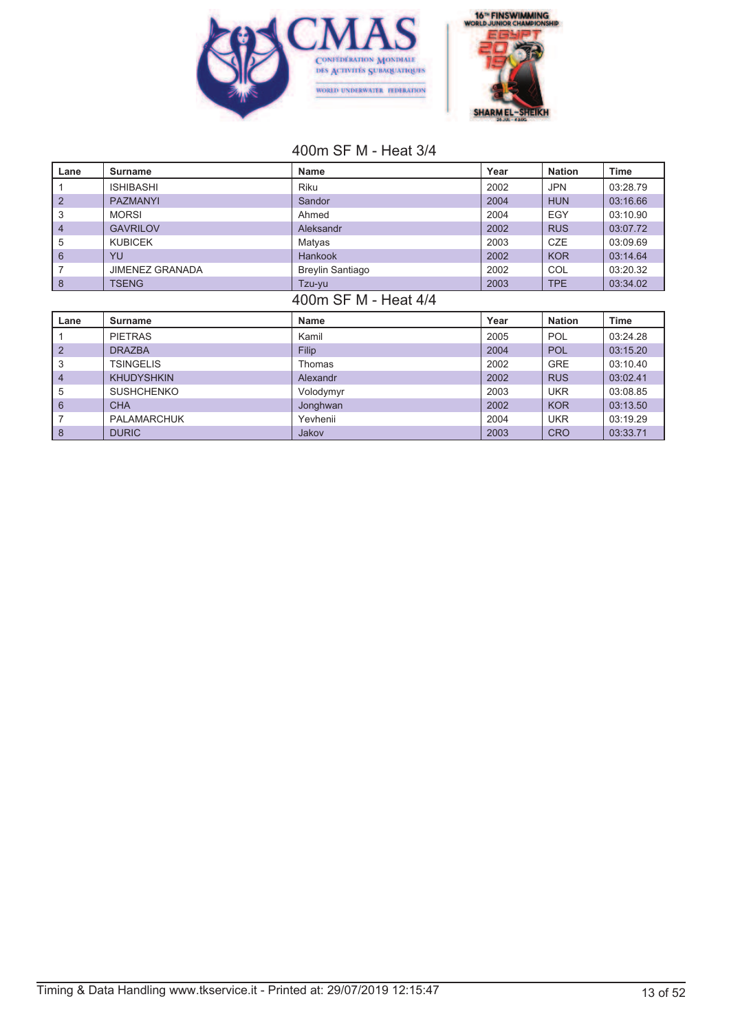## 400m SF M - Heat 3/4

| Lane | Surname | Name | Year | Nation | Time |
|---|---|---|---|---|---|
| 1 | ISHIBASHI | Riku | 2002 | JPN | 03:28.79 |
| 2 | PAZMANYI | Sandor | 2004 | HUN | 03:16.66 |
| 3 | MORSI | Ahmed | 2004 | EGY | 03:10.90 |
| 4 | GAVRILOV | Aleksandr | 2002 | RUS | 03:07.72 |
| 5 | KUBICEK | Matyas | 2003 | CZE | 03:09.69 |
| 6 | YU | Hankook | 2002 | KOR | 03:14.64 |
| 7 | JIMENEZ GRANADA | Breylin Santiago | 2002 | COL | 03:20.32 |
| 8 | TSENG | Tzu-yu | 2003 | TPE | 03:34.02 |

## 400m SF M - Heat 4/4

| Lane | Surname | Name | Year | Nation | Time |
|---|---|---|---|---|---|
| 1 | PIETRAS | Kamil | 2005 | POL | 03:24.28 |
| 2 | DRAZBA | Filip | 2004 | POL | 03:15.20 |
| 3 | TSINGELIS | Thomas | 2002 | GRE | 03:10.40 |
| 4 | KHUDYSHKIN | Alexandr | 2002 | RUS | 03:02.41 |
| 5 | SUSHCHENKO | Volodymyr | 2003 | UKR | 03:08.85 |
| 6 | CHA | Jonghwan | 2002 | KOR | 03:13.50 |
| 7 | PALAMARCHUK | Yevhenii | 2004 | UKR | 03:19.29 |
| 8 | DURIC | Jakov | 2003 | CRO | 03:33.71 |

Timing & Data Handling www.tkservice.it - Printed at: 29/07/2019 12:15:47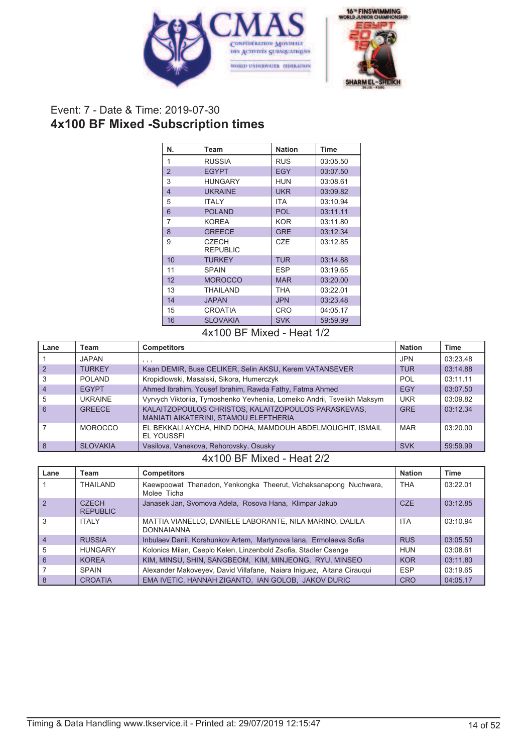Event: 7 - Date & Time: 2019-07-30

# 4x100 BF Mixed -Subscription times

| N. | Team | Nation | Time |
|---|---|---|---|
| 1 | RUSSIA | RUS | 03:05.50 |
| 2 | EGYPT | EGY | 03:07.50 |
| 3 | HUNGARY | HUN | 03:08.61 |
| 4 | UKRAINE | UKR | 03:09.82 |
| 5 | ITALY | ITA | 03:10.94 |
| 6 | POLAND | POL | 03:11.11 |
| 7 | KOREA | KOR | 03:11.80 |
| 8 | GREECE | GRE | 03:12.34 |
| 9 | CZECH REPUBLIC | CZE | 03:12.85 |
| 10 | TURKEY | TUR | 03:14.88 |
| 11 | SPAIN | ESP | 03:19.65 |
| 12 | MOROCCO | MAR | 03:20.00 |
| 13 | THAILAND | THA | 03:22.01 |
| 14 | JAPAN | JPN | 03:23.48 |
| 15 | CROATIA | CRO | 04:05.17 |
| 16 | SLOVAKIA | SVK | 59:59.99 |

## 4x100 BF Mixed - Heat 1/2

| Lane | Team | Competitors | Nation | Time |
|---|---|---|---|---|
| 1 | JAPAN | , , , | JPN | 03:23.48 |
| 2 | TURKEY | Kaan DEMIR, Buse CELIKER, Selin AKSU, Kerem VATANSEVER | TUR | 03:14.88 |
| 3 | POLAND | Kropidlowski, Masalski, Sikora, Humerczyk | POL | 03:11.11 |
| 4 | EGYPT | Ahmed Ibrahim, Yousef Ibrahim, Rawda Fathy, Fatma Ahmed | EGY | 03:07.50 |
| 5 | UKRAINE | Vyrvych Viktoriia, Tymoshenko Yevheniia, Lomeiko Andrii, Tsvelikh Maksym | UKR | 03:09.82 |
| 6 | GREECE | KALAITZOPOULOS CHRISTOS, KALAITZOPOULOS PARASKEVAS, MANIATI AIKATERINI, STAMOU ELEFTHERIA | GRE | 03:12.34 |
| 7 | MOROCCO | EL BEKKALI AYCHA, HIND DOHA, MAMDOUH ABDELMOUGHIT, ISMAIL EL YOUSSFI | MAR | 03:20.00 |
| 8 | SLOVAKIA | Vasilova, Vanekova, Rehorovsky, Osusky | SVK | 59:59.99 |

## 4x100 BF Mixed - Heat 2/2

| Lane | Team | Competitors | Nation | Time |
|---|---|---|---|---|
| 1 | THAILAND | Kaewpoowat Thanadon, Yenkongka Theerut, Vichaksanapong Nuchwara, Molee Ticha | THA | 03:22.01 |
| 2 | CZECH REPUBLIC | Janasek Jan, Svomova Adela, Rosova Hana, Klimpar Jakub | CZE | 03:12.85 |
| 3 | ITALY | MATTIA VIANELLO, DANIELE LABORANTE, NILA MARINO, DALILA DONNAIANNA | ITA | 03:10.94 |
| 4 | RUSSIA | Inbulaev Danil, Korshunkov Artem, Martynova Iana, Ermolaeva Sofia | RUS | 03:05.50 |
| 5 | HUNGARY | Kolonics Milan, Cseplo Kelen, Linzenbold Zsofia, Stadler Csenge | HUN | 03:08.61 |
| 6 | KOREA | KIM, MINSU, SHIN, SANGBEOM, KIM, MINJEONG, RYU, MINSEO | KOR | 03:11.80 |
| 7 | SPAIN | Alexander Makoveyev, David Villafane, Naiara Iniguez, Aitana Ciraugui | ESP | 03:19.65 |
| 8 | CROATIA | EMA IVETIC, HANNAH ZIGANTO, IAN GOLOB, JAKOV DURIC | CRO | 04:05.17 |

Timing & Data Handling www.tkservice.it - Printed at: 29/07/2019 12:15:47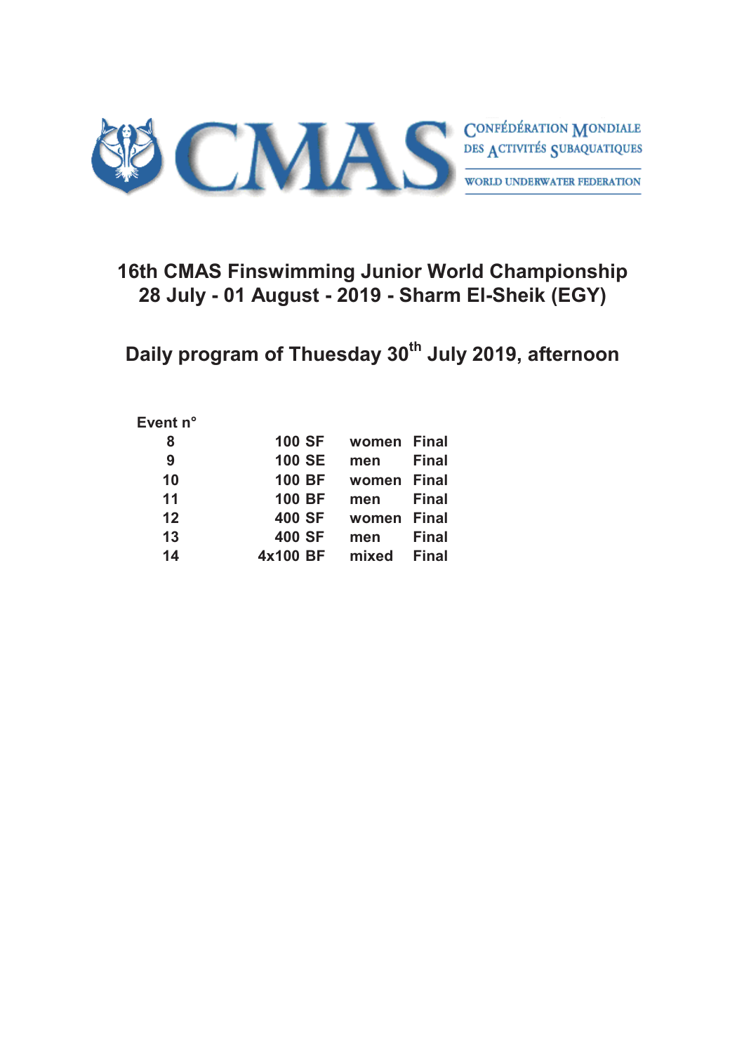CONFÉDÉRATION MONDIALE DES ACTIVITÉS SUBAQUATIQUES

WORLD UNDERWATER FEDERATION

# 16th CMAS Finswimming Junior World Championship
# 28 July - 01 August - 2019 - Sharm El-Sheik (EGY)

## Daily program of Thuesday 30th July 2019, afternoon

| Event n° | | | |
|---|---|---|---|
| 8 | 100 SF | women | Final |
| 9 | 100 SE | men | Final |
| 10 | 100 BF | women | Final |
| 11 | 100 BF | men | Final |
| 12 | 400 SF | women | Final |
| 13 | 400 SF | men | Final |
| 14 | 4x100 BF | mixed | Final |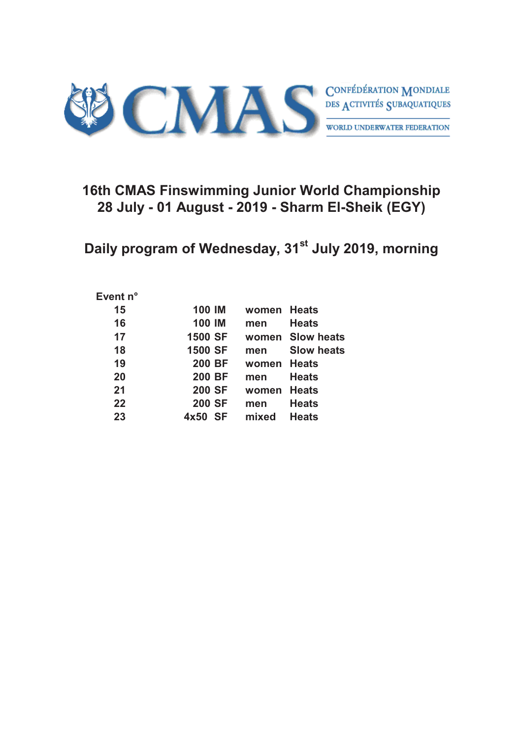CMAS

CONFÉDÉRATION MONDIALE DES ACTIVITÉS SUBAQUATIQUES

WORLD UNDERWATER FEDERATION

# 16th CMAS Finswimming Junior World Championship
# 28 July - 01 August - 2019 - Sharm El-Sheik (EGY)

## Daily program of Wednesday, 31st July 2019, morning

| Event n° | | | |
|---|---|---|---|
| 15 | 100 IM | women | Heats |
| 16 | 100 IM | men | Heats |
| 17 | 1500 SF | women | Slow heats |
| 18 | 1500 SF | men | Slow heats |
| 19 | 200 BF | women | Heats |
| 20 | 200 BF | men | Heats |
| 21 | 200 SF | women | Heats |
| 22 | 200 SF | men | Heats |
| 23 | 4x50 SF | mixed | Heats |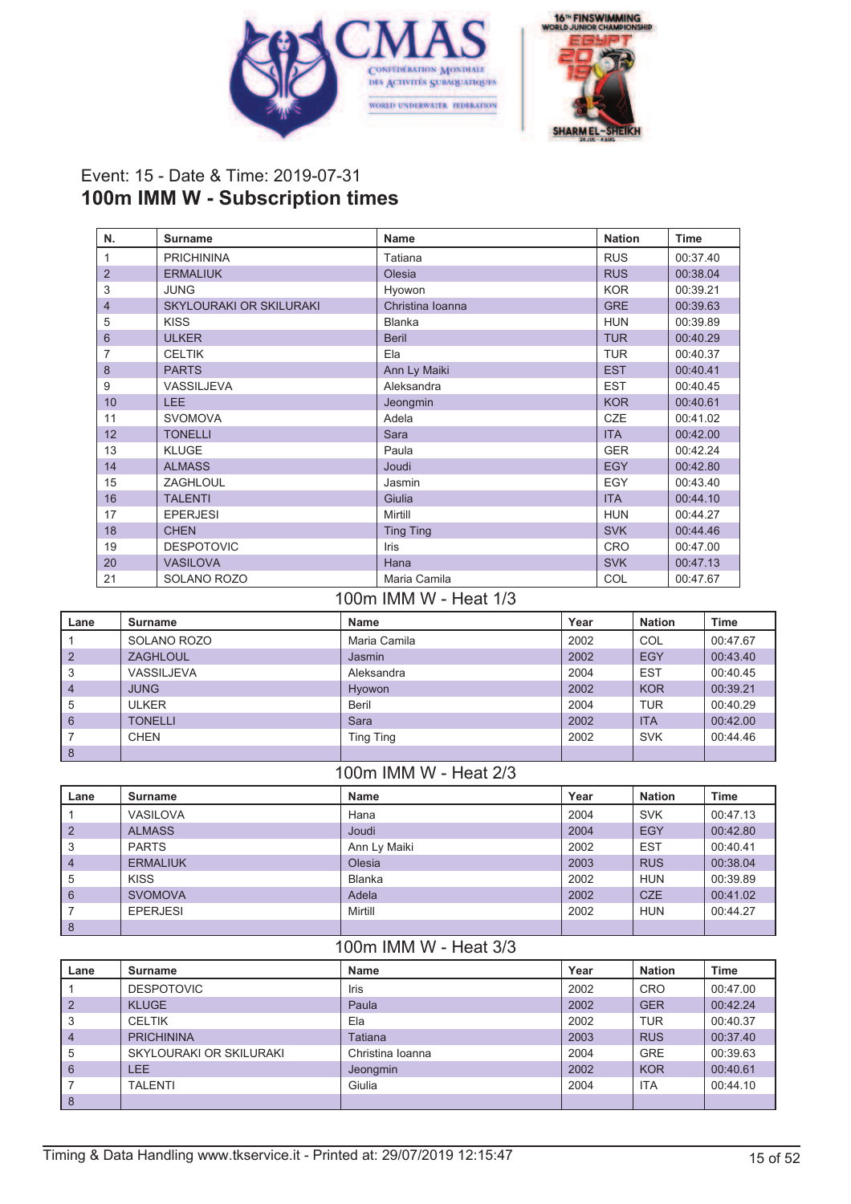Event: 15 - Date & Time: 2019-07-31

# 100m IMM W - Subscription times

| N. | Surname | Name | Nation | Time |
|---|---|---|---|---|
| 1 | PRICHININA | Tatiana | RUS | 00:37.40 |
| 2 | ERMALIUK | Olesia | RUS | 00:38.04 |
| 3 | JUNG | Hyowon | KOR | 00:39.21 |
| 4 | SKYLOURAKI OR SKILURAKI | Christina Ioanna | GRE | 00:39.63 |
| 5 | KISS | Blanka | HUN | 00:39.89 |
| 6 | ULKER | Beril | TUR | 00:40.29 |
| 7 | CELTIK | Ela | TUR | 00:40.37 |
| 8 | PARTS | Ann Ly Maiki | EST | 00:40.41 |
| 9 | VASSILJEVA | Aleksandra | EST | 00:40.45 |
| 10 | LEE | Jeongmin | KOR | 00:40.61 |
| 11 | SVOMOVA | Adela | CZE | 00:41.02 |
| 12 | TONELLI | Sara | ITA | 00:42.00 |
| 13 | KLUGE | Paula | GER | 00:42.24 |
| 14 | ALMASS | Joudi | EGY | 00:42.80 |
| 15 | ZAGHLOUL | Jasmin | EGY | 00:43.40 |
| 16 | TALENTI | Giulia | ITA | 00:44.10 |
| 17 | EPERJESI | Mirtill | HUN | 00:44.27 |
| 18 | CHEN | Ting Ting | SVK | 00:44.46 |
| 19 | DESPOTOVIC | Iris | CRO | 00:47.00 |
| 20 | VASILOVA | Hana | SVK | 00:47.13 |
| 21 | SOLANO ROZO | Maria Camila | COL | 00:47.67 |

## 100m IMM W - Heat 1/3

| Lane | Surname | Name | Year | Nation | Time |
|---|---|---|---|---|---|
| 1 | SOLANO ROZO | Maria Camila | 2002 | COL | 00:47.67 |
| 2 | ZAGHLOUL | Jasmin | 2002 | EGY | 00:43.40 |
| 3 | VASSILJEVA | Aleksandra | 2004 | EST | 00:40.45 |
| 4 | JUNG | Hyowon | 2002 | KOR | 00:39.21 |
| 5 | ULKER | Beril | 2004 | TUR | 00:40.29 |
| 6 | TONELLI | Sara | 2002 | ITA | 00:42.00 |
| 7 | CHEN | Ting Ting | 2002 | SVK | 00:44.46 |
| 8 | | | | | |

## 100m IMM W - Heat 2/3

| Lane | Surname | Name | Year | Nation | Time |
|---|---|---|---|---|---|
| 1 | VASILOVA | Hana | 2004 | SVK | 00:47.13 |
| 2 | ALMASS | Joudi | 2004 | EGY | 00:42.80 |
| 3 | PARTS | Ann Ly Maiki | 2002 | EST | 00:40.41 |
| 4 | ERMALIUK | Olesia | 2003 | RUS | 00:38.04 |
| 5 | KISS | Blanka | 2002 | HUN | 00:39.89 |
| 6 | SVOMOVA | Adela | 2002 | CZE | 00:41.02 |
| 7 | EPERJESI | Mirtill | 2002 | HUN | 00:44.27 |
| 8 | | | | | |

## 100m IMM W - Heat 3/3

| Lane | Surname | Name | Year | Nation | Time |
|---|---|---|---|---|---|
| 1 | DESPOTOVIC | Iris | 2002 | CRO | 00:47.00 |
| 2 | KLUGE | Paula | 2002 | GER | 00:42.24 |
| 3 | CELTIK | Ela | 2002 | TUR | 00:40.37 |
| 4 | PRICHININA | Tatiana | 2003 | RUS | 00:37.40 |
| 5 | SKYLOURAKI OR SKILURAKI | Christina Ioanna | 2004 | GRE | 00:39.63 |
| 6 | LEE | Jeongmin | 2002 | KOR | 00:40.61 |
| 7 | TALENTI | Giulia | 2004 | ITA | 00:44.10 |
| 8 | | | | | |

Timing & Data Handling www.tkservice.it - Printed at: 29/07/2019 12:15:47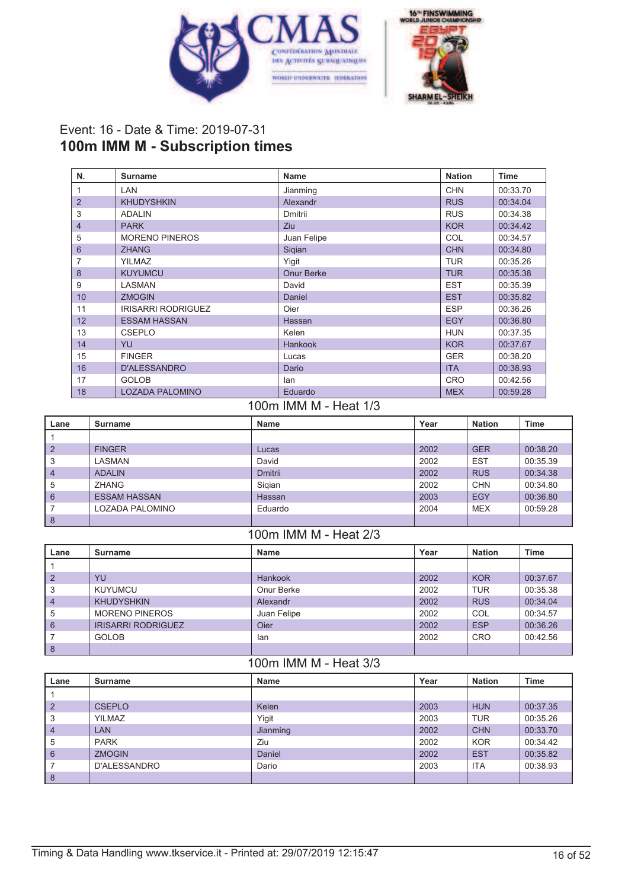Event: 16 - Date & Time: 2019-07-31

# 100m IMM M - Subscription times

| N. | Surname | Name | Nation | Time |
|---|---|---|---|---|
| 1 | LAN | Jianming | CHN | 00:33.70 |
| 2 | KHUDYSHKIN | Alexandr | RUS | 00:34.04 |
| 3 | ADALIN | Dmitrii | RUS | 00:34.38 |
| 4 | PARK | Ziu | KOR | 00:34.42 |
| 5 | MORENO PINEROS | Juan Felipe | COL | 00:34.57 |
| 6 | ZHANG | Siqian | CHN | 00:34.80 |
| 7 | YILMAZ | Yigit | TUR | 00:35.26 |
| 8 | KUYUMCU | Onur Berke | TUR | 00:35.38 |
| 9 | LASMAN | David | EST | 00:35.39 |
| 10 | ZMOGIN | Daniel | EST | 00:35.82 |
| 11 | IRISARRI RODRIGUEZ | Oier | ESP | 00:36.26 |
| 12 | ESSAM HASSAN | Hassan | EGY | 00:36.80 |
| 13 | CSEPLO | Kelen | HUN | 00:37.35 |
| 14 | YU | Hankook | KOR | 00:37.67 |
| 15 | FINGER | Lucas | GER | 00:38.20 |
| 16 | D'ALESSANDRO | Dario | ITA | 00:38.93 |
| 17 | GOLOB | Ian | CRO | 00:42.56 |
| 18 | LOZADA PALOMINO | Eduardo | MEX | 00:59.28 |

## 100m IMM M - Heat 1/3

| Lane | Surname | Name | Year | Nation | Time |
|---|---|---|---|---|---|
| 1 | | | | | |
| 2 | FINGER | Lucas | 2002 | GER | 00:38.20 |
| 3 | LASMAN | David | 2002 | EST | 00:35.39 |
| 4 | ADALIN | Dmitrii | 2002 | RUS | 00:34.38 |
| 5 | ZHANG | Siqian | 2002 | CHN | 00:34.80 |
| 6 | ESSAM HASSAN | Hassan | 2003 | EGY | 00:36.80 |
| 7 | LOZADA PALOMINO | Eduardo | 2004 | MEX | 00:59.28 |
| 8 | | | | | |

## 100m IMM M - Heat 2/3

| Lane | Surname | Name | Year | Nation | Time |
|---|---|---|---|---|---|
| 1 | | | | | |
| 2 | YU | Hankook | 2002 | KOR | 00:37.67 |
| 3 | KUYUMCU | Onur Berke | 2002 | TUR | 00:35.38 |
| 4 | KHUDYSHKIN | Alexandr | 2002 | RUS | 00:34.04 |
| 5 | MORENO PINEROS | Juan Felipe | 2002 | COL | 00:34.57 |
| 6 | IRISARRI RODRIGUEZ | Oier | 2002 | ESP | 00:36.26 |
| 7 | GOLOB | Ian | 2002 | CRO | 00:42.56 |
| 8 | | | | | |

## 100m IMM M - Heat 3/3

| Lane | Surname | Name | Year | Nation | Time |
|---|---|---|---|---|---|
| 1 | | | | | |
| 2 | CSEPLO | Kelen | 2003 | HUN | 00:37.35 |
| 3 | YILMAZ | Yigit | 2003 | TUR | 00:35.26 |
| 4 | LAN | Jianming | 2002 | CHN | 00:33.70 |
| 5 | PARK | Ziu | 2002 | KOR | 00:34.42 |
| 6 | ZMOGIN | Daniel | 2002 | EST | 00:35.82 |
| 7 | D'ALESSANDRO | Dario | 2003 | ITA | 00:38.93 |
| 8 | | | | | |

Timing & Data Handling www.tkservice.it - Printed at: 29/07/2019 12:15:47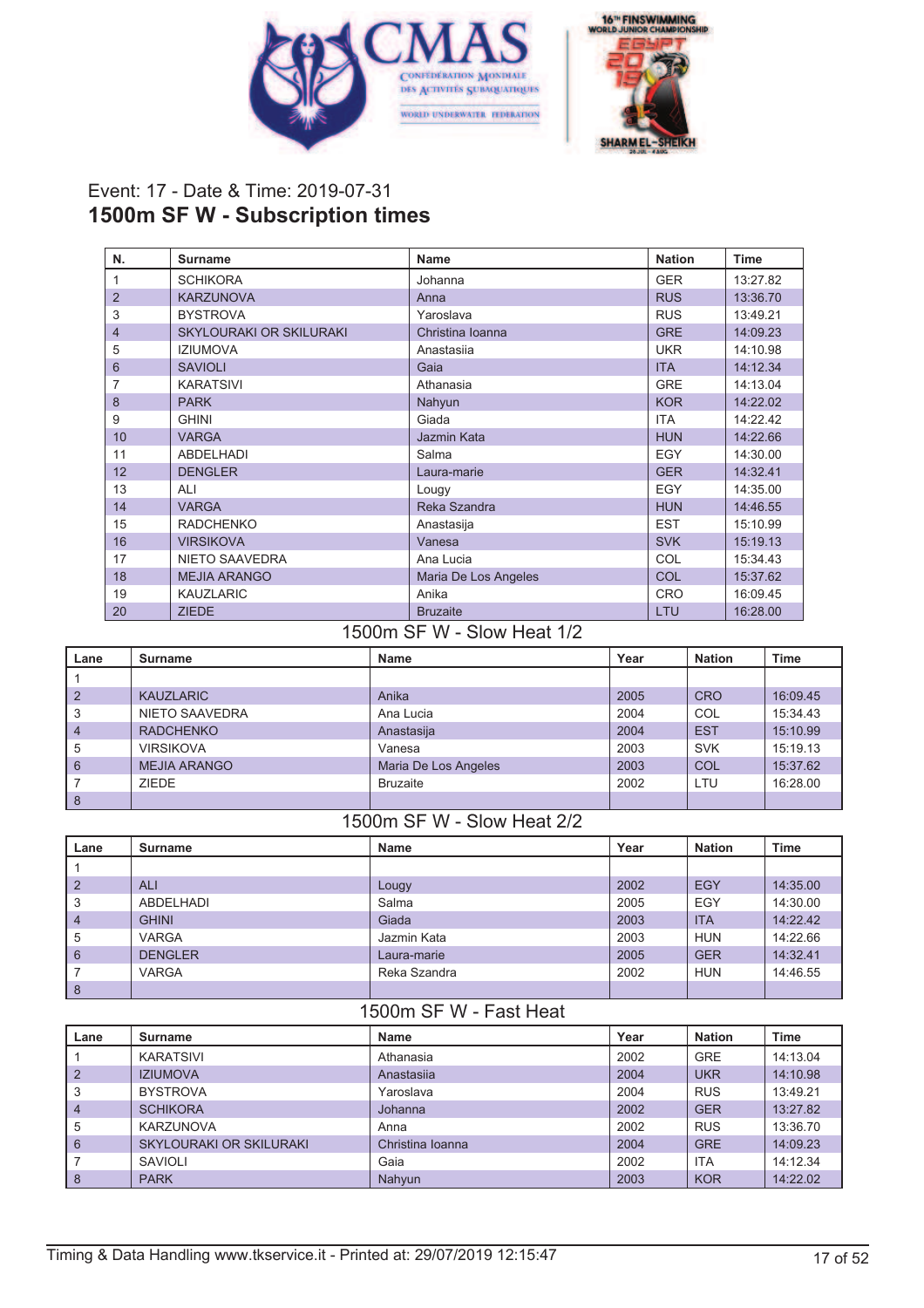Event: 17 - Date & Time: 2019-07-31

## 1500m SF W - Subscription times

| N. | Surname | Name | Nation | Time |
|---|---|---|---|---|
| 1 | SCHIKORA | Johanna | GER | 13:27.82 |
| 2 | KARZUNOVA | Anna | RUS | 13:36.70 |
| 3 | BYSTROVA | Yaroslava | RUS | 13:49.21 |
| 4 | SKYLOURAKI OR SKILURAKI | Christina Ioanna | GRE | 14:09.23 |
| 5 | IZIUMOVA | Anastasiia | UKR | 14:10.98 |
| 6 | SAVIOLI | Gaia | ITA | 14:12.34 |
| 7 | KARATSIVI | Athanasia | GRE | 14:13.04 |
| 8 | PARK | Nahyun | KOR | 14:22.02 |
| 9 | GHINI | Giada | ITA | 14:22.42 |
| 10 | VARGA | Jazmin Kata | HUN | 14:22.66 |
| 11 | ABDELHADI | Salma | EGY | 14:30.00 |
| 12 | DENGLER | Laura-marie | GER | 14:32.41 |
| 13 | ALI | Lougy | EGY | 14:35.00 |
| 14 | VARGA | Reka Szandra | HUN | 14:46.55 |
| 15 | RADCHENKO | Anastasija | EST | 15:10.99 |
| 16 | VIRSIKOVA | Vanesa | SVK | 15:19.13 |
| 17 | NIETO SAAVEDRA | Ana Lucia | COL | 15:34.43 |
| 18 | MEJIA ARANGO | Maria De Los Angeles | COL | 15:37.62 |
| 19 | KAUZLARIC | Anika | CRO | 16:09.45 |
| 20 | ZIEDE | Bruzaite | LTU | 16:28.00 |

### 1500m SF W - Slow Heat 1/2

| Lane | Surname | Name | Year | Nation | Time |
|---|---|---|---|---|---|
| 1 | | | | | |
| 2 | KAUZLARIC | Anika | 2005 | CRO | 16:09.45 |
| 3 | NIETO SAAVEDRA | Ana Lucia | 2004 | COL | 15:34.43 |
| 4 | RADCHENKO | Anastasija | 2004 | EST | 15:10.99 |
| 5 | VIRSIKOVA | Vanesa | 2003 | SVK | 15:19.13 |
| 6 | MEJIA ARANGO | Maria De Los Angeles | 2003 | COL | 15:37.62 |
| 7 | ZIEDE | Bruzaite | 2002 | LTU | 16:28.00 |
| 8 | | | | | |

### 1500m SF W - Slow Heat 2/2

| Lane | Surname | Name | Year | Nation | Time |
|---|---|---|---|---|---|
| 1 | | | | | |
| 2 | ALI | Lougy | 2002 | EGY | 14:35.00 |
| 3 | ABDELHADI | Salma | 2005 | EGY | 14:30.00 |
| 4 | GHINI | Giada | 2003 | ITA | 14:22.42 |
| 5 | VARGA | Jazmin Kata | 2003 | HUN | 14:22.66 |
| 6 | DENGLER | Laura-marie | 2005 | GER | 14:32.41 |
| 7 | VARGA | Reka Szandra | 2002 | HUN | 14:46.55 |
| 8 | | | | | |

### 1500m SF W - Fast Heat

| Lane | Surname | Name | Year | Nation | Time |
|---|---|---|---|---|---|
| 1 | KARATSIVI | Athanasia | 2002 | GRE | 14:13.04 |
| 2 | IZIUMOVA | Anastasiia | 2004 | UKR | 14:10.98 |
| 3 | BYSTROVA | Yaroslava | 2004 | RUS | 13:49.21 |
| 4 | SCHIKORA | Johanna | 2002 | GER | 13:27.82 |
| 5 | KARZUNOVA | Anna | 2002 | RUS | 13:36.70 |
| 6 | SKYLOURAKI OR SKILURAKI | Christina Ioanna | 2004 | GRE | 14:09.23 |
| 7 | SAVIOLI | Gaia | 2002 | ITA | 14:12.34 |
| 8 | PARK | Nahyun | 2003 | KOR | 14:22.02 |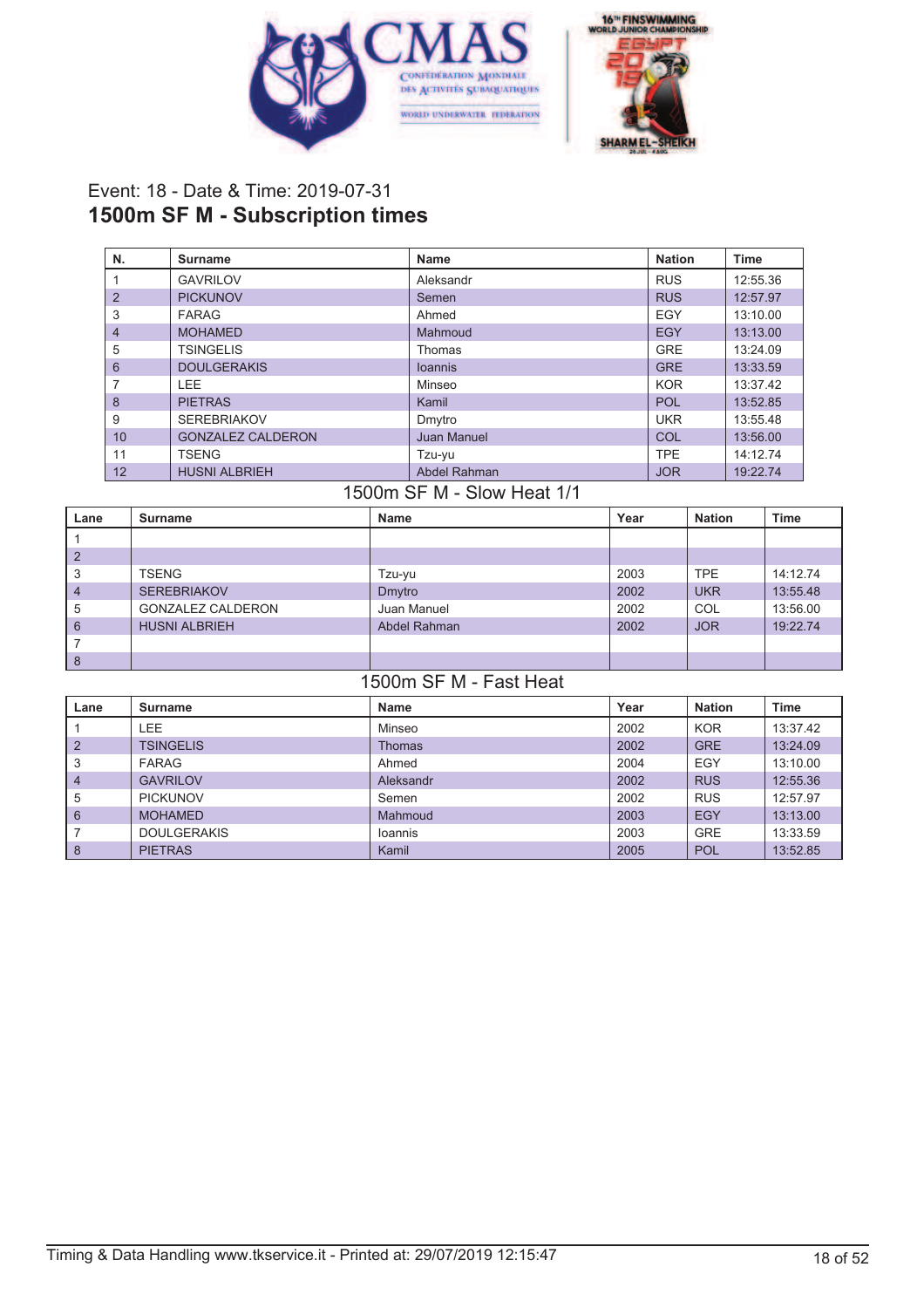Event: 18 - Date & Time: 2019-07-31

## 1500m SF M - Subscription times

| N. | Surname | Name | Nation | Time |
|---|---|---|---|---|
| 1 | GAVRILOV | Aleksandr | RUS | 12:55.36 |
| 2 | PICKUNOV | Semen | RUS | 12:57.97 |
| 3 | FARAG | Ahmed | EGY | 13:10.00 |
| 4 | MOHAMED | Mahmoud | EGY | 13:13.00 |
| 5 | TSINGELIS | Thomas | GRE | 13:24.09 |
| 6 | DOULGERAKIS | Ioannis | GRE | 13:33.59 |
| 7 | LEE | Minseo | KOR | 13:37.42 |
| 8 | PIETRAS | Kamil | POL | 13:52.85 |
| 9 | SEREBRIAKOV | Dmytro | UKR | 13:55.48 |
| 10 | GONZALEZ CALDERON | Juan Manuel | COL | 13:56.00 |
| 11 | TSENG | Tzu-yu | TPE | 14:12.74 |
| 12 | HUSNI ALBRIEH | Abdel Rahman | JOR | 19:22.74 |

### 1500m SF M - Slow Heat 1/1

| Lane | Surname | Name | Year | Nation | Time |
|---|---|---|---|---|---|
| 1 | | | | | |
| 2 | | | | | |
| 3 | TSENG | Tzu-yu | 2003 | TPE | 14:12.74 |
| 4 | SEREBRIAKOV | Dmytro | 2002 | UKR | 13:55.48 |
| 5 | GONZALEZ CALDERON | Juan Manuel | 2002 | COL | 13:56.00 |
| 6 | HUSNI ALBRIEH | Abdel Rahman | 2002 | JOR | 19:22.74 |
| 7 | | | | | |
| 8 | | | | | |

### 1500m SF M - Fast Heat

| Lane | Surname | Name | Year | Nation | Time |
|---|---|---|---|---|---|
| 1 | LEE | Minseo | 2002 | KOR | 13:37.42 |
| 2 | TSINGELIS | Thomas | 2002 | GRE | 13:24.09 |
| 3 | FARAG | Ahmed | 2004 | EGY | 13:10.00 |
| 4 | GAVRILOV | Aleksandr | 2002 | RUS | 12:55.36 |
| 5 | PICKUNOV | Semen | 2002 | RUS | 12:57.97 |
| 6 | MOHAMED | Mahmoud | 2003 | EGY | 13:13.00 |
| 7 | DOULGERAKIS | Ioannis | 2003 | GRE | 13:33.59 |
| 8 | PIETRAS | Kamil | 2005 | POL | 13:52.85 |

Timing & Data Handling www.tkservice.it - Printed at: 29/07/2019 12:15:47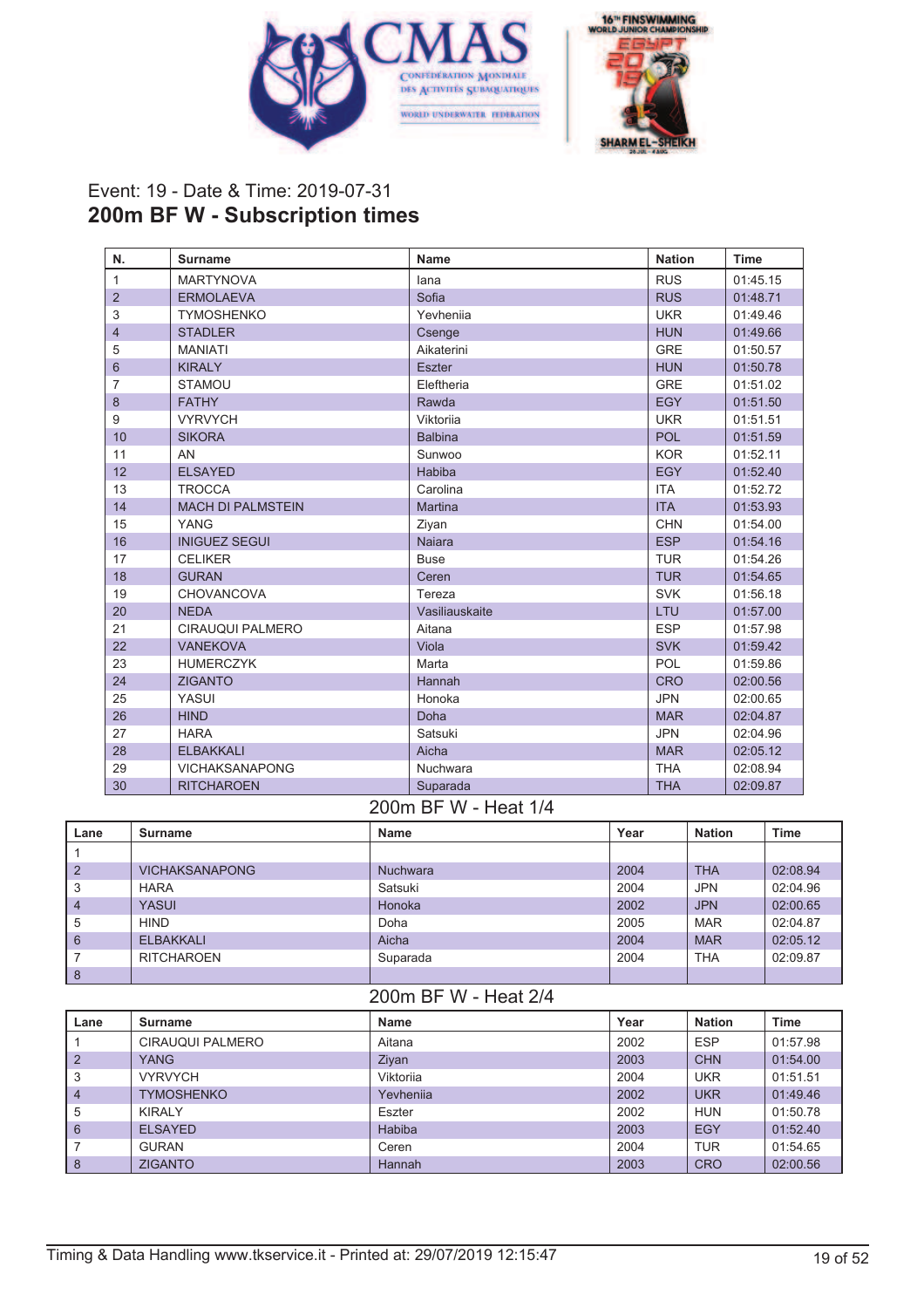Event: 19 - Date & Time: 2019-07-31

## 200m BF W - Subscription times

| N. | Surname | Name | Nation | Time |
|---|---|---|---|---|
| 1 | MARTYNOVA | Iana | RUS | 01:45.15 |
| 2 | ERMOLAEVA | Sofia | RUS | 01:48.71 |
| 3 | TYMOSHENKO | Yevheniia | UKR | 01:49.46 |
| 4 | STADLER | Csenge | HUN | 01:49.66 |
| 5 | MANIATI | Aikaterini | GRE | 01:50.57 |
| 6 | KIRALY | Eszter | HUN | 01:50.78 |
| 7 | STAMOU | Eleftheria | GRE | 01:51.02 |
| 8 | FATHY | Rawda | EGY | 01:51.50 |
| 9 | VYRVYCH | Viktoriia | UKR | 01:51.51 |
| 10 | SIKORA | Balbina | POL | 01:51.59 |
| 11 | AN | Sunwoo | KOR | 01:52.11 |
| 12 | ELSAYED | Habiba | EGY | 01:52.40 |
| 13 | TROCCA | Carolina | ITA | 01:52.72 |
| 14 | MACH DI PALMSTEIN | Martina | ITA | 01:53.93 |
| 15 | YANG | Ziyan | CHN | 01:54.00 |
| 16 | INIGUEZ SEGUI | Naiara | ESP | 01:54.16 |
| 17 | CELIKER | Buse | TUR | 01:54.26 |
| 18 | GURAN | Ceren | TUR | 01:54.65 |
| 19 | CHOVANCOVA | Tereza | SVK | 01:56.18 |
| 20 | NEDA | Vasiliauskaite | LTU | 01:57.00 |
| 21 | CIRAUQUI PALMERO | Aitana | ESP | 01:57.98 |
| 22 | VANEKOVA | Viola | SVK | 01:59.42 |
| 23 | HUMERCZYK | Marta | POL | 01:59.86 |
| 24 | ZIGANTO | Hannah | CRO | 02:00.56 |
| 25 | YASUI | Honoka | JPN | 02:00.65 |
| 26 | HIND | Doha | MAR | 02:04.87 |
| 27 | HARA | Satsuki | JPN | 02:04.96 |
| 28 | ELBAKKALI | Aicha | MAR | 02:05.12 |
| 29 | VICHAKSANAPONG | Nuchwara | THA | 02:08.94 |
| 30 | RITCHAROEN | Suparada | THA | 02:09.87 |

### 200m BF W - Heat 1/4

| Lane | Surname | Name | Year | Nation | Time |
|---|---|---|---|---|---|
| 1 | | | | | |
| 2 | VICHAKSANAPONG | Nuchwara | 2004 | THA | 02:08.94 |
| 3 | HARA | Satsuki | 2004 | JPN | 02:04.96 |
| 4 | YASUI | Honoka | 2002 | JPN | 02:00.65 |
| 5 | HIND | Doha | 2005 | MAR | 02:04.87 |
| 6 | ELBAKKALI | Aicha | 2004 | MAR | 02:05.12 |
| 7 | RITCHAROEN | Suparada | 2004 | THA | 02:09.87 |
| 8 | | | | | |

### 200m BF W - Heat 2/4

| Lane | Surname | Name | Year | Nation | Time |
|---|---|---|---|---|---|
| 1 | CIRAUQUI PALMERO | Aitana | 2002 | ESP | 01:57.98 |
| 2 | YANG | Ziyan | 2003 | CHN | 01:54.00 |
| 3 | VYRVYCH | Viktoriia | 2004 | UKR | 01:51.51 |
| 4 | TYMOSHENKO | Yevheniia | 2002 | UKR | 01:49.46 |
| 5 | KIRALY | Eszter | 2002 | HUN | 01:50.78 |
| 6 | ELSAYED | Habiba | 2003 | EGY | 01:52.40 |
| 7 | GURAN | Ceren | 2004 | TUR | 01:54.65 |
| 8 | ZIGANTO | Hannah | 2003 | CRO | 02:00.56 |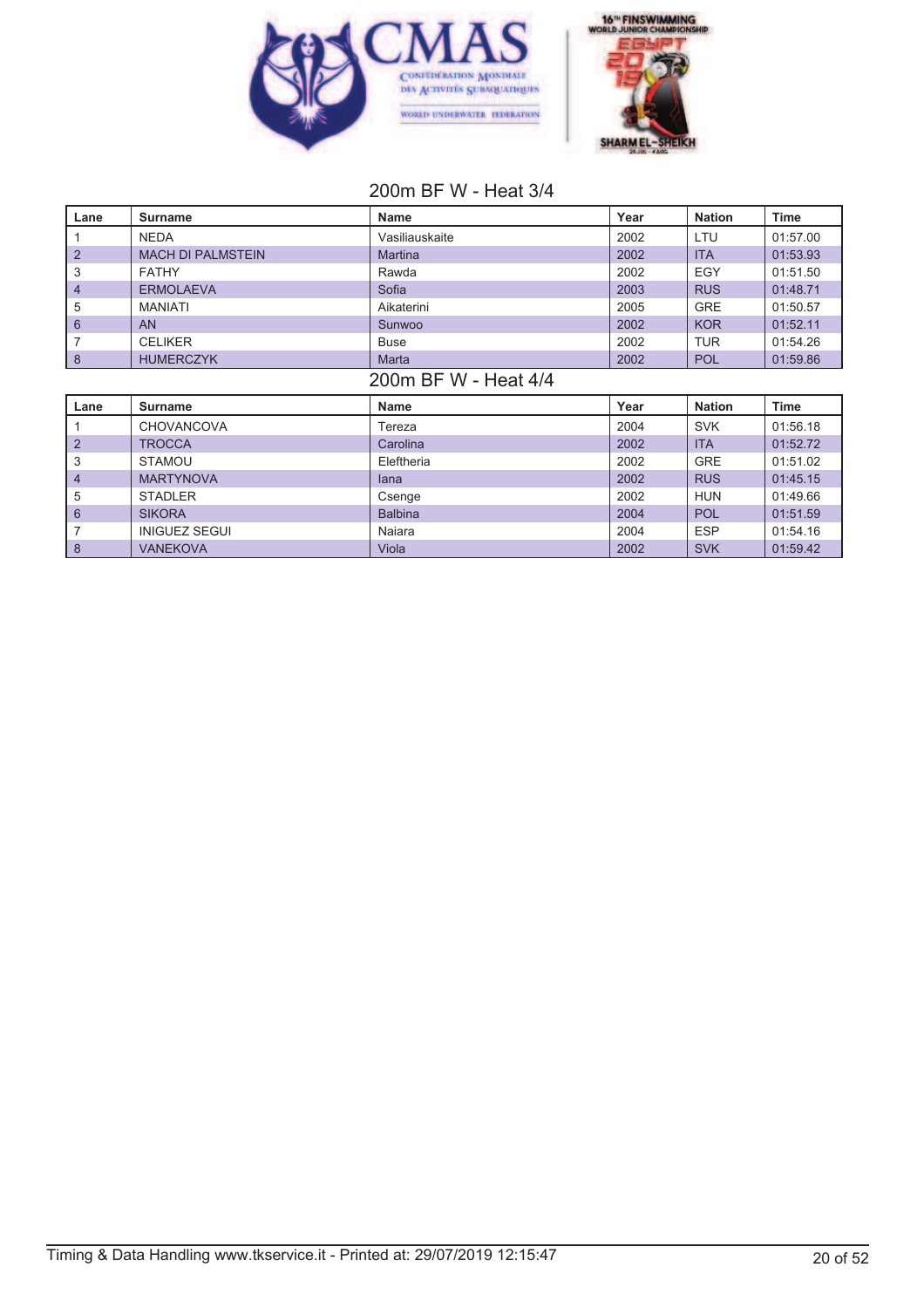## 200m BF W - Heat 3/4

| Lane | Surname | Name | Year | Nation | Time |
|---|---|---|---|---|---|
| 1 | NEDA | Vasiliauskaite | 2002 | LTU | 01:57.00 |
| 2 | MACH DI PALMSTEIN | Martina | 2002 | ITA | 01:53.93 |
| 3 | FATHY | Rawda | 2002 | EGY | 01:51.50 |
| 4 | ERMOLAEVA | Sofia | 2003 | RUS | 01:48.71 |
| 5 | MANIATI | Aikaterini | 2005 | GRE | 01:50.57 |
| 6 | AN | Sunwoo | 2002 | KOR | 01:52.11 |
| 7 | CELIKER | Buse | 2002 | TUR | 01:54.26 |
| 8 | HUMERCZYK | Marta | 2002 | POL | 01:59.86 |

## 200m BF W - Heat 4/4

| Lane | Surname | Name | Year | Nation | Time |
|---|---|---|---|---|---|
| 1 | CHOVANCOVA | Tereza | 2004 | SVK | 01:56.18 |
| 2 | TROCCA | Carolina | 2002 | ITA | 01:52.72 |
| 3 | STAMOU | Eleftheria | 2002 | GRE | 01:51.02 |
| 4 | MARTYNOVA | Iana | 2002 | RUS | 01:45.15 |
| 5 | STADLER | Csenge | 2002 | HUN | 01:49.66 |
| 6 | SIKORA | Balbina | 2004 | POL | 01:51.59 |
| 7 | INIGUEZ SEGUI | Naiara | 2004 | ESP | 01:54.16 |
| 8 | VANEKOVA | Viola | 2002 | SVK | 01:59.42 |

Timing & Data Handling www.tkservice.it - Printed at: 29/07/2019 12:15:47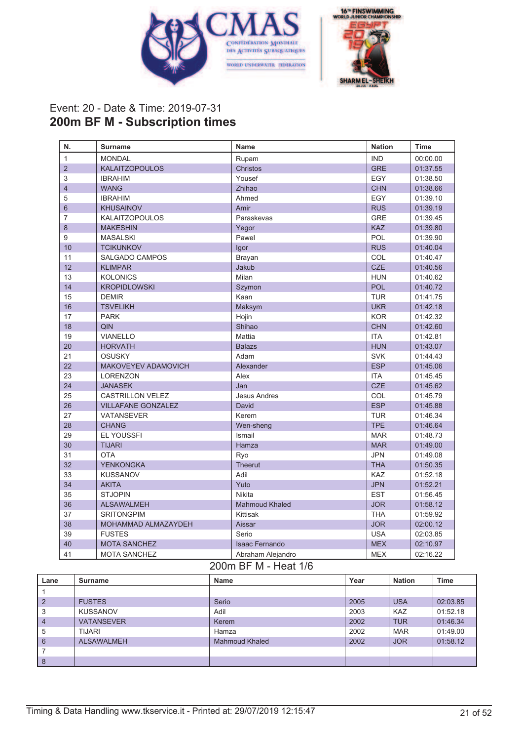Event: 20 - Date & Time: 2019-07-31

## 200m BF M - Subscription times

| N. | Surname | Name | Nation | Time |
|---|---|---|---|---|
| 1 | MONDAL | Rupam | IND | 00:00.00 |
| 2 | KALAITZOPOULOS | Christos | GRE | 01:37.55 |
| 3 | IBRAHIM | Yousef | EGY | 01:38.50 |
| 4 | WANG | Zhihao | CHN | 01:38.66 |
| 5 | IBRAHIM | Ahmed | EGY | 01:39.10 |
| 6 | KHUSAINOV | Amir | RUS | 01:39.19 |
| 7 | KALAITZOPOULOS | Paraskevas | GRE | 01:39.45 |
| 8 | MAKESHIN | Yegor | KAZ | 01:39.80 |
| 9 | MASALSKI | Pawel | POL | 01:39.90 |
| 10 | TCIKUNKOV | Igor | RUS | 01:40.04 |
| 11 | SALGADO CAMPOS | Brayan | COL | 01:40.47 |
| 12 | KLIMPAR | Jakub | CZE | 01:40.56 |
| 13 | KOLONICS | Milan | HUN | 01:40.62 |
| 14 | KROPIDLOWSKI | Szymon | POL | 01:40.72 |
| 15 | DEMIR | Kaan | TUR | 01:41.75 |
| 16 | TSVELIKH | Maksym | UKR | 01:42.18 |
| 17 | PARK | Hojin | KOR | 01:42.32 |
| 18 | QIN | Shihao | CHN | 01:42.60 |
| 19 | VIANELLO | Mattia | ITA | 01:42.81 |
| 20 | HORVATH | Balazs | HUN | 01:43.07 |
| 21 | OSUSKY | Adam | SVK | 01:44.43 |
| 22 | MAKOVEYEV ADAMOVICH | Alexander | ESP | 01:45.06 |
| 23 | LORENZON | Alex | ITA | 01:45.45 |
| 24 | JANASEK | Jan | CZE | 01:45.62 |
| 25 | CASTRILLON VELEZ | Jesus Andres | COL | 01:45.79 |
| 26 | VILLAFANE GONZALEZ | David | ESP | 01:45.88 |
| 27 | VATANSEVER | Kerem | TUR | 01:46.34 |
| 28 | CHANG | Wen-sheng | TPE | 01:46.64 |
| 29 | EL YOUSSFI | Ismail | MAR | 01:48.73 |
| 30 | TIJARI | Hamza | MAR | 01:49.00 |
| 31 | OTA | Ryo | JPN | 01:49.08 |
| 32 | YENKONGKA | Theerut | THA | 01:50.35 |
| 33 | KUSSANOV | Adil | KAZ | 01:52.18 |
| 34 | AKITA | Yuto | JPN | 01:52.21 |
| 35 | STJOPIN | Nikita | EST | 01:56.45 |
| 36 | ALSAWALMEH | Mahmoud Khaled | JOR | 01:58.12 |
| 37 | SRITONGPIM | Kittisak | THA | 01:59.92 |
| 38 | MOHAMMAD ALMAZAYDEH | Aissar | JOR | 02:00.12 |
| 39 | FUSTES | Serio | USA | 02:03.85 |
| 40 | MOTA SANCHEZ | Isaac Fernando | MEX | 02:10.97 |
| 41 | MOTA SANCHEZ | Abraham Alejandro | MEX | 02:16.22 |

## 200m BF M - Heat 1/6

| Lane | Surname | Name | Year | Nation | Time |
|---|---|---|---|---|---|
| 1 | | | | | |
| 2 | FUSTES | Serio | 2005 | USA | 02:03.85 |
| 3 | KUSSANOV | Adil | 2003 | KAZ | 01:52.18 |
| 4 | VATANSEVER | Kerem | 2002 | TUR | 01:46.34 |
| 5 | TIJARI | Hamza | 2002 | MAR | 01:49.00 |
| 6 | ALSAWALMEH | Mahmoud Khaled | 2002 | JOR | 01:58.12 |
| 7 | | | | | |
| 8 | | | | | |

Timing & Data Handling www.tkservice.it - Printed at: 29/07/2019 12:15:47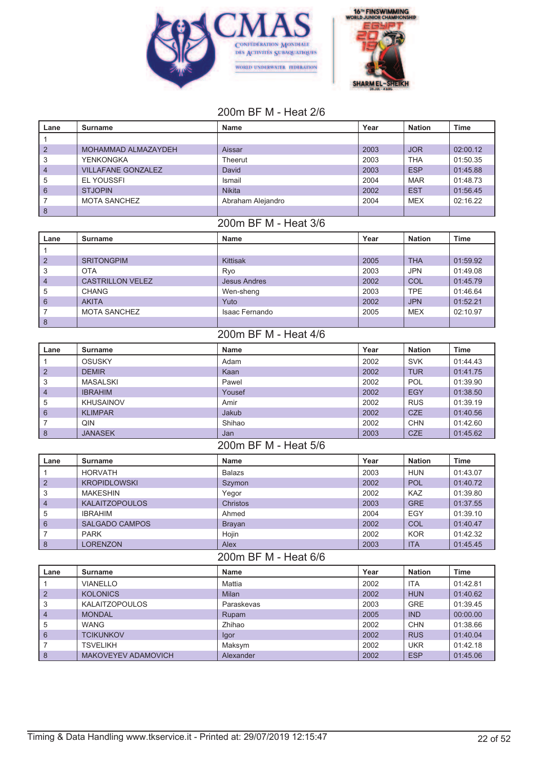## 200m BF M - Heat 2/6

| Lane | Surname | Name | Year | Nation | Time |
|---|---|---|---|---|---|
| 1 | | | | | |
| 2 | MOHAMMAD ALMAZAYDEH | Aissar | 2003 | JOR | 02:00.12 |
| 3 | YENKONGKA | Theerut | 2003 | THA | 01:50.35 |
| 4 | VILLAFANE GONZALEZ | David | 2003 | ESP | 01:45.88 |
| 5 | EL YOUSSFI | Ismail | 2004 | MAR | 01:48.73 |
| 6 | STJOPIN | Nikita | 2002 | EST | 01:56.45 |
| 7 | MOTA SANCHEZ | Abraham Alejandro | 2004 | MEX | 02:16.22 |
| 8 | | | | | |

## 200m BF M - Heat 3/6

| Lane | Surname | Name | Year | Nation | Time |
|---|---|---|---|---|---|
| 1 | | | | | |
| 2 | SRITONGPIM | Kittisak | 2005 | THA | 01:59.92 |
| 3 | OTA | Ryo | 2003 | JPN | 01:49.08 |
| 4 | CASTRILLON VELEZ | Jesus Andres | 2002 | COL | 01:45.79 |
| 5 | CHANG | Wen-sheng | 2003 | TPE | 01:46.64 |
| 6 | AKITA | Yuto | 2002 | JPN | 01:52.21 |
| 7 | MOTA SANCHEZ | Isaac Fernando | 2005 | MEX | 02:10.97 |
| 8 | | | | | |

## 200m BF M - Heat 4/6

| Lane | Surname | Name | Year | Nation | Time |
|---|---|---|---|---|---|
| 1 | OSUSKY | Adam | 2002 | SVK | 01:44.43 |
| 2 | DEMIR | Kaan | 2002 | TUR | 01:41.75 |
| 3 | MASALSKI | Pawel | 2002 | POL | 01:39.90 |
| 4 | IBRAHIM | Yousef | 2002 | EGY | 01:38.50 |
| 5 | KHUSAINOV | Amir | 2002 | RUS | 01:39.19 |
| 6 | KLIMPAR | Jakub | 2002 | CZE | 01:40.56 |
| 7 | QIN | Shihao | 2002 | CHN | 01:42.60 |
| 8 | JANASEK | Jan | 2003 | CZE | 01:45.62 |

## 200m BF M - Heat 5/6

| Lane | Surname | Name | Year | Nation | Time |
|---|---|---|---|---|---|
| 1 | HORVATH | Balazs | 2003 | HUN | 01:43.07 |
| 2 | KROPIDLOWSKI | Szymon | 2002 | POL | 01:40.72 |
| 3 | MAKESHIN | Yegor | 2002 | KAZ | 01:39.80 |
| 4 | KALAITZOPOULOS | Christos | 2003 | GRE | 01:37.55 |
| 5 | IBRAHIM | Ahmed | 2004 | EGY | 01:39.10 |
| 6 | SALGADO CAMPOS | Brayan | 2002 | COL | 01:40.47 |
| 7 | PARK | Hojin | 2002 | KOR | 01:42.32 |
| 8 | LORENZON | Alex | 2003 | ITA | 01:45.45 |

## 200m BF M - Heat 6/6

| Lane | Surname | Name | Year | Nation | Time |
|---|---|---|---|---|---|
| 1 | VIANELLO | Mattia | 2002 | ITA | 01:42.81 |
| 2 | KOLONICS | Milan | 2002 | HUN | 01:40.62 |
| 3 | KALAITZOPOULOS | Paraskevas | 2003 | GRE | 01:39.45 |
| 4 | MONDAL | Rupam | 2005 | IND | 00:00.00 |
| 5 | WANG | Zhihao | 2002 | CHN | 01:38.66 |
| 6 | TCIKUNKOV | Igor | 2002 | RUS | 01:40.04 |
| 7 | TSVELIKH | Maksym | 2002 | UKR | 01:42.18 |
| 8 | MAKOVEYEV ADAMOVICH | Alexander | 2002 | ESP | 01:45.06 |

Timing & Data Handling www.tkservice.it - Printed at: 29/07/2019 12:15:47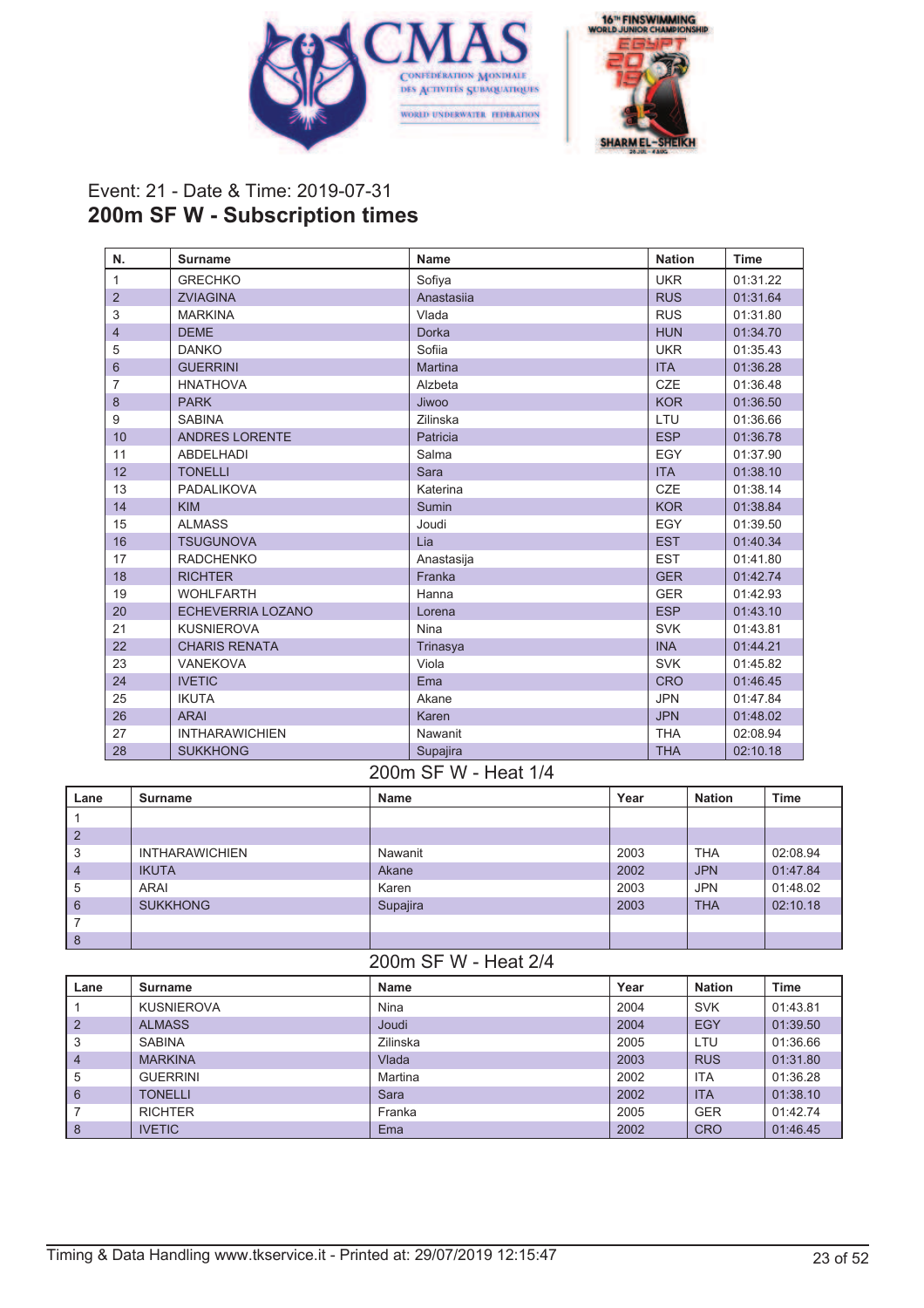Event: 21 - Date & Time: 2019-07-31

## 200m SF W - Subscription times

| N. | Surname | Name | Nation | Time |
|---|---|---|---|---|
| 1 | GRECHKO | Sofiya | UKR | 01:31.22 |
| 2 | ZVIAGINA | Anastasiia | RUS | 01:31.64 |
| 3 | MARKINA | Vlada | RUS | 01:31.80 |
| 4 | DEME | Dorka | HUN | 01:34.70 |
| 5 | DANKO | Sofiia | UKR | 01:35.43 |
| 6 | GUERRINI | Martina | ITA | 01:36.28 |
| 7 | HNATHOVA | Alzbeta | CZE | 01:36.48 |
| 8 | PARK | Jiwoo | KOR | 01:36.50 |
| 9 | SABINA | Zilinska | LTU | 01:36.66 |
| 10 | ANDRES LORENTE | Patricia | ESP | 01:36.78 |
| 11 | ABDELHADI | Salma | EGY | 01:37.90 |
| 12 | TONELLI | Sara | ITA | 01:38.10 |
| 13 | PADALIKOVA | Katerina | CZE | 01:38.14 |
| 14 | KIM | Sumin | KOR | 01:38.84 |
| 15 | ALMASS | Joudi | EGY | 01:39.50 |
| 16 | TSUGUNOVA | Lia | EST | 01:40.34 |
| 17 | RADCHENKO | Anastasija | EST | 01:41.80 |
| 18 | RICHTER | Franka | GER | 01:42.74 |
| 19 | WOHLFARTH | Hanna | GER | 01:42.93 |
| 20 | ECHEVERRIA LOZANO | Lorena | ESP | 01:43.10 |
| 21 | KUSNIEROVA | Nina | SVK | 01:43.81 |
| 22 | CHARIS RENATA | Trinasya | INA | 01:44.21 |
| 23 | VANEKOVA | Viola | SVK | 01:45.82 |
| 24 | IVETIC | Ema | CRO | 01:46.45 |
| 25 | IKUTA | Akane | JPN | 01:47.84 |
| 26 | ARAI | Karen | JPN | 01:48.02 |
| 27 | INTHARAWICHIEN | Nawanit | THA | 02:08.94 |
| 28 | SUKKHONG | Supajira | THA | 02:10.18 |

### 200m SF W - Heat 1/4

| Lane | Surname | Name | Year | Nation | Time |
|---|---|---|---|---|---|
| 1 | | | | | |
| 2 | | | | | |
| 3 | INTHARAWICHIEN | Nawanit | 2003 | THA | 02:08.94 |
| 4 | IKUTA | Akane | 2002 | JPN | 01:47.84 |
| 5 | ARAI | Karen | 2003 | JPN | 01:48.02 |
| 6 | SUKKHONG | Supajira | 2003 | THA | 02:10.18 |
| 7 | | | | | |
| 8 | | | | | |

### 200m SF W - Heat 2/4

| Lane | Surname | Name | Year | Nation | Time |
|---|---|---|---|---|---|
| 1 | KUSNIEROVA | Nina | 2004 | SVK | 01:43.81 |
| 2 | ALMASS | Joudi | 2004 | EGY | 01:39.50 |
| 3 | SABINA | Zilinska | 2005 | LTU | 01:36.66 |
| 4 | MARKINA | Vlada | 2003 | RUS | 01:31.80 |
| 5 | GUERRINI | Martina | 2002 | ITA | 01:36.28 |
| 6 | TONELLI | Sara | 2002 | ITA | 01:38.10 |
| 7 | RICHTER | Franka | 2005 | GER | 01:42.74 |
| 8 | IVETIC | Ema | 2002 | CRO | 01:46.45 |

Timing & Data Handling www.tkservice.it - Printed at: 29/07/2019 12:15:47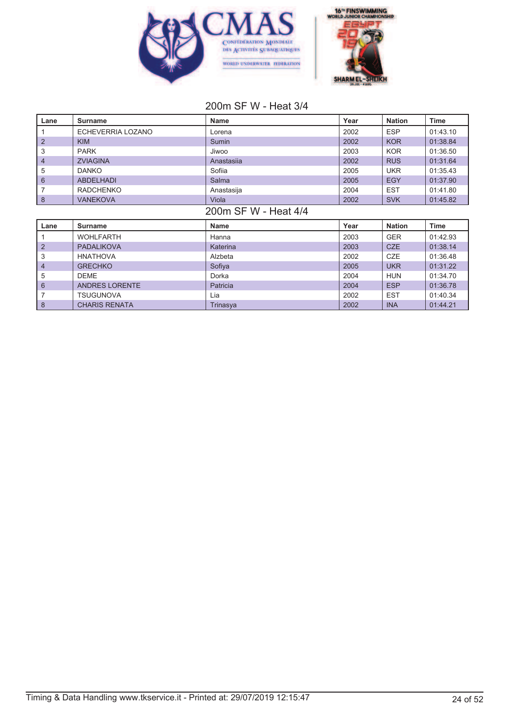## 200m SF W - Heat 3/4

| Lane | Surname | Name | Year | Nation | Time |
|---|---|---|---|---|---|
| 1 | ECHEVERRIA LOZANO | Lorena | 2002 | ESP | 01:43.10 |
| 2 | KIM | Sumin | 2002 | KOR | 01:38.84 |
| 3 | PARK | Jiwoo | 2003 | KOR | 01:36.50 |
| 4 | ZVIAGINA | Anastasiia | 2002 | RUS | 01:31.64 |
| 5 | DANKO | Sofiia | 2005 | UKR | 01:35.43 |
| 6 | ABDELHADI | Salma | 2005 | EGY | 01:37.90 |
| 7 | RADCHENKO | Anastasija | 2004 | EST | 01:41.80 |
| 8 | VANEKOVA | Viola | 2002 | SVK | 01:45.82 |

## 200m SF W - Heat 4/4

| Lane | Surname | Name | Year | Nation | Time |
|---|---|---|---|---|---|
| 1 | WOHLFARTH | Hanna | 2003 | GER | 01:42.93 |
| 2 | PADALIKOVA | Katerina | 2003 | CZE | 01:38.14 |
| 3 | HNATHOVA | Alzbeta | 2002 | CZE | 01:36.48 |
| 4 | GRECHKO | Sofiya | 2005 | UKR | 01:31.22 |
| 5 | DEME | Dorka | 2004 | HUN | 01:34.70 |
| 6 | ANDRES LORENTE | Patricia | 2004 | ESP | 01:36.78 |
| 7 | TSUGUNOVA | Lia | 2002 | EST | 01:40.34 |
| 8 | CHARIS RENATA | Trinasya | 2002 | INA | 01:44.21 |

Timing & Data Handling www.tkservice.it - Printed at: 29/07/2019 12:15:47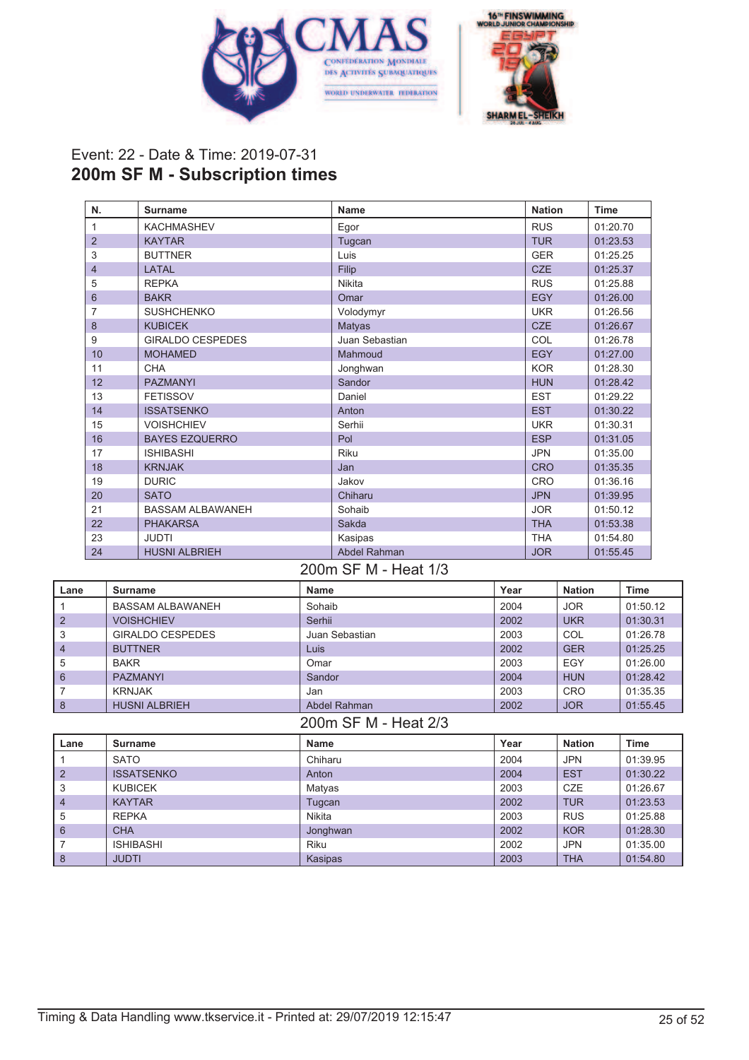Event: 22 - Date & Time: 2019-07-31

## 200m SF M - Subscription times

| N. | Surname | Name | Nation | Time |
|---|---|---|---|---|
| 1 | KACHMASHEV | Egor | RUS | 01:20.70 |
| 2 | KAYTAR | Tugcan | TUR | 01:23.53 |
| 3 | BUTTNER | Luis | GER | 01:25.25 |
| 4 | LATAL | Filip | CZE | 01:25.37 |
| 5 | REPKA | Nikita | RUS | 01:25.88 |
| 6 | BAKR | Omar | EGY | 01:26.00 |
| 7 | SUSHCHENKO | Volodymyr | UKR | 01:26.56 |
| 8 | KUBICEK | Matyas | CZE | 01:26.67 |
| 9 | GIRALDO CESPEDES | Juan Sebastian | COL | 01:26.78 |
| 10 | MOHAMED | Mahmoud | EGY | 01:27.00 |
| 11 | CHA | Jonghwan | KOR | 01:28.30 |
| 12 | PAZMANYI | Sandor | HUN | 01:28.42 |
| 13 | FETISSOV | Daniel | EST | 01:29.22 |
| 14 | ISSATSENKO | Anton | EST | 01:30.22 |
| 15 | VOISHCHIEV | Serhii | UKR | 01:30.31 |
| 16 | BAYES EZQUERRO | Pol | ESP | 01:31.05 |
| 17 | ISHIBASHI | Riku | JPN | 01:35.00 |
| 18 | KRNJAK | Jan | CRO | 01:35.35 |
| 19 | DURIC | Jakov | CRO | 01:36.16 |
| 20 | SATO | Chiharu | JPN | 01:39.95 |
| 21 | BASSAM ALBAWANEH | Sohaib | JOR | 01:50.12 |
| 22 | PHAKARSA | Sakda | THA | 01:53.38 |
| 23 | JUDTI | Kasipas | THA | 01:54.80 |
| 24 | HUSNI ALBRIEH | Abdel Rahman | JOR | 01:55.45 |

### 200m SF M - Heat 1/3

| Lane | Surname | Name | Year | Nation | Time |
|---|---|---|---|---|---|
| 1 | BASSAM ALBAWANEH | Sohaib | 2004 | JOR | 01:50.12 |
| 2 | VOISHCHIEV | Serhii | 2002 | UKR | 01:30.31 |
| 3 | GIRALDO CESPEDES | Juan Sebastian | 2003 | COL | 01:26.78 |
| 4 | BUTTNER | Luis | 2002 | GER | 01:25.25 |
| 5 | BAKR | Omar | 2003 | EGY | 01:26.00 |
| 6 | PAZMANYI | Sandor | 2004 | HUN | 01:28.42 |
| 7 | KRNJAK | Jan | 2003 | CRO | 01:35.35 |
| 8 | HUSNI ALBRIEH | Abdel Rahman | 2002 | JOR | 01:55.45 |

### 200m SF M - Heat 2/3

| Lane | Surname | Name | Year | Nation | Time |
|---|---|---|---|---|---|
| 1 | SATO | Chiharu | 2004 | JPN | 01:39.95 |
| 2 | ISSATSENKO | Anton | 2004 | EST | 01:30.22 |
| 3 | KUBICEK | Matyas | 2003 | CZE | 01:26.67 |
| 4 | KAYTAR | Tugcan | 2002 | TUR | 01:23.53 |
| 5 | REPKA | Nikita | 2003 | RUS | 01:25.88 |
| 6 | CHA | Jonghwan | 2002 | KOR | 01:28.30 |
| 7 | ISHIBASHI | Riku | 2002 | JPN | 01:35.00 |
| 8 | JUDTI | Kasipas | 2003 | THA | 01:54.80 |

Timing & Data Handling www.tkservice.it - Printed at: 29/07/2019 12:15:47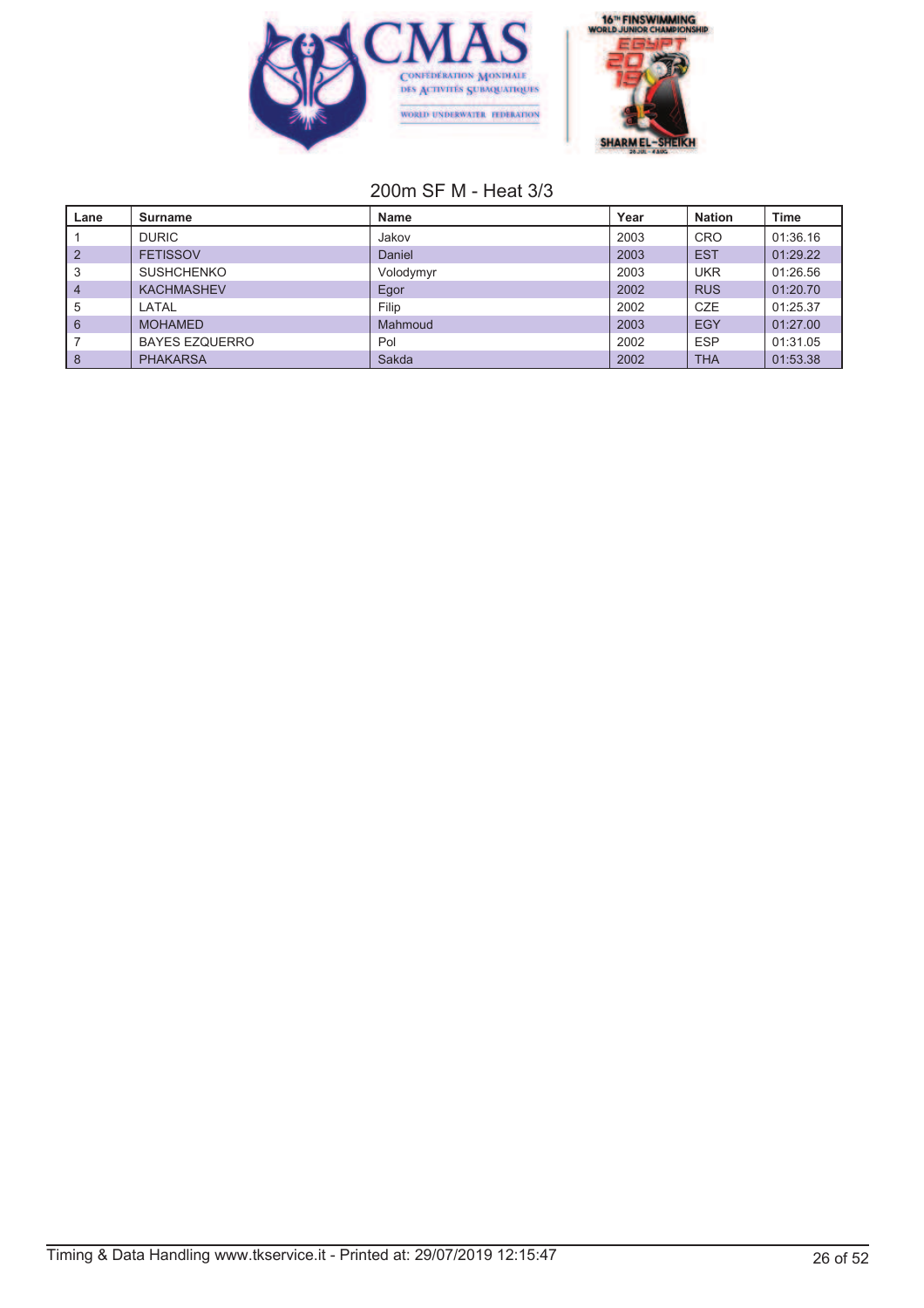## 200m SF M - Heat 3/3

| Lane | Surname | Name | Year | Nation | Time |
|---|---|---|---|---|---|
| 1 | DURIC | Jakov | 2003 | CRO | 01:36.16 |
| 2 | FETISSOV | Daniel | 2003 | EST | 01:29.22 |
| 3 | SUSHCHENKO | Volodymyr | 2003 | UKR | 01:26.56 |
| 4 | KACHMASHEV | Egor | 2002 | RUS | 01:20.70 |
| 5 | LATAL | Filip | 2002 | CZE | 01:25.37 |
| 6 | MOHAMED | Mahmoud | 2003 | EGY | 01:27.00 |
| 7 | BAYES EZQUERRO | Pol | 2002 | ESP | 01:31.05 |
| 8 | PHAKARSA | Sakda | 2002 | THA | 01:53.38 |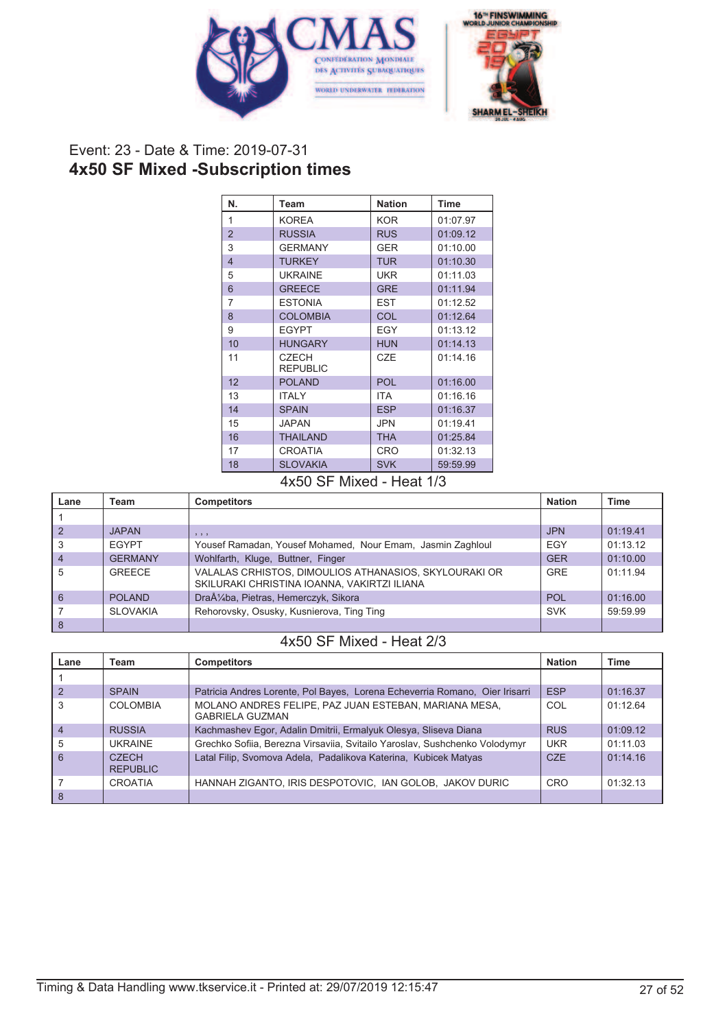Event: 23 - Date & Time: 2019-07-31

# 4x50 SF Mixed -Subscription times

| N. | Team | Nation | Time |
|---|---|---|---|
| 1 | KOREA | KOR | 01:07.97 |
| 2 | RUSSIA | RUS | 01:09.12 |
| 3 | GERMANY | GER | 01:10.00 |
| 4 | TURKEY | TUR | 01:10.30 |
| 5 | UKRAINE | UKR | 01:11.03 |
| 6 | GREECE | GRE | 01:11.94 |
| 7 | ESTONIA | EST | 01:12.52 |
| 8 | COLOMBIA | COL | 01:12.64 |
| 9 | EGYPT | EGY | 01:13.12 |
| 10 | HUNGARY | HUN | 01:14.13 |
| 11 | CZECH REPUBLIC | CZE | 01:14.16 |
| 12 | POLAND | POL | 01:16.00 |
| 13 | ITALY | ITA | 01:16.16 |
| 14 | SPAIN | ESP | 01:16.37 |
| 15 | JAPAN | JPN | 01:19.41 |
| 16 | THAILAND | THA | 01:25.84 |
| 17 | CROATIA | CRO | 01:32.13 |
| 18 | SLOVAKIA | SVK | 59:59.99 |

## 4x50 SF Mixed - Heat 1/3

| Lane | Team | Competitors | Nation | Time |
|---|---|---|---|---|
| 1 | | | | |
| 2 | JAPAN | , , , | JPN | 01:19.41 |
| 3 | EGYPT | Yousef Ramadan, Yousef Mohamed, Nour Emam, Jasmin Zaghloul | EGY | 01:13.12 |
| 4 | GERMANY | Wohlfarth, Kluge, Buttner, Finger | GER | 01:10.00 |
| 5 | GREECE | VALALAS CRHISTOS, DIMOULIOS ATHANASIOS, SKYLOURAKI OR SKILURAKI CHRISTINA IOANNA, VAKIRTZI ILIANA | GRE | 01:11.94 |
| 6 | POLAND | DraÅ¼ba, Pietras, Hemerczyk, Sikora | POL | 01:16.00 |
| 7 | SLOVAKIA | Rehorovsky, Osusky, Kusnierova, Ting Ting | SVK | 59:59.99 |
| 8 | | | | |

## 4x50 SF Mixed - Heat 2/3

| Lane | Team | Competitors | Nation | Time |
|---|---|---|---|---|
| 1 | | | | |
| 2 | SPAIN | Patricia Andres Lorente, Pol Bayes, Lorena Echeverria Romano, Oier Irisarri | ESP | 01:16.37 |
| 3 | COLOMBIA | MOLANO ANDRES FELIPE, PAZ JUAN ESTEBAN, MARIANA MESA, GABRIELA GUZMAN | COL | 01:12.64 |
| 4 | RUSSIA | Kachmashev Egor, Adalin Dmitrii, Ermalyuk Olesya, Sliseva Diana | RUS | 01:09.12 |
| 5 | UKRAINE | Grechko Sofiia, Berezna Virsaviia, Svitailo Yaroslav, Sushchenko Volodymyr | UKR | 01:11.03 |
| 6 | CZECH REPUBLIC | Latal Filip, Svomova Adela, Padalikova Katerina, Kubicek Matyas | CZE | 01:14.16 |
| 7 | CROATIA | HANNAH ZIGANTO, IRIS DESPOTOVIC, IAN GOLOB, JAKOV DURIC | CRO | 01:32.13 |
| 8 | | | | |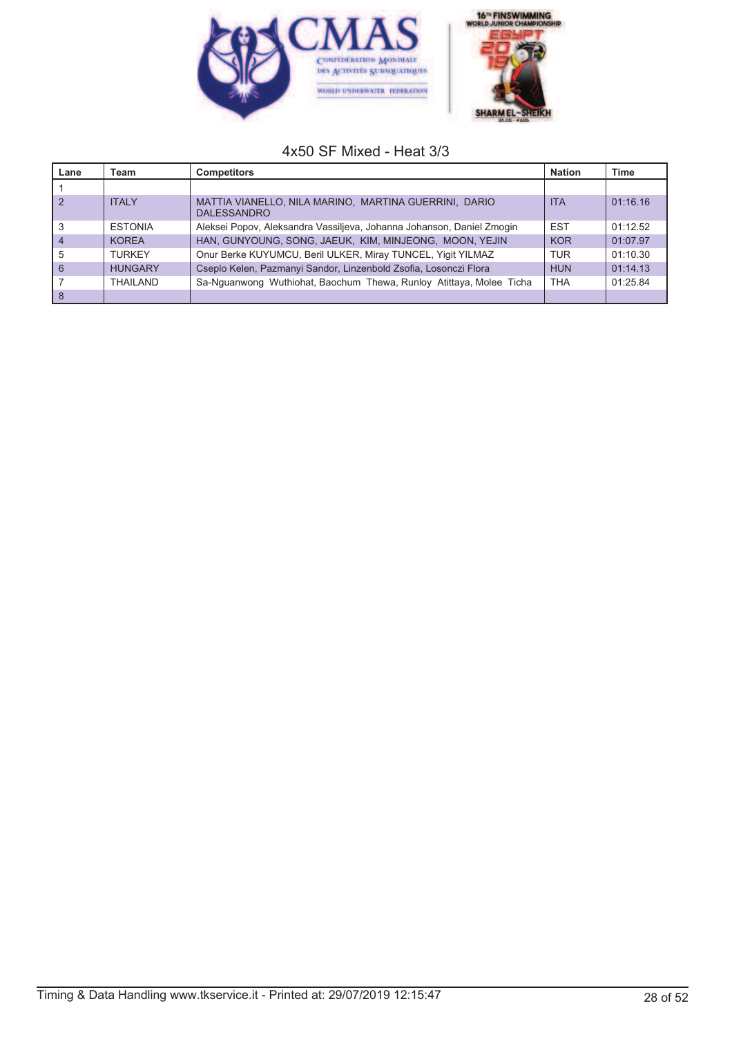## 4x50 SF Mixed - Heat 3/3

| Lane | Team | Competitors | Nation | Time |
|---|---|---|---|---|
| 1 | | | | |
| 2 | ITALY | MATTIA VIANELLO, NILA MARINO, MARTINA GUERRINI, DARIO DALESSANDRO | ITA | 01:16.16 |
| 3 | ESTONIA | Aleksei Popov, Aleksandra Vassiljeva, Johanna Johanson, Daniel Zmogin | EST | 01:12.52 |
| 4 | KOREA | HAN, GUNYOUNG, SONG, JAEUK, KIM, MINJEONG, MOON, YEJIN | KOR | 01:07.97 |
| 5 | TURKEY | Onur Berke KUYUMCU, Beril ULKER, Miray TUNCEL, Yigit YILMAZ | TUR | 01:10.30 |
| 6 | HUNGARY | Cseplo Kelen, Pazmanyi Sandor, Linzenbold Zsofia, Losonczi Flora | HUN | 01:14.13 |
| 7 | THAILAND | Sa-Nguanwong Wuthiohat, Baochum Thewa, Runloy Atittaya, Molee Ticha | THA | 01:25.84 |
| 8 | | | | |

Timing & Data Handling www.tkservice.it - Printed at: 29/07/2019 12:15:47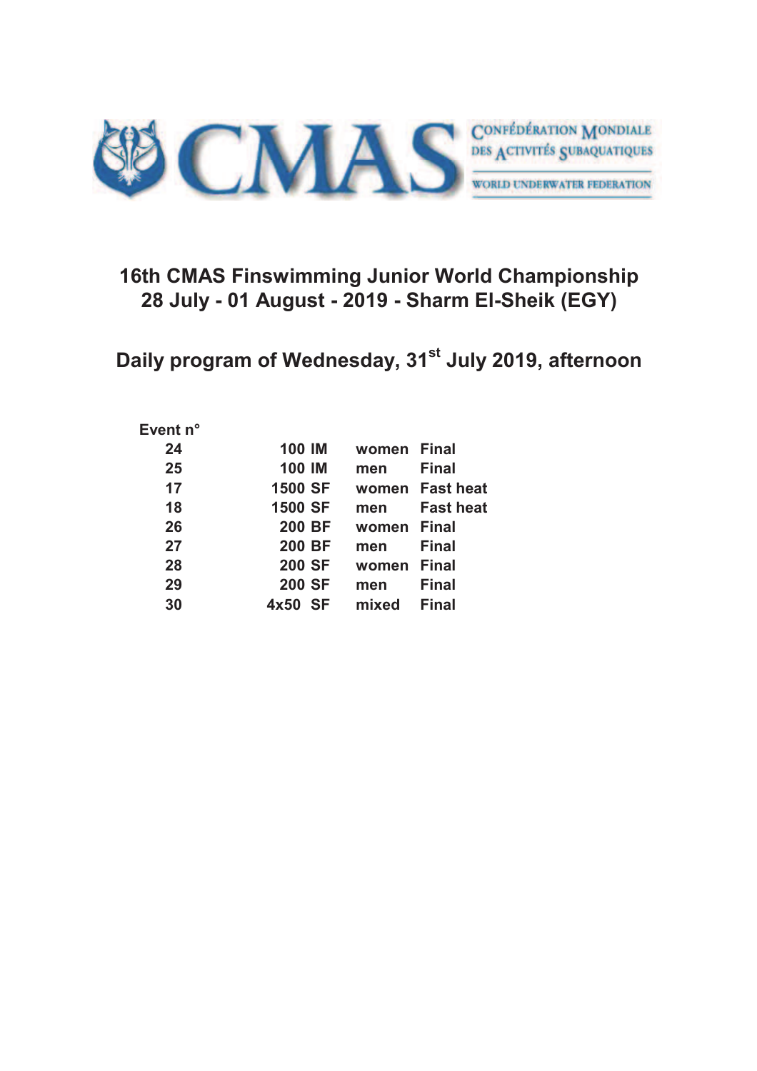CONFÉDÉRATION MONDIALE DES ACTIVITÉS SUBAQUATIQUES

WORLD UNDERWATER FEDERATION

## 16th CMAS Finswimming Junior World Championship
## 28 July - 01 August - 2019 - Sharm El-Sheik (EGY)

## Daily program of Wednesday, 31st July 2019, afternoon

| Event n° | | | |
|---|---|---|---|
| 24 | 100 IM | women | Final |
| 25 | 100 IM | men | Final |
| 17 | 1500 SF | women | Fast heat |
| 18 | 1500 SF | men | Fast heat |
| 26 | 200 BF | women | Final |
| 27 | 200 BF | men | Final |
| 28 | 200 SF | women | Final |
| 29 | 200 SF | men | Final |
| 30 | 4x50 SF | mixed | Final |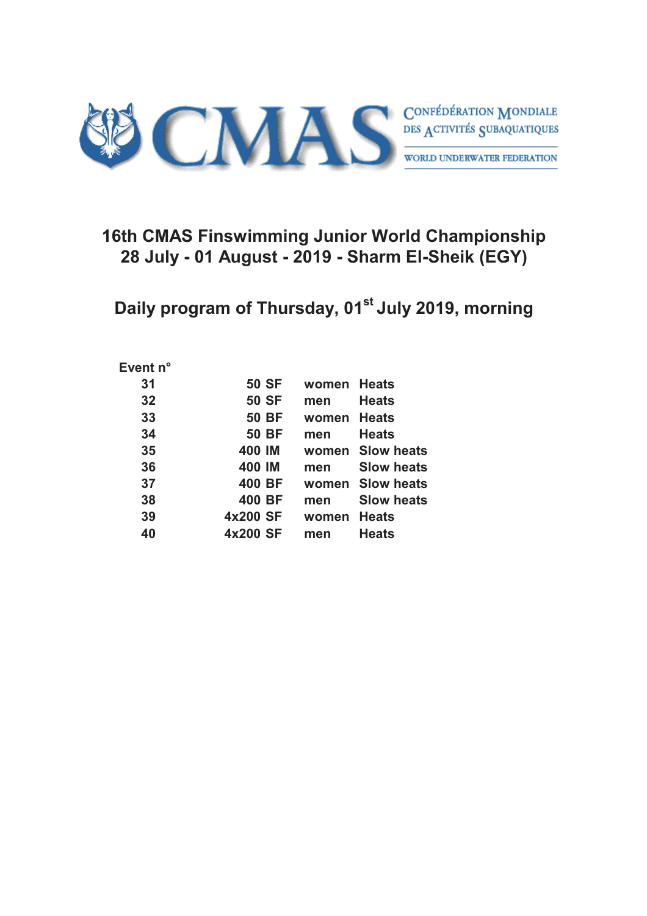CONFÉDÉRATION MONDIALE DES ACTIVITÉS SUBAQUATIQUES

WORLD UNDERWATER FEDERATION

## 16th CMAS Finswimming Junior World Championship
## 28 July - 01 August - 2019 - Sharm El-Sheik (EGY)

## Daily program of Thursday, 01st July 2019, morning

| Event n° | | | |
|---|---|---|---|
| 31 | 50 SF | women | Heats |
| 32 | 50 SF | men | Heats |
| 33 | 50 BF | women | Heats |
| 34 | 50 BF | men | Heats |
| 35 | 400 IM | women | Slow heats |
| 36 | 400 IM | men | Slow heats |
| 37 | 400 BF | women | Slow heats |
| 38 | 400 BF | men | Slow heats |
| 39 | 4x200 SF | women | Heats |
| 40 | 4x200 SF | men | Heats |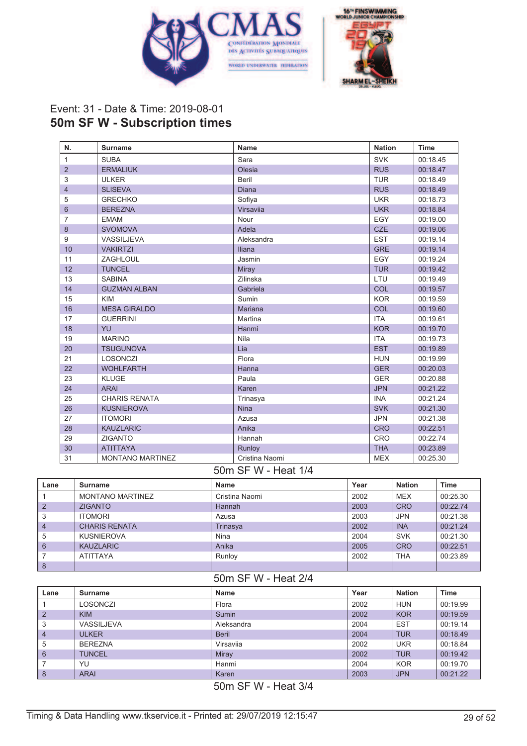Event: 31 - Date & Time: 2019-08-01

## 50m SF W - Subscription times

| N. | Surname | Name | Nation | Time |
|---|---|---|---|---|
| 1 | SUBA | Sara | SVK | 00:18.45 |
| 2 | ERMALIUK | Olesia | RUS | 00:18.47 |
| 3 | ULKER | Beril | TUR | 00:18.49 |
| 4 | SLISEVA | Diana | RUS | 00:18.49 |
| 5 | GRECHKO | Sofiya | UKR | 00:18.73 |
| 6 | BEREZNA | Virsaviia | UKR | 00:18.84 |
| 7 | EMAM | Nour | EGY | 00:19.00 |
| 8 | SVOMOVA | Adela | CZE | 00:19.06 |
| 9 | VASSILJEVA | Aleksandra | EST | 00:19.14 |
| 10 | VAKIRTZI | Iliana | GRE | 00:19.14 |
| 11 | ZAGHLOUL | Jasmin | EGY | 00:19.24 |
| 12 | TUNCEL | Miray | TUR | 00:19.42 |
| 13 | SABINA | Zilinska | LTU | 00:19.49 |
| 14 | GUZMAN ALBAN | Gabriela | COL | 00:19.57 |
| 15 | KIM | Sumin | KOR | 00:19.59 |
| 16 | MESA GIRALDO | Mariana | COL | 00:19.60 |
| 17 | GUERRINI | Martina | ITA | 00:19.61 |
| 18 | YU | Hanmi | KOR | 00:19.70 |
| 19 | MARINO | Nila | ITA | 00:19.73 |
| 20 | TSUGUNOVA | Lia | EST | 00:19.89 |
| 21 | LOSONCZI | Flora | HUN | 00:19.99 |
| 22 | WOHLFARTH | Hanna | GER | 00:20.03 |
| 23 | KLUGE | Paula | GER | 00:20.88 |
| 24 | ARAI | Karen | JPN | 00:21.22 |
| 25 | CHARIS RENATA | Trinasya | INA | 00:21.24 |
| 26 | KUSNIEROVA | Nina | SVK | 00:21.30 |
| 27 | ITOMORI | Azusa | JPN | 00:21.38 |
| 28 | KAUZLARIC | Anika | CRO | 00:22.51 |
| 29 | ZIGANTO | Hannah | CRO | 00:22.74 |
| 30 | ATITTAYA | Runloy | THA | 00:23.89 |
| 31 | MONTANO MARTINEZ | Cristina Naomi | MEX | 00:25.30 |

### 50m SF W - Heat 1/4

| Lane | Surname | Name | Year | Nation | Time |
|---|---|---|---|---|---|
| 1 | MONTANO MARTINEZ | Cristina Naomi | 2002 | MEX | 00:25.30 |
| 2 | ZIGANTO | Hannah | 2003 | CRO | 00:22.74 |
| 3 | ITOMORI | Azusa | 2003 | JPN | 00:21.38 |
| 4 | CHARIS RENATA | Trinasya | 2002 | INA | 00:21.24 |
| 5 | KUSNIEROVA | Nina | 2004 | SVK | 00:21.30 |
| 6 | KAUZLARIC | Anika | 2005 | CRO | 00:22.51 |
| 7 | ATITTAYA | Runloy | 2002 | THA | 00:23.89 |
| 8 | | | | | |

### 50m SF W - Heat 2/4

| Lane | Surname | Name | Year | Nation | Time |
|---|---|---|---|---|---|
| 1 | LOSONCZI | Flora | 2002 | HUN | 00:19.99 |
| 2 | KIM | Sumin | 2002 | KOR | 00:19.59 |
| 3 | VASSILJEVA | Aleksandra | 2004 | EST | 00:19.14 |
| 4 | ULKER | Beril | 2004 | TUR | 00:18.49 |
| 5 | BEREZNA | Virsaviia | 2002 | UKR | 00:18.84 |
| 6 | TUNCEL | Miray | 2002 | TUR | 00:19.42 |
| 7 | YU | Hanmi | 2004 | KOR | 00:19.70 |
| 8 | ARAI | Karen | 2003 | JPN | 00:21.22 |

### 50m SF W - Heat 3/4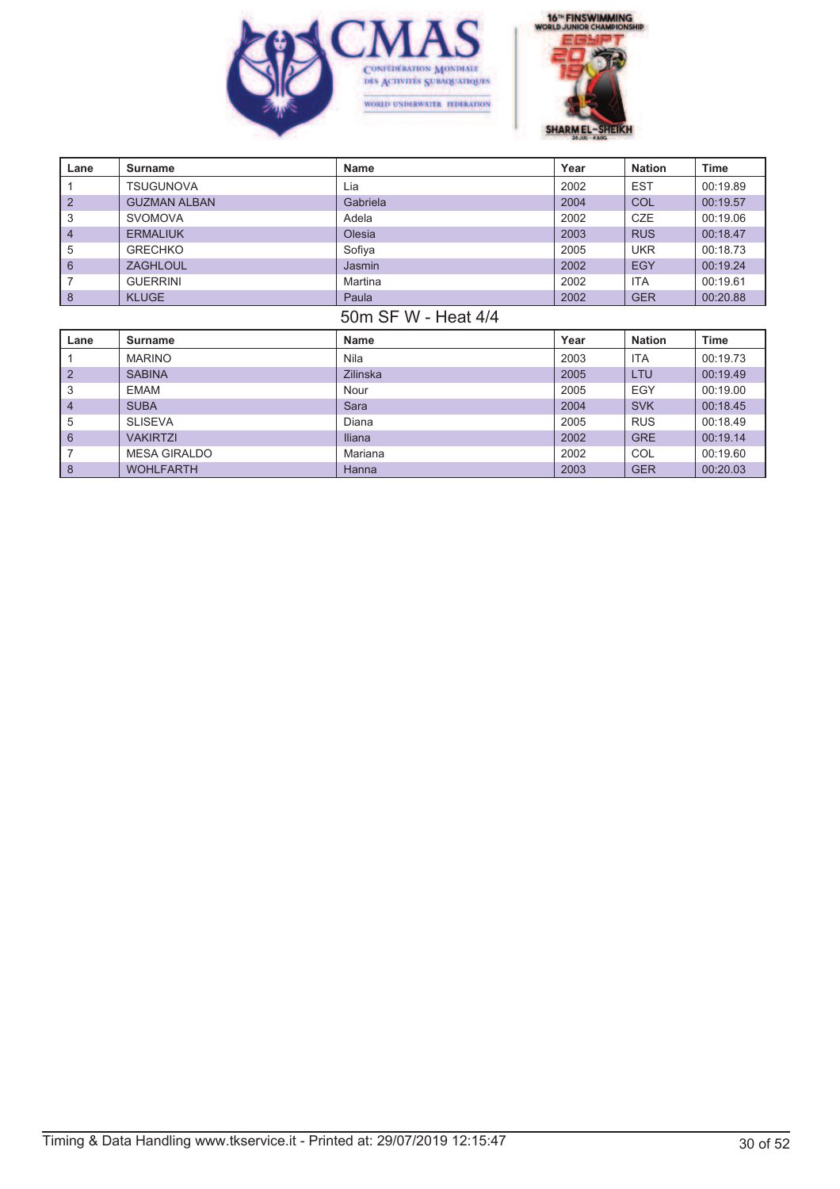| Lane | Surname | Name | Year | Nation | Time |
|---|---|---|---|---|---|
| 1 | TSUGUNOVA | Lia | 2002 | EST | 00:19.89 |
| 2 | GUZMAN ALBAN | Gabriela | 2004 | COL | 00:19.57 |
| 3 | SVOMOVA | Adela | 2002 | CZE | 00:19.06 |
| 4 | ERMALIUK | Olesia | 2003 | RUS | 00:18.47 |
| 5 | GRECHKO | Sofiya | 2005 | UKR | 00:18.73 |
| 6 | ZAGHLOUL | Jasmin | 2002 | EGY | 00:19.24 |
| 7 | GUERRINI | Martina | 2002 | ITA | 00:19.61 |
| 8 | KLUGE | Paula | 2002 | GER | 00:20.88 |

## 50m SF W - Heat 4/4

| Lane | Surname | Name | Year | Nation | Time |
|---|---|---|---|---|---|
| 1 | MARINO | Nila | 2003 | ITA | 00:19.73 |
| 2 | SABINA | Zilinska | 2005 | LTU | 00:19.49 |
| 3 | EMAM | Nour | 2005 | EGY | 00:19.00 |
| 4 | SUBA | Sara | 2004 | SVK | 00:18.45 |
| 5 | SLISEVA | Diana | 2005 | RUS | 00:18.49 |
| 6 | VAKIRTZI | Iliana | 2002 | GRE | 00:19.14 |
| 7 | MESA GIRALDO | Mariana | 2002 | COL | 00:19.60 |
| 8 | WOHLFARTH | Hanna | 2003 | GER | 00:20.03 |

Timing & Data Handling www.tkservice.it - Printed at: 29/07/2019 12:15:47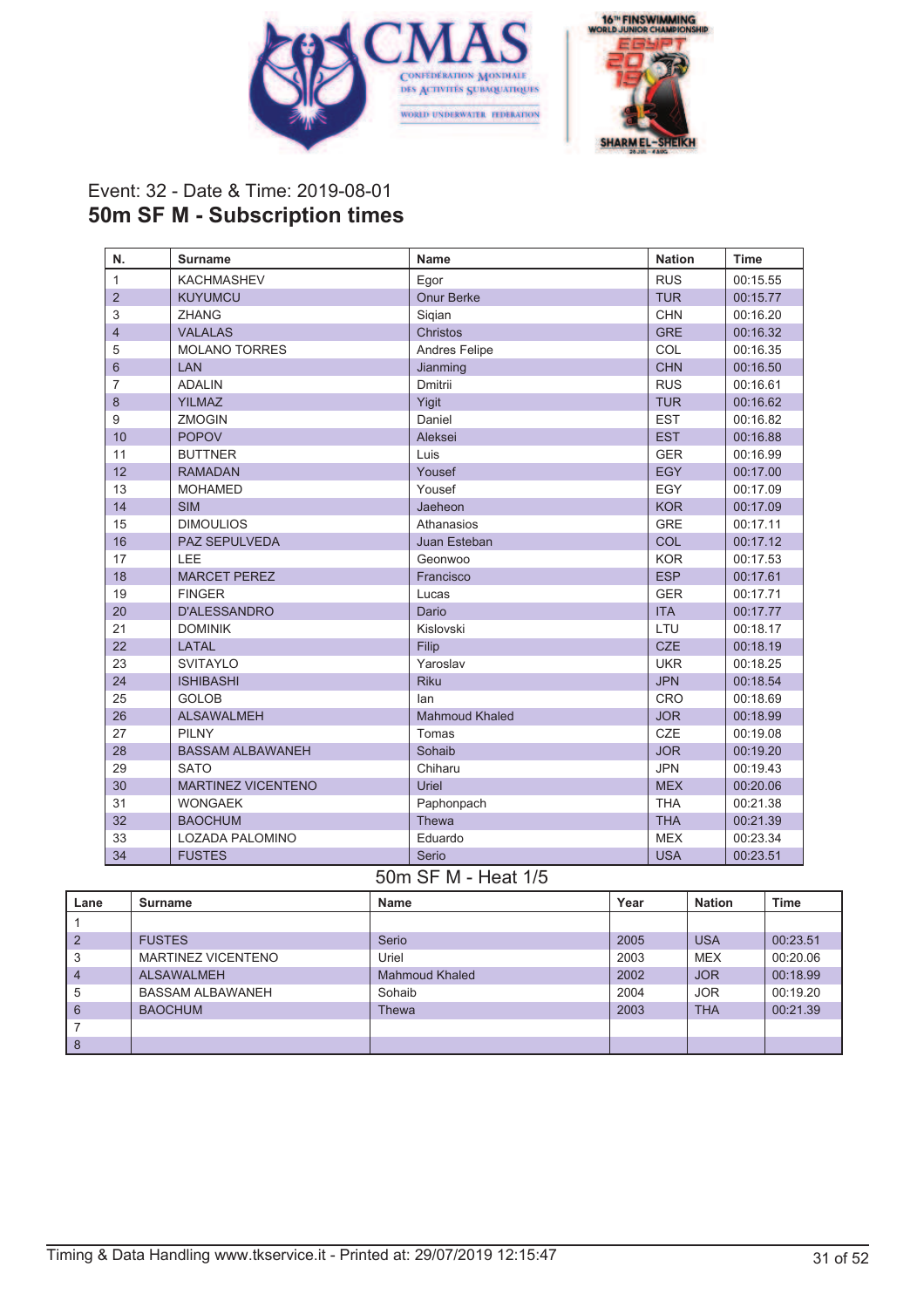Event: 32 - Date & Time: 2019-08-01

## 50m SF M - Subscription times

| N. | Surname | Name | Nation | Time |
|---|---|---|---|---|
| 1 | KACHMASHEV | Egor | RUS | 00:15.55 |
| 2 | KUYUMCU | Onur Berke | TUR | 00:15.77 |
| 3 | ZHANG | Siqian | CHN | 00:16.20 |
| 4 | VALALAS | Christos | GRE | 00:16.32 |
| 5 | MOLANO TORRES | Andres Felipe | COL | 00:16.35 |
| 6 | LAN | Jianming | CHN | 00:16.50 |
| 7 | ADALIN | Dmitrii | RUS | 00:16.61 |
| 8 | YILMAZ | Yigit | TUR | 00:16.62 |
| 9 | ZMOGIN | Daniel | EST | 00:16.82 |
| 10 | POPOV | Aleksei | EST | 00:16.88 |
| 11 | BUTTNER | Luis | GER | 00:16.99 |
| 12 | RAMADAN | Yousef | EGY | 00:17.00 |
| 13 | MOHAMED | Yousef | EGY | 00:17.09 |
| 14 | SIM | Jaeheon | KOR | 00:17.09 |
| 15 | DIMOULIOS | Athanasios | GRE | 00:17.11 |
| 16 | PAZ SEPULVEDA | Juan Esteban | COL | 00:17.12 |
| 17 | LEE | Geonwoo | KOR | 00:17.53 |
| 18 | MARCET PEREZ | Francisco | ESP | 00:17.61 |
| 19 | FINGER | Lucas | GER | 00:17.71 |
| 20 | D'ALESSANDRO | Dario | ITA | 00:17.77 |
| 21 | DOMINIK | Kislovski | LTU | 00:18.17 |
| 22 | LATAL | Filip | CZE | 00:18.19 |
| 23 | SVITAYLO | Yaroslav | UKR | 00:18.25 |
| 24 | ISHIBASHI | Riku | JPN | 00:18.54 |
| 25 | GOLOB | Ian | CRO | 00:18.69 |
| 26 | ALSAWALMEH | Mahmoud Khaled | JOR | 00:18.99 |
| 27 | PILNY | Tomas | CZE | 00:19.08 |
| 28 | BASSAM ALBAWANEH | Sohaib | JOR | 00:19.20 |
| 29 | SATO | Chiharu | JPN | 00:19.43 |
| 30 | MARTINEZ VICENTENO | Uriel | MEX | 00:20.06 |
| 31 | WONGAEK | Paphonpach | THA | 00:21.38 |
| 32 | BAOCHUM | Thewa | THA | 00:21.39 |
| 33 | LOZADA PALOMINO | Eduardo | MEX | 00:23.34 |
| 34 | FUSTES | Serio | USA | 00:23.51 |

### 50m SF M - Heat 1/5

| Lane | Surname | Name | Year | Nation | Time |
|---|---|---|---|---|---|
| 1 | | | | | |
| 2 | FUSTES | Serio | 2005 | USA | 00:23.51 |
| 3 | MARTINEZ VICENTENO | Uriel | 2003 | MEX | 00:20.06 |
| 4 | ALSAWALMEH | Mahmoud Khaled | 2002 | JOR | 00:18.99 |
| 5 | BASSAM ALBAWANEH | Sohaib | 2004 | JOR | 00:19.20 |
| 6 | BAOCHUM | Thewa | 2003 | THA | 00:21.39 |
| 7 | | | | | |
| 8 | | | | | |

Timing & Data Handling www.tkservice.it - Printed at: 29/07/2019 12:15:47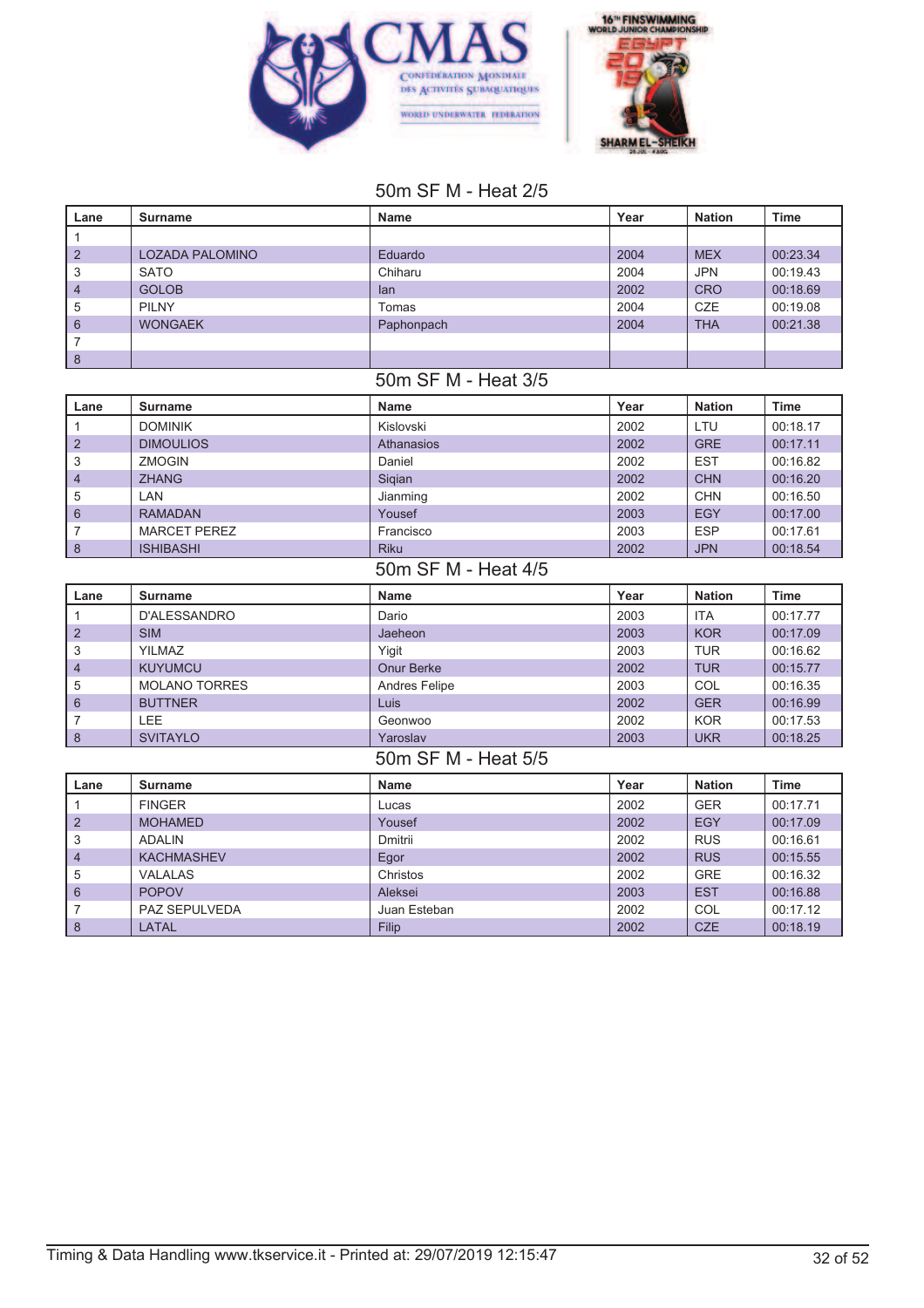## 50m SF M - Heat 2/5

| Lane | Surname | Name | Year | Nation | Time |
|---|---|---|---|---|---|
| 1 | | | | | |
| 2 | LOZADA PALOMINO | Eduardo | 2004 | MEX | 00:23.34 |
| 3 | SATO | Chiharu | 2004 | JPN | 00:19.43 |
| 4 | GOLOB | Ian | 2002 | CRO | 00:18.69 |
| 5 | PILNY | Tomas | 2004 | CZE | 00:19.08 |
| 6 | WONGAEK | Paphonpach | 2004 | THA | 00:21.38 |
| 7 | | | | | |
| 8 | | | | | |

## 50m SF M - Heat 3/5

| Lane | Surname | Name | Year | Nation | Time |
|---|---|---|---|---|---|
| 1 | DOMINIK | Kislovski | 2002 | LTU | 00:18.17 |
| 2 | DIMOULIOS | Athanasios | 2002 | GRE | 00:17.11 |
| 3 | ZMOGIN | Daniel | 2002 | EST | 00:16.82 |
| 4 | ZHANG | Siqian | 2002 | CHN | 00:16.20 |
| 5 | LAN | Jianming | 2002 | CHN | 00:16.50 |
| 6 | RAMADAN | Yousef | 2003 | EGY | 00:17.00 |
| 7 | MARCET PEREZ | Francisco | 2003 | ESP | 00:17.61 |
| 8 | ISHIBASHI | Riku | 2002 | JPN | 00:18.54 |

## 50m SF M - Heat 4/5

| Lane | Surname | Name | Year | Nation | Time |
|---|---|---|---|---|---|
| 1 | D'ALESSANDRO | Dario | 2003 | ITA | 00:17.77 |
| 2 | SIM | Jaeheon | 2003 | KOR | 00:17.09 |
| 3 | YILMAZ | Yigit | 2003 | TUR | 00:16.62 |
| 4 | KUYUMCU | Onur Berke | 2002 | TUR | 00:15.77 |
| 5 | MOLANO TORRES | Andres Felipe | 2003 | COL | 00:16.35 |
| 6 | BUTTNER | Luis | 2002 | GER | 00:16.99 |
| 7 | LEE | Geonwoo | 2002 | KOR | 00:17.53 |
| 8 | SVITAYLO | Yaroslav | 2003 | UKR | 00:18.25 |

## 50m SF M - Heat 5/5

| Lane | Surname | Name | Year | Nation | Time |
|---|---|---|---|---|---|
| 1 | FINGER | Lucas | 2002 | GER | 00:17.71 |
| 2 | MOHAMED | Yousef | 2002 | EGY | 00:17.09 |
| 3 | ADALIN | Dmitrii | 2002 | RUS | 00:16.61 |
| 4 | KACHMASHEV | Egor | 2002 | RUS | 00:15.55 |
| 5 | VALALAS | Christos | 2002 | GRE | 00:16.32 |
| 6 | POPOV | Aleksei | 2003 | EST | 00:16.88 |
| 7 | PAZ SEPULVEDA | Juan Esteban | 2002 | COL | 00:17.12 |
| 8 | LATAL | Filip | 2002 | CZE | 00:18.19 |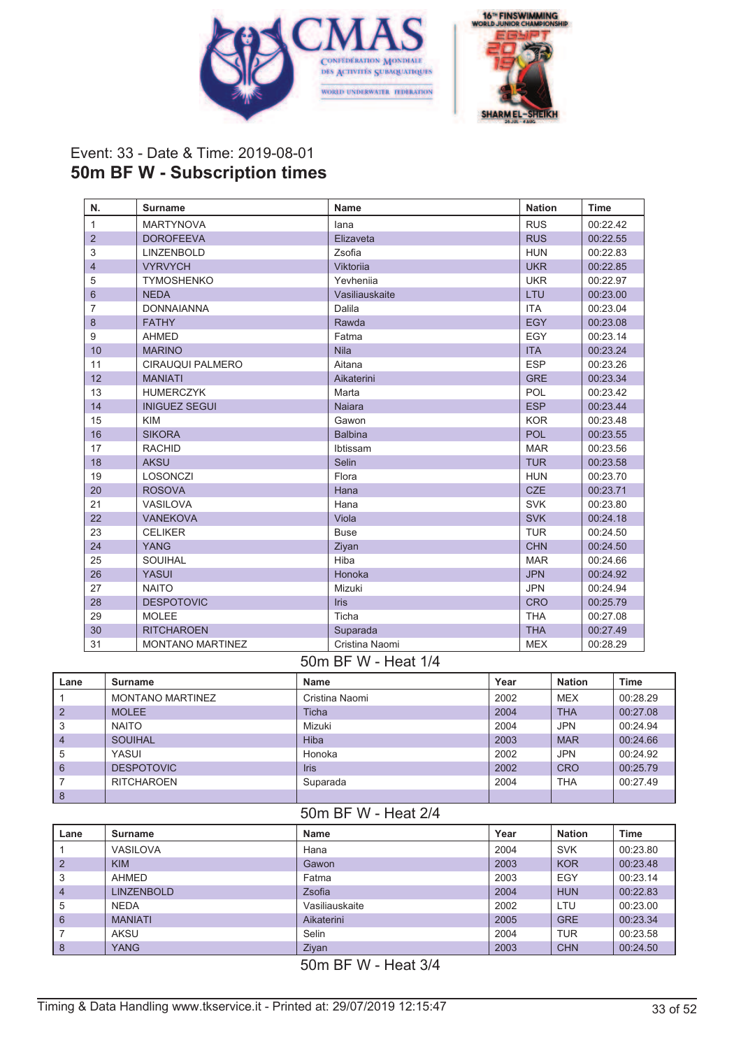Event: 33 - Date & Time: 2019-08-01

## 50m BF W - Subscription times

| N. | Surname | Name | Nation | Time |
|---|---|---|---|---|
| 1 | MARTYNOVA | Iana | RUS | 00:22.42 |
| 2 | DOROFEEVA | Elizaveta | RUS | 00:22.55 |
| 3 | LINZENBOLD | Zsofia | HUN | 00:22.83 |
| 4 | VYRVYCH | Viktoriia | UKR | 00:22.85 |
| 5 | TYMOSHENKO | Yevheniia | UKR | 00:22.97 |
| 6 | NEDA | Vasiliauskaite | LTU | 00:23.00 |
| 7 | DONNAIANNA | Dalila | ITA | 00:23.04 |
| 8 | FATHY | Rawda | EGY | 00:23.08 |
| 9 | AHMED | Fatma | EGY | 00:23.14 |
| 10 | MARINO | Nila | ITA | 00:23.24 |
| 11 | CIRAUQUI PALMERO | Aitana | ESP | 00:23.26 |
| 12 | MANIATI | Aikaterini | GRE | 00:23.34 |
| 13 | HUMERCZYK | Marta | POL | 00:23.42 |
| 14 | INIGUEZ SEGUI | Naiara | ESP | 00:23.44 |
| 15 | KIM | Gawon | KOR | 00:23.48 |
| 16 | SIKORA | Balbina | POL | 00:23.55 |
| 17 | RACHID | Ibtissam | MAR | 00:23.56 |
| 18 | AKSU | Selin | TUR | 00:23.58 |
| 19 | LOSONCZI | Flora | HUN | 00:23.70 |
| 20 | ROSOVA | Hana | CZE | 00:23.71 |
| 21 | VASILOVA | Hana | SVK | 00:23.80 |
| 22 | VANEKOVA | Viola | SVK | 00:24.18 |
| 23 | CELIKER | Buse | TUR | 00:24.50 |
| 24 | YANG | Ziyan | CHN | 00:24.50 |
| 25 | SOUIHAL | Hiba | MAR | 00:24.66 |
| 26 | YASUI | Honoka | JPN | 00:24.92 |
| 27 | NAITO | Mizuki | JPN | 00:24.94 |
| 28 | DESPOTOVIC | Iris | CRO | 00:25.79 |
| 29 | MOLEE | Ticha | THA | 00:27.08 |
| 30 | RITCHAROEN | Suparada | THA | 00:27.49 |
| 31 | MONTANO MARTINEZ | Cristina Naomi | MEX | 00:28.29 |

### 50m BF W - Heat 1/4

| Lane | Surname | Name | Year | Nation | Time |
|---|---|---|---|---|---|
| 1 | MONTANO MARTINEZ | Cristina Naomi | 2002 | MEX | 00:28.29 |
| 2 | MOLEE | Ticha | 2004 | THA | 00:27.08 |
| 3 | NAITO | Mizuki | 2004 | JPN | 00:24.94 |
| 4 | SOUIHAL | Hiba | 2003 | MAR | 00:24.66 |
| 5 | YASUI | Honoka | 2002 | JPN | 00:24.92 |
| 6 | DESPOTOVIC | Iris | 2002 | CRO | 00:25.79 |
| 7 | RITCHAROEN | Suparada | 2004 | THA | 00:27.49 |
| 8 | | | | | |

### 50m BF W - Heat 2/4

| Lane | Surname | Name | Year | Nation | Time |
|---|---|---|---|---|---|
| 1 | VASILOVA | Hana | 2004 | SVK | 00:23.80 |
| 2 | KIM | Gawon | 2003 | KOR | 00:23.48 |
| 3 | AHMED | Fatma | 2003 | EGY | 00:23.14 |
| 4 | LINZENBOLD | Zsofia | 2004 | HUN | 00:22.83 |
| 5 | NEDA | Vasiliauskaite | 2002 | LTU | 00:23.00 |
| 6 | MANIATI | Aikaterini | 2005 | GRE | 00:23.34 |
| 7 | AKSU | Selin | 2004 | TUR | 00:23.58 |
| 8 | YANG | Ziyan | 2003 | CHN | 00:24.50 |

### 50m BF W - Heat 3/4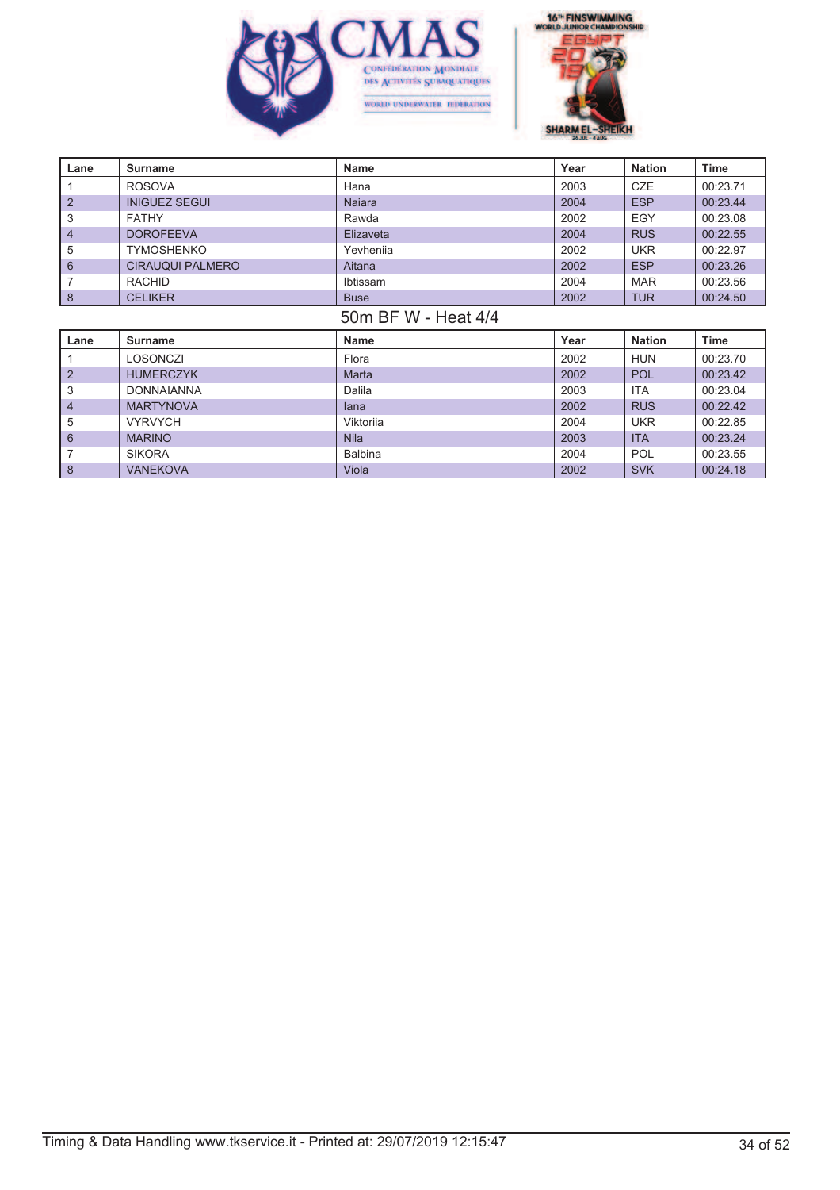| Lane | Surname | Name | Year | Nation | Time |
|---|---|---|---|---|---|
| 1 | ROSOVA | Hana | 2003 | CZE | 00:23.71 |
| 2 | INIGUEZ SEGUI | Naiara | 2004 | ESP | 00:23.44 |
| 3 | FATHY | Rawda | 2002 | EGY | 00:23.08 |
| 4 | DOROFEEVA | Elizaveta | 2004 | RUS | 00:22.55 |
| 5 | TYMOSHENKO | Yevheniia | 2002 | UKR | 00:22.97 |
| 6 | CIRAUQUI PALMERO | Aitana | 2002 | ESP | 00:23.26 |
| 7 | RACHID | Ibtissam | 2004 | MAR | 00:23.56 |
| 8 | CELIKER | Buse | 2002 | TUR | 00:24.50 |

## 50m BF W - Heat 4/4

| Lane | Surname | Name | Year | Nation | Time |
|---|---|---|---|---|---|
| 1 | LOSONCZI | Flora | 2002 | HUN | 00:23.70 |
| 2 | HUMERCZYK | Marta | 2002 | POL | 00:23.42 |
| 3 | DONNAIANNA | Dalila | 2003 | ITA | 00:23.04 |
| 4 | MARTYNOVA | Iana | 2002 | RUS | 00:22.42 |
| 5 | VYRVYCH | Viktoriia | 2004 | UKR | 00:22.85 |
| 6 | MARINO | Nila | 2003 | ITA | 00:23.24 |
| 7 | SIKORA | Balbina | 2004 | POL | 00:23.55 |
| 8 | VANEKOVA | Viola | 2002 | SVK | 00:24.18 |

Timing & Data Handling www.tkservice.it - Printed at: 29/07/2019 12:15:47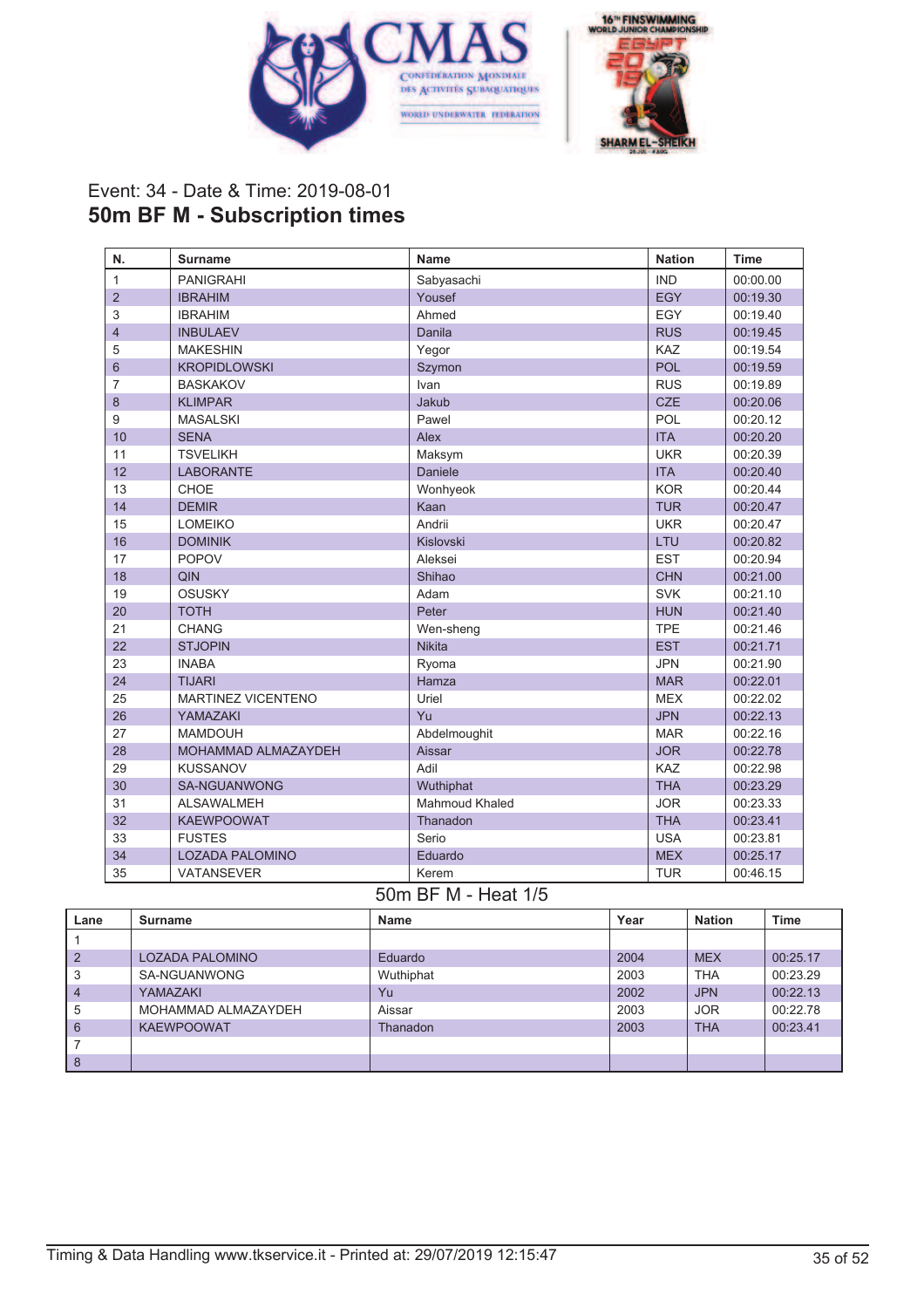Event: 34 - Date & Time: 2019-08-01

## 50m BF M - Subscription times

| N. | Surname | Name | Nation | Time |
|---|---|---|---|---|
| 1 | PANIGRAHI | Sabyasachi | IND | 00:00.00 |
| 2 | IBRAHIM | Yousef | EGY | 00:19.30 |
| 3 | IBRAHIM | Ahmed | EGY | 00:19.40 |
| 4 | INBULAEV | Danila | RUS | 00:19.45 |
| 5 | MAKESHIN | Yegor | KAZ | 00:19.54 |
| 6 | KROPIDLOWSKI | Szymon | POL | 00:19.59 |
| 7 | BASKAKOV | Ivan | RUS | 00:19.89 |
| 8 | KLIMPAR | Jakub | CZE | 00:20.06 |
| 9 | MASALSKI | Pawel | POL | 00:20.12 |
| 10 | SENA | Alex | ITA | 00:20.20 |
| 11 | TSVELIKH | Maksym | UKR | 00:20.39 |
| 12 | LABORANTE | Daniele | ITA | 00:20.40 |
| 13 | CHOE | Wonhyeok | KOR | 00:20.44 |
| 14 | DEMIR | Kaan | TUR | 00:20.47 |
| 15 | LOMEIKO | Andrii | UKR | 00:20.47 |
| 16 | DOMINIK | Kislovski | LTU | 00:20.82 |
| 17 | POPOV | Aleksei | EST | 00:20.94 |
| 18 | QIN | Shihao | CHN | 00:21.00 |
| 19 | OSUSKY | Adam | SVK | 00:21.10 |
| 20 | TOTH | Peter | HUN | 00:21.40 |
| 21 | CHANG | Wen-sheng | TPE | 00:21.46 |
| 22 | STJOPIN | Nikita | EST | 00:21.71 |
| 23 | INABA | Ryoma | JPN | 00:21.90 |
| 24 | TIJARI | Hamza | MAR | 00:22.01 |
| 25 | MARTINEZ VICENTENO | Uriel | MEX | 00:22.02 |
| 26 | YAMAZAKI | Yu | JPN | 00:22.13 |
| 27 | MAMDOUH | Abdelmoughit | MAR | 00:22.16 |
| 28 | MOHAMMAD ALMAZAYDEH | Aissar | JOR | 00:22.78 |
| 29 | KUSSANOV | Adil | KAZ | 00:22.98 |
| 30 | SA-NGUANWONG | Wuthiphat | THA | 00:23.29 |
| 31 | ALSAWALMEH | Mahmoud Khaled | JOR | 00:23.33 |
| 32 | KAEWPOOWAT | Thanadon | THA | 00:23.41 |
| 33 | FUSTES | Serio | USA | 00:23.81 |
| 34 | LOZADA PALOMINO | Eduardo | MEX | 00:25.17 |
| 35 | VATANSEVER | Kerem | TUR | 00:46.15 |

### 50m BF M - Heat 1/5

| Lane | Surname | Name | Year | Nation | Time |
|---|---|---|---|---|---|
| 1 | | | | | |
| 2 | LOZADA PALOMINO | Eduardo | 2004 | MEX | 00:25.17 |
| 3 | SA-NGUANWONG | Wuthiphat | 2003 | THA | 00:23.29 |
| 4 | YAMAZAKI | Yu | 2002 | JPN | 00:22.13 |
| 5 | MOHAMMAD ALMAZAYDEH | Aissar | 2003 | JOR | 00:22.78 |
| 6 | KAEWPOOWAT | Thanadon | 2003 | THA | 00:23.41 |
| 7 | | | | | |
| 8 | | | | | |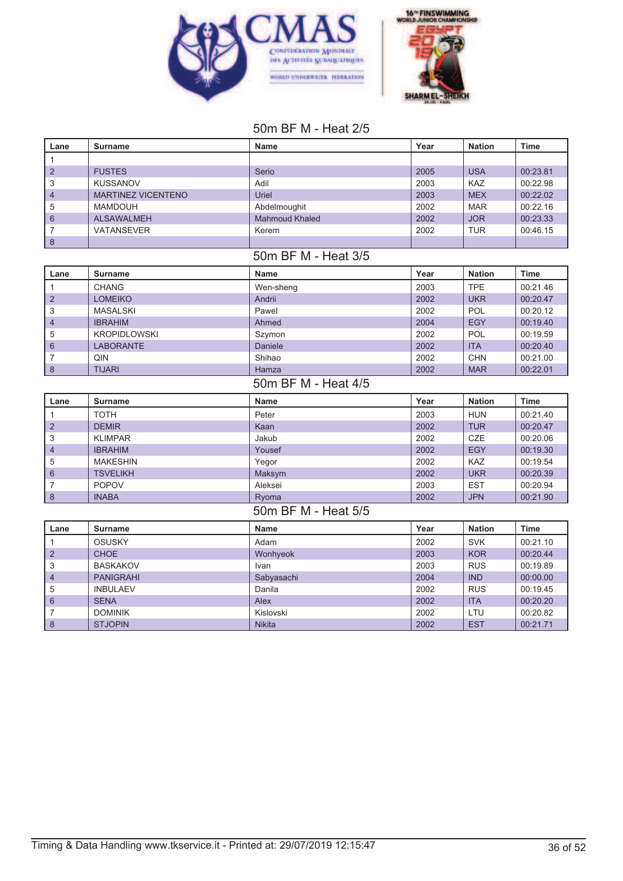## 50m BF M - Heat 2/5

| Lane | Surname | Name | Year | Nation | Time |
|---|---|---|---|---|---|
| 1 | | | | | |
| 2 | FUSTES | Serio | 2005 | USA | 00:23.81 |
| 3 | KUSSANOV | Adil | 2003 | KAZ | 00:22.98 |
| 4 | MARTINEZ VICENTENO | Uriel | 2003 | MEX | 00:22.02 |
| 5 | MAMDOUH | Abdelmoughit | 2002 | MAR | 00:22.16 |
| 6 | ALSAWALMEH | Mahmoud Khaled | 2002 | JOR | 00:23.33 |
| 7 | VATANSEVER | Kerem | 2002 | TUR | 00:46.15 |
| 8 | | | | | |

## 50m BF M - Heat 3/5

| Lane | Surname | Name | Year | Nation | Time |
|---|---|---|---|---|---|
| 1 | CHANG | Wen-sheng | 2003 | TPE | 00:21.46 |
| 2 | LOMEIKO | Andrii | 2002 | UKR | 00:20.47 |
| 3 | MASALSKI | Pawel | 2002 | POL | 00:20.12 |
| 4 | IBRAHIM | Ahmed | 2004 | EGY | 00:19.40 |
| 5 | KROPIDLOWSKI | Szymon | 2002 | POL | 00:19.59 |
| 6 | LABORANTE | Daniele | 2002 | ITA | 00:20.40 |
| 7 | QIN | Shihao | 2002 | CHN | 00:21.00 |
| 8 | TIJARI | Hamza | 2002 | MAR | 00:22.01 |

## 50m BF M - Heat 4/5

| Lane | Surname | Name | Year | Nation | Time |
|---|---|---|---|---|---|
| 1 | TOTH | Peter | 2003 | HUN | 00:21.40 |
| 2 | DEMIR | Kaan | 2002 | TUR | 00:20.47 |
| 3 | KLIMPAR | Jakub | 2002 | CZE | 00:20.06 |
| 4 | IBRAHIM | Yousef | 2002 | EGY | 00:19.30 |
| 5 | MAKESHIN | Yegor | 2002 | KAZ | 00:19.54 |
| 6 | TSVELIKH | Maksym | 2002 | UKR | 00:20.39 |
| 7 | POPOV | Aleksei | 2003 | EST | 00:20.94 |
| 8 | INABA | Ryoma | 2002 | JPN | 00:21.90 |

## 50m BF M - Heat 5/5

| Lane | Surname | Name | Year | Nation | Time |
|---|---|---|---|---|---|
| 1 | OSUSKY | Adam | 2002 | SVK | 00:21.10 |
| 2 | CHOE | Wonhyeok | 2003 | KOR | 00:20.44 |
| 3 | BASKAKOV | Ivan | 2003 | RUS | 00:19.89 |
| 4 | PANIGRAHI | Sabyasachi | 2004 | IND | 00:00.00 |
| 5 | INBULAEV | Danila | 2002 | RUS | 00:19.45 |
| 6 | SENA | Alex | 2002 | ITA | 00:20.20 |
| 7 | DOMINIK | Kislovski | 2002 | LTU | 00:20.82 |
| 8 | STJOPIN | Nikita | 2002 | EST | 00:21.71 |

Timing & Data Handling www.tkservice.it - Printed at: 29/07/2019 12:15:47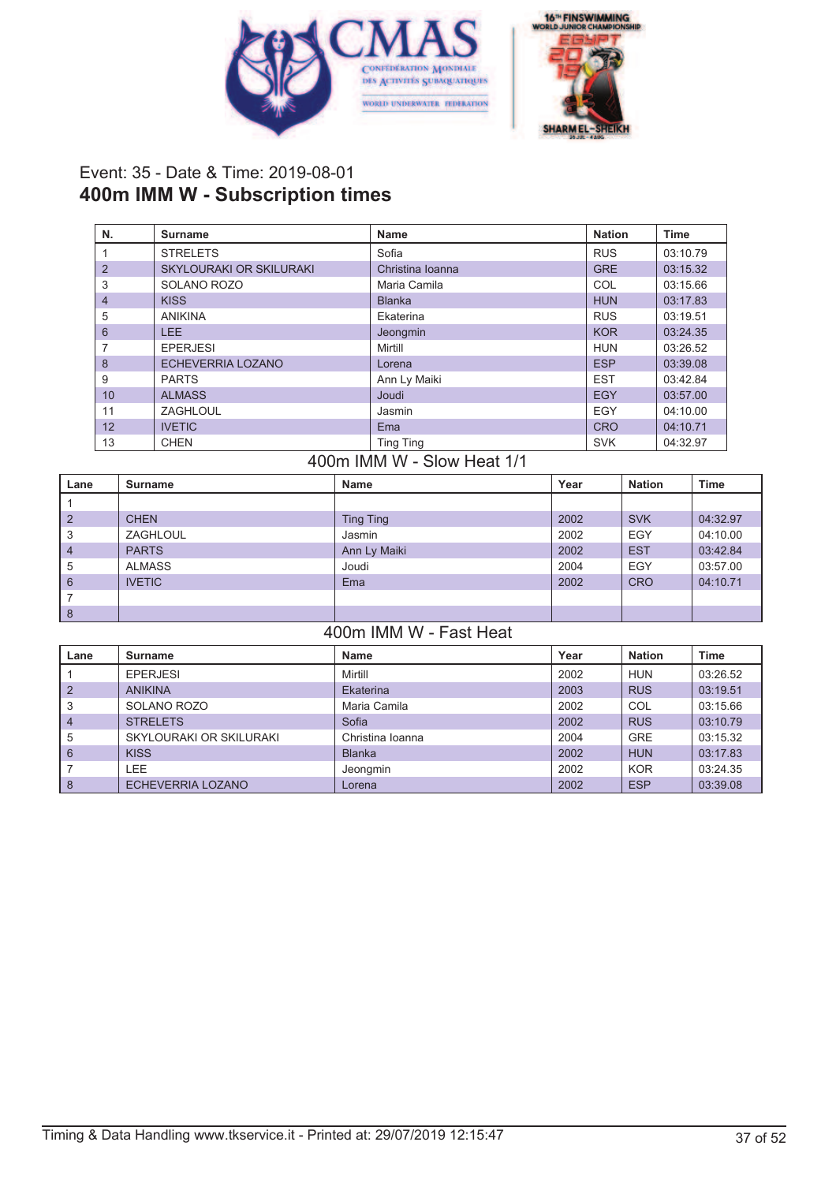Event: 35 - Date & Time: 2019-08-01

## 400m IMM W - Subscription times

| N. | Surname | Name | Nation | Time |
|---|---|---|---|---|
| 1 | STRELETS | Sofia | RUS | 03:10.79 |
| 2 | SKYLOURAKI OR SKILURAKI | Christina Ioanna | GRE | 03:15.32 |
| 3 | SOLANO ROZO | Maria Camila | COL | 03:15.66 |
| 4 | KISS | Blanka | HUN | 03:17.83 |
| 5 | ANIKINA | Ekaterina | RUS | 03:19.51 |
| 6 | LEE | Jeongmin | KOR | 03:24.35 |
| 7 | EPERJESI | Mirtill | HUN | 03:26.52 |
| 8 | ECHEVERRIA LOZANO | Lorena | ESP | 03:39.08 |
| 9 | PARTS | Ann Ly Maiki | EST | 03:42.84 |
| 10 | ALMASS | Joudi | EGY | 03:57.00 |
| 11 | ZAGHLOUL | Jasmin | EGY | 04:10.00 |
| 12 | IVETIC | Ema | CRO | 04:10.71 |
| 13 | CHEN | Ting Ting | SVK | 04:32.97 |

### 400m IMM W - Slow Heat 1/1

| Lane | Surname | Name | Year | Nation | Time |
|---|---|---|---|---|---|
| 1 | | | | | |
| 2 | CHEN | Ting Ting | 2002 | SVK | 04:32.97 |
| 3 | ZAGHLOUL | Jasmin | 2002 | EGY | 04:10.00 |
| 4 | PARTS | Ann Ly Maiki | 2002 | EST | 03:42.84 |
| 5 | ALMASS | Joudi | 2004 | EGY | 03:57.00 |
| 6 | IVETIC | Ema | 2002 | CRO | 04:10.71 |
| 7 | | | | | |
| 8 | | | | | |

### 400m IMM W - Fast Heat

| Lane | Surname | Name | Year | Nation | Time |
|---|---|---|---|---|---|
| 1 | EPERJESI | Mirtill | 2002 | HUN | 03:26.52 |
| 2 | ANIKINA | Ekaterina | 2003 | RUS | 03:19.51 |
| 3 | SOLANO ROZO | Maria Camila | 2002 | COL | 03:15.66 |
| 4 | STRELETS | Sofia | 2002 | RUS | 03:10.79 |
| 5 | SKYLOURAKI OR SKILURAKI | Christina Ioanna | 2004 | GRE | 03:15.32 |
| 6 | KISS | Blanka | 2002 | HUN | 03:17.83 |
| 7 | LEE | Jeongmin | 2002 | KOR | 03:24.35 |
| 8 | ECHEVERRIA LOZANO | Lorena | 2002 | ESP | 03:39.08 |

Timing & Data Handling www.tkservice.it - Printed at: 29/07/2019 12:15:47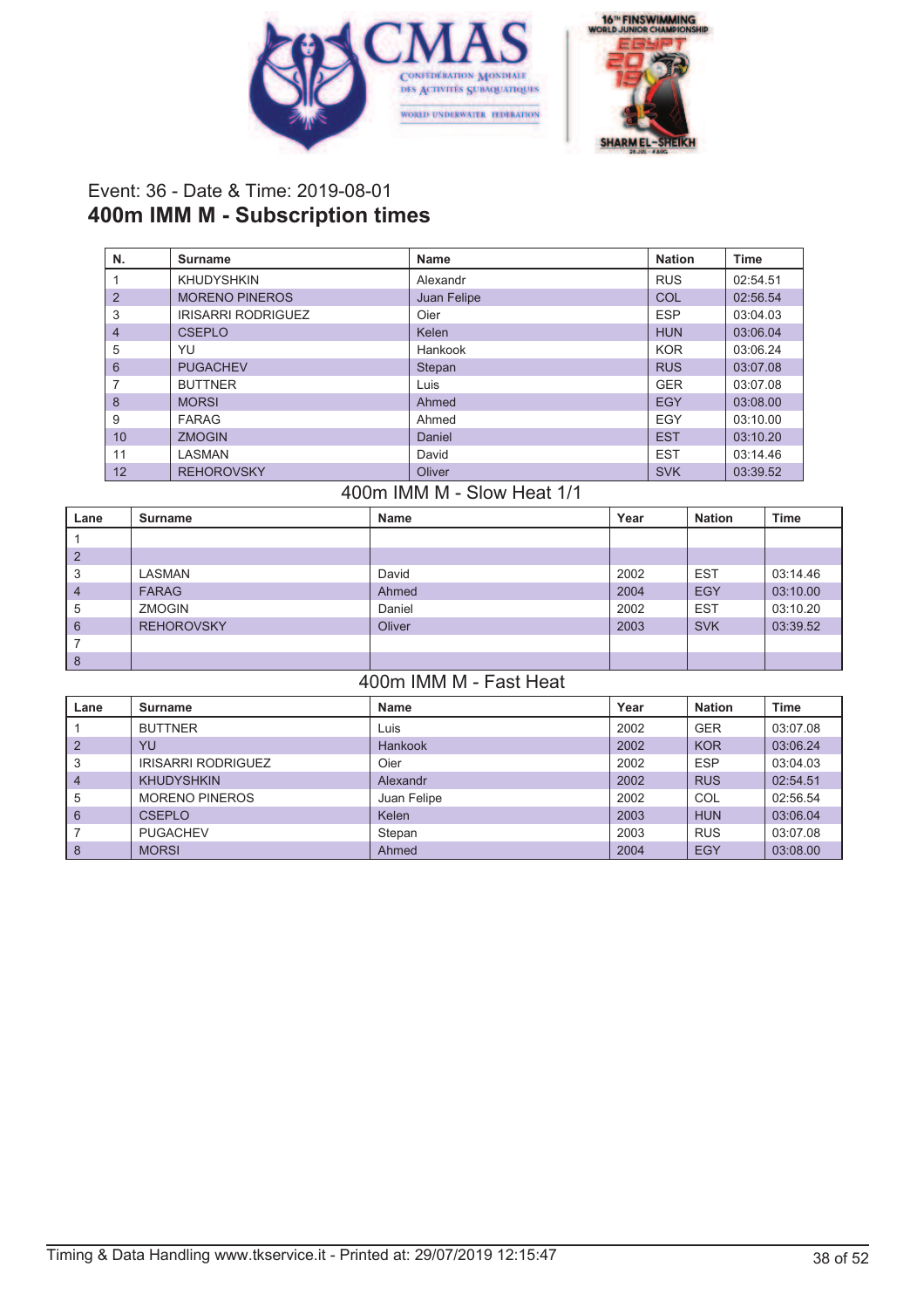Event: 36 - Date & Time: 2019-08-01

# 400m IMM M - Subscription times

| N. | Surname | Name | Nation | Time |
|---|---|---|---|---|
| 1 | KHUDYSHKIN | Alexandr | RUS | 02:54.51 |
| 2 | MORENO PINEROS | Juan Felipe | COL | 02:56.54 |
| 3 | IRISARRI RODRIGUEZ | Oier | ESP | 03:04.03 |
| 4 | CSEPLO | Kelen | HUN | 03:06.04 |
| 5 | YU | Hankook | KOR | 03:06.24 |
| 6 | PUGACHEV | Stepan | RUS | 03:07.08 |
| 7 | BUTTNER | Luis | GER | 03:07.08 |
| 8 | MORSI | Ahmed | EGY | 03:08.00 |
| 9 | FARAG | Ahmed | EGY | 03:10.00 |
| 10 | ZMOGIN | Daniel | EST | 03:10.20 |
| 11 | LASMAN | David | EST | 03:14.46 |
| 12 | REHOROVSKY | Oliver | SVK | 03:39.52 |

## 400m IMM M - Slow Heat 1/1

| Lane | Surname | Name | Year | Nation | Time |
|---|---|---|---|---|---|
| 1 | | | | | |
| 2 | | | | | |
| 3 | LASMAN | David | 2002 | EST | 03:14.46 |
| 4 | FARAG | Ahmed | 2004 | EGY | 03:10.00 |
| 5 | ZMOGIN | Daniel | 2002 | EST | 03:10.20 |
| 6 | REHOROVSKY | Oliver | 2003 | SVK | 03:39.52 |
| 7 | | | | | |
| 8 | | | | | |

## 400m IMM M - Fast Heat

| Lane | Surname | Name | Year | Nation | Time |
|---|---|---|---|---|---|
| 1 | BUTTNER | Luis | 2002 | GER | 03:07.08 |
| 2 | YU | Hankook | 2002 | KOR | 03:06.24 |
| 3 | IRISARRI RODRIGUEZ | Oier | 2002 | ESP | 03:04.03 |
| 4 | KHUDYSHKIN | Alexandr | 2002 | RUS | 02:54.51 |
| 5 | MORENO PINEROS | Juan Felipe | 2002 | COL | 02:56.54 |
| 6 | CSEPLO | Kelen | 2003 | HUN | 03:06.04 |
| 7 | PUGACHEV | Stepan | 2003 | RUS | 03:07.08 |
| 8 | MORSI | Ahmed | 2004 | EGY | 03:08.00 |

Timing & Data Handling www.tkservice.it - Printed at: 29/07/2019 12:15:47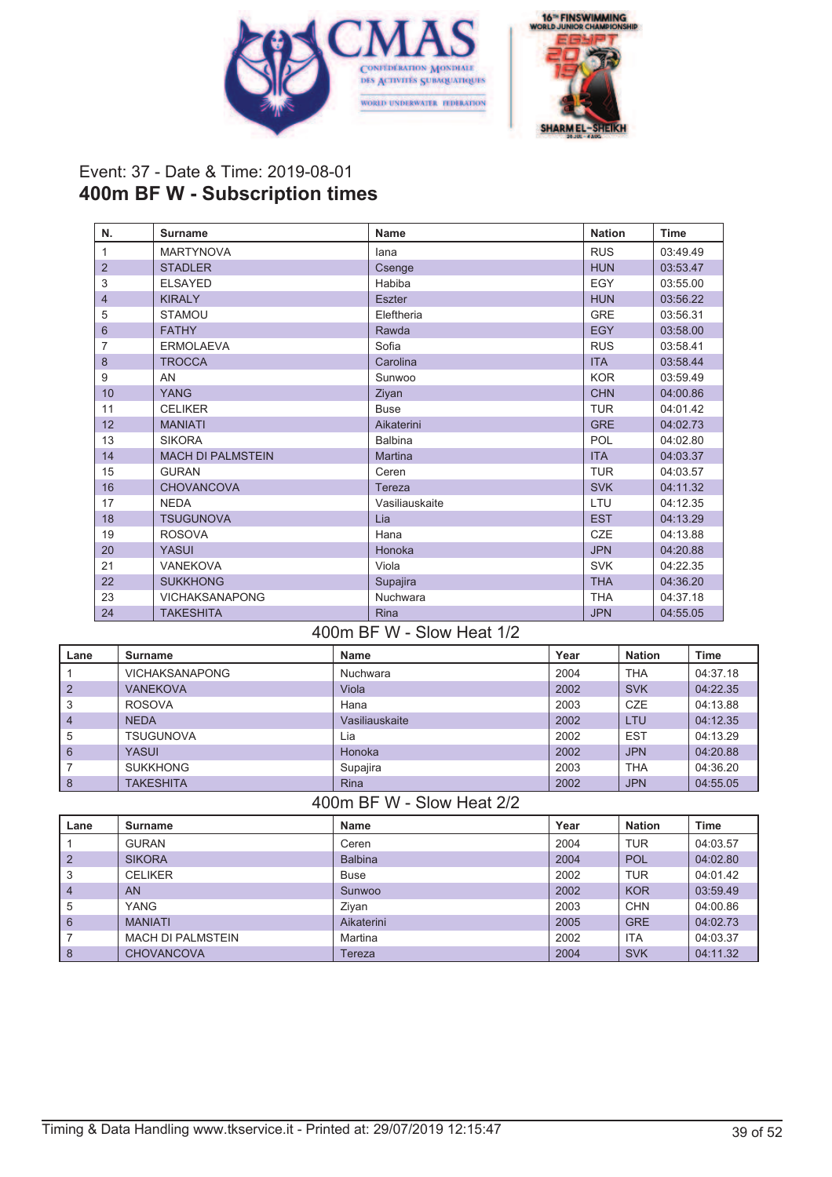Event: 37 - Date & Time: 2019-08-01

# 400m BF W - Subscription times

| N. | Surname | Name | Nation | Time |
|---|---|---|---|---|
| 1 | MARTYNOVA | Iana | RUS | 03:49.49 |
| 2 | STADLER | Csenge | HUN | 03:53.47 |
| 3 | ELSAYED | Habiba | EGY | 03:55.00 |
| 4 | KIRALY | Eszter | HUN | 03:56.22 |
| 5 | STAMOU | Eleftheria | GRE | 03:56.31 |
| 6 | FATHY | Rawda | EGY | 03:58.00 |
| 7 | ERMOLAEVA | Sofia | RUS | 03:58.41 |
| 8 | TROCCA | Carolina | ITA | 03:58.44 |
| 9 | AN | Sunwoo | KOR | 03:59.49 |
| 10 | YANG | Ziyan | CHN | 04:00.86 |
| 11 | CELIKER | Buse | TUR | 04:01.42 |
| 12 | MANIATI | Aikaterini | GRE | 04:02.73 |
| 13 | SIKORA | Balbina | POL | 04:02.80 |
| 14 | MACH DI PALMSTEIN | Martina | ITA | 04:03.37 |
| 15 | GURAN | Ceren | TUR | 04:03.57 |
| 16 | CHOVANCOVA | Tereza | SVK | 04:11.32 |
| 17 | NEDA | Vasiliauskaite | LTU | 04:12.35 |
| 18 | TSUGUNOVA | Lia | EST | 04:13.29 |
| 19 | ROSOVA | Hana | CZE | 04:13.88 |
| 20 | YASUI | Honoka | JPN | 04:20.88 |
| 21 | VANEKOVA | Viola | SVK | 04:22.35 |
| 22 | SUKKHONG | Supajira | THA | 04:36.20 |
| 23 | VICHAKSANAPONG | Nuchwara | THA | 04:37.18 |
| 24 | TAKESHITA | Rina | JPN | 04:55.05 |

## 400m BF W - Slow Heat 1/2

| Lane | Surname | Name | Year | Nation | Time |
|---|---|---|---|---|---|
| 1 | VICHAKSANAPONG | Nuchwara | 2004 | THA | 04:37.18 |
| 2 | VANEKOVA | Viola | 2002 | SVK | 04:22.35 |
| 3 | ROSOVA | Hana | 2003 | CZE | 04:13.88 |
| 4 | NEDA | Vasiliauskaite | 2002 | LTU | 04:12.35 |
| 5 | TSUGUNOVA | Lia | 2002 | EST | 04:13.29 |
| 6 | YASUI | Honoka | 2002 | JPN | 04:20.88 |
| 7 | SUKKHONG | Supajira | 2003 | THA | 04:36.20 |
| 8 | TAKESHITA | Rina | 2002 | JPN | 04:55.05 |

## 400m BF W - Slow Heat 2/2

| Lane | Surname | Name | Year | Nation | Time |
|---|---|---|---|---|---|
| 1 | GURAN | Ceren | 2004 | TUR | 04:03.57 |
| 2 | SIKORA | Balbina | 2004 | POL | 04:02.80 |
| 3 | CELIKER | Buse | 2002 | TUR | 04:01.42 |
| 4 | AN | Sunwoo | 2002 | KOR | 03:59.49 |
| 5 | YANG | Ziyan | 2003 | CHN | 04:00.86 |
| 6 | MANIATI | Aikaterini | 2005 | GRE | 04:02.73 |
| 7 | MACH DI PALMSTEIN | Martina | 2002 | ITA | 04:03.37 |
| 8 | CHOVANCOVA | Tereza | 2004 | SVK | 04:11.32 |

Timing & Data Handling www.tkservice.it - Printed at: 29/07/2019 12:15:47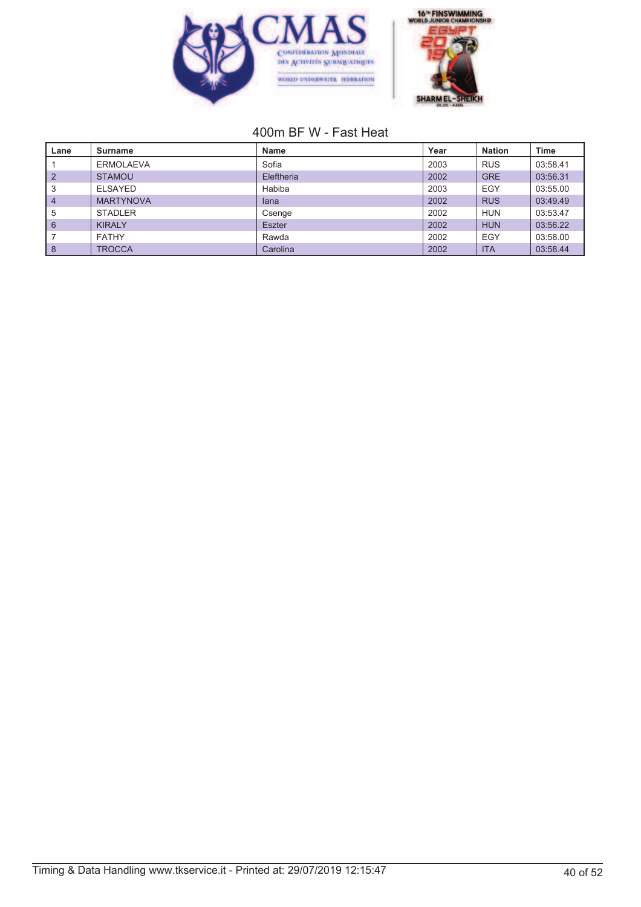## 400m BF W - Fast Heat

| Lane | Surname | Name | Year | Nation | Time |
|---|---|---|---|---|---|
| 1 | ERMOLAEVA | Sofia | 2003 | RUS | 03:58.41 |
| 2 | STAMOU | Eleftheria | 2002 | GRE | 03:56.31 |
| 3 | ELSAYED | Habiba | 2003 | EGY | 03:55.00 |
| 4 | MARTYNOVA | Iana | 2002 | RUS | 03:49.49 |
| 5 | STADLER | Csenge | 2002 | HUN | 03:53.47 |
| 6 | KIRALY | Eszter | 2002 | HUN | 03:56.22 |
| 7 | FATHY | Rawda | 2002 | EGY | 03:58.00 |
| 8 | TROCCA | Carolina | 2002 | ITA | 03:58.44 |

Timing & Data Handling www.tkservice.it - Printed at: 29/07/2019 12:15:47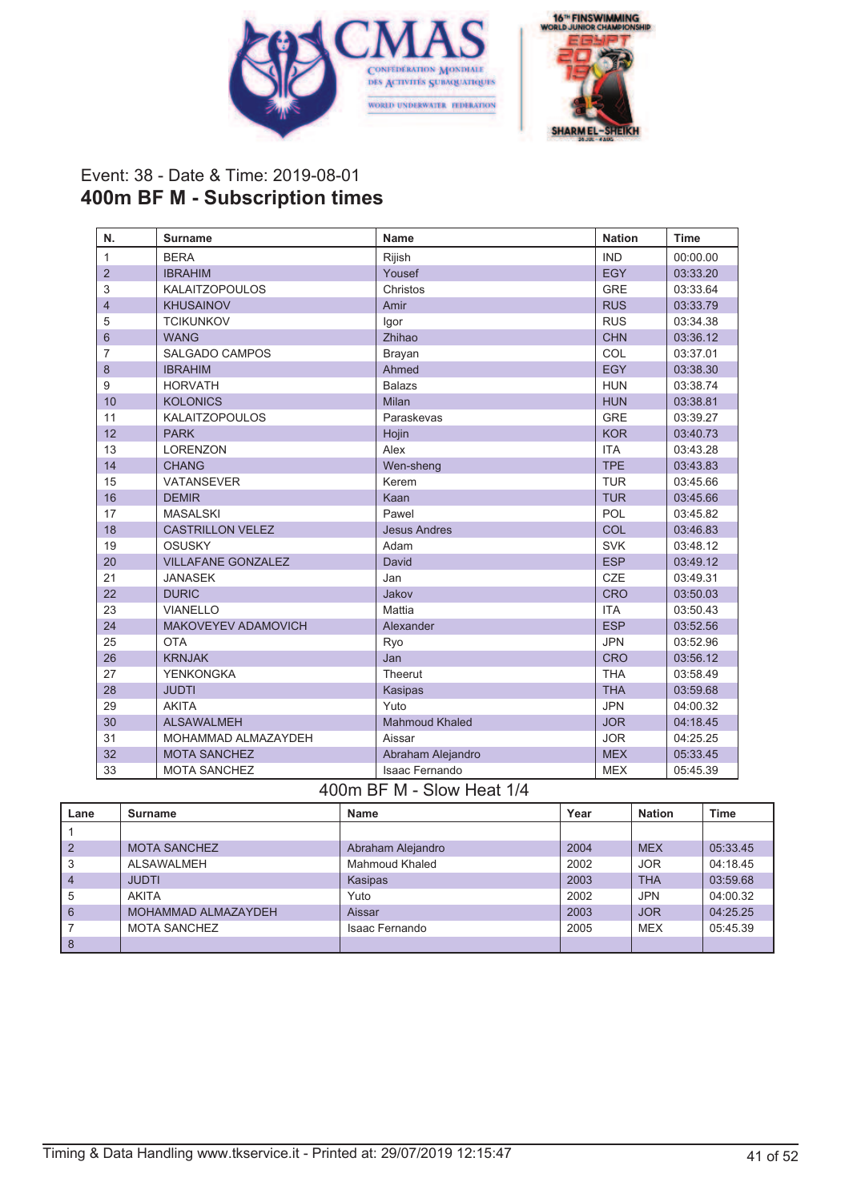Event: 38 - Date & Time: 2019-08-01

# 400m BF M - Subscription times

| N. | Surname | Name | Nation | Time |
|---|---|---|---|---|
| 1 | BERA | Rijish | IND | 00:00.00 |
| 2 | IBRAHIM | Yousef | EGY | 03:33.20 |
| 3 | KALAITZOPOULOS | Christos | GRE | 03:33.64 |
| 4 | KHUSAINOV | Amir | RUS | 03:33.79 |
| 5 | TCIKUNKOV | Igor | RUS | 03:34.38 |
| 6 | WANG | Zhihao | CHN | 03:36.12 |
| 7 | SALGADO CAMPOS | Brayan | COL | 03:37.01 |
| 8 | IBRAHIM | Ahmed | EGY | 03:38.30 |
| 9 | HORVATH | Balazs | HUN | 03:38.74 |
| 10 | KOLONICS | Milan | HUN | 03:38.81 |
| 11 | KALAITZOPOULOS | Paraskevas | GRE | 03:39.27 |
| 12 | PARK | Hojin | KOR | 03:40.73 |
| 13 | LORENZON | Alex | ITA | 03:43.28 |
| 14 | CHANG | Wen-sheng | TPE | 03:43.83 |
| 15 | VATANSEVER | Kerem | TUR | 03:45.66 |
| 16 | DEMIR | Kaan | TUR | 03:45.66 |
| 17 | MASALSKI | Pawel | POL | 03:45.82 |
| 18 | CASTRILLON VELEZ | Jesus Andres | COL | 03:46.83 |
| 19 | OSUSKY | Adam | SVK | 03:48.12 |
| 20 | VILLAFANE GONZALEZ | David | ESP | 03:49.12 |
| 21 | JANASEK | Jan | CZE | 03:49.31 |
| 22 | DURIC | Jakov | CRO | 03:50.03 |
| 23 | VIANELLO | Mattia | ITA | 03:50.43 |
| 24 | MAKOVEYEV ADAMOVICH | Alexander | ESP | 03:52.56 |
| 25 | OTA | Ryo | JPN | 03:52.96 |
| 26 | KRNJAK | Jan | CRO | 03:56.12 |
| 27 | YENKONGKA | Theerut | THA | 03:58.49 |
| 28 | JUDTI | Kasipas | THA | 03:59.68 |
| 29 | AKITA | Yuto | JPN | 04:00.32 |
| 30 | ALSAWALMEH | Mahmoud Khaled | JOR | 04:18.45 |
| 31 | MOHAMMAD ALMAZAYDEH | Aissar | JOR | 04:25.25 |
| 32 | MOTA SANCHEZ | Abraham Alejandro | MEX | 05:33.45 |
| 33 | MOTA SANCHEZ | Isaac Fernando | MEX | 05:45.39 |

## 400m BF M - Slow Heat 1/4

| Lane | Surname | Name | Year | Nation | Time |
|---|---|---|---|---|---|
| 1 | | | | | |
| 2 | MOTA SANCHEZ | Abraham Alejandro | 2004 | MEX | 05:33.45 |
| 3 | ALSAWALMEH | Mahmoud Khaled | 2002 | JOR | 04:18.45 |
| 4 | JUDTI | Kasipas | 2003 | THA | 03:59.68 |
| 5 | AKITA | Yuto | 2002 | JPN | 04:00.32 |
| 6 | MOHAMMAD ALMAZAYDEH | Aissar | 2003 | JOR | 04:25.25 |
| 7 | MOTA SANCHEZ | Isaac Fernando | 2005 | MEX | 05:45.39 |
| 8 | | | | | |

Timing & Data Handling www.tkservice.it - Printed at: 29/07/2019 12:15:47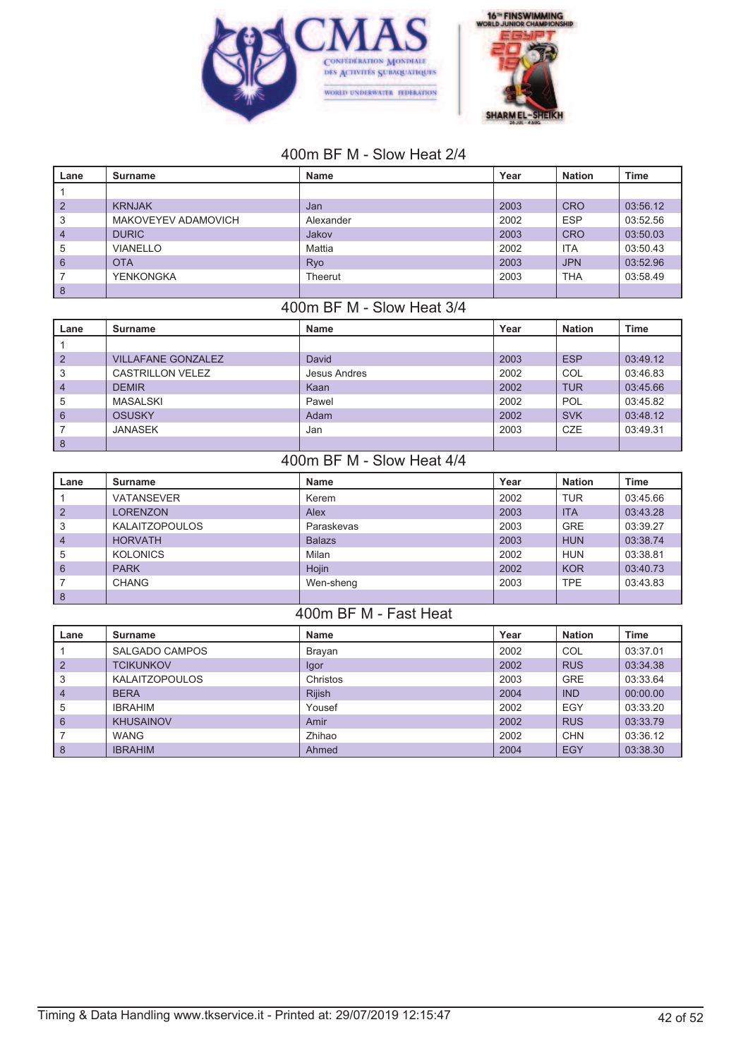## 400m BF M - Slow Heat 2/4

| Lane | Surname | Name | Year | Nation | Time |
|---|---|---|---|---|---|
| 1 | | | | | |
| 2 | KRNJAK | Jan | 2003 | CRO | 03:56.12 |
| 3 | MAKOVEYEV ADAMOVICH | Alexander | 2002 | ESP | 03:52.56 |
| 4 | DURIC | Jakov | 2003 | CRO | 03:50.03 |
| 5 | VIANELLO | Mattia | 2002 | ITA | 03:50.43 |
| 6 | OTA | Ryo | 2003 | JPN | 03:52.96 |
| 7 | YENKONGKA | Theerut | 2003 | THA | 03:58.49 |
| 8 | | | | | |

## 400m BF M - Slow Heat 3/4

| Lane | Surname | Name | Year | Nation | Time |
|---|---|---|---|---|---|
| 1 | | | | | |
| 2 | VILLAFANE GONZALEZ | David | 2003 | ESP | 03:49.12 |
| 3 | CASTRILLON VELEZ | Jesus Andres | 2002 | COL | 03:46.83 |
| 4 | DEMIR | Kaan | 2002 | TUR | 03:45.66 |
| 5 | MASALSKI | Pawel | 2002 | POL | 03:45.82 |
| 6 | OSUSKY | Adam | 2002 | SVK | 03:48.12 |
| 7 | JANASEK | Jan | 2003 | CZE | 03:49.31 |
| 8 | | | | | |

## 400m BF M - Slow Heat 4/4

| Lane | Surname | Name | Year | Nation | Time |
|---|---|---|---|---|---|
| 1 | VATANSEVER | Kerem | 2002 | TUR | 03:45.66 |
| 2 | LORENZON | Alex | 2003 | ITA | 03:43.28 |
| 3 | KALAITZOPOULOS | Paraskevas | 2003 | GRE | 03:39.27 |
| 4 | HORVATH | Balazs | 2003 | HUN | 03:38.74 |
| 5 | KOLONICS | Milan | 2002 | HUN | 03:38.81 |
| 6 | PARK | Hojin | 2002 | KOR | 03:40.73 |
| 7 | CHANG | Wen-sheng | 2003 | TPE | 03:43.83 |
| 8 | | | | | |

## 400m BF M - Fast Heat

| Lane | Surname | Name | Year | Nation | Time |
|---|---|---|---|---|---|
| 1 | SALGADO CAMPOS | Brayan | 2002 | COL | 03:37.01 |
| 2 | TCIKUNKOV | Igor | 2002 | RUS | 03:34.38 |
| 3 | KALAITZOPOULOS | Christos | 2003 | GRE | 03:33.64 |
| 4 | BERA | Rijish | 2004 | IND | 00:00.00 |
| 5 | IBRAHIM | Yousef | 2002 | EGY | 03:33.20 |
| 6 | KHUSAINOV | Amir | 2002 | RUS | 03:33.79 |
| 7 | WANG | Zhihao | 2002 | CHN | 03:36.12 |
| 8 | IBRAHIM | Ahmed | 2004 | EGY | 03:38.30 |

Timing & Data Handling www.tkservice.it - Printed at: 29/07/2019 12:15:47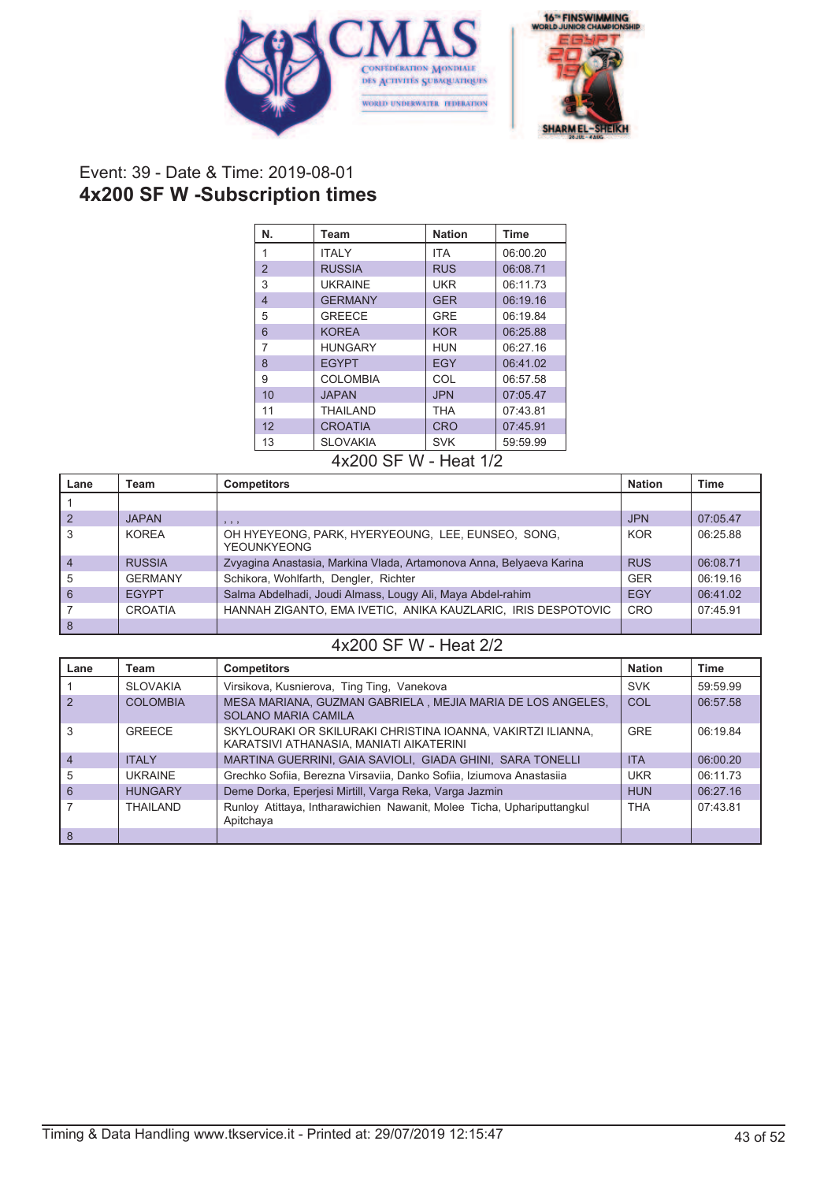Event: 39 - Date & Time: 2019-08-01

# 4x200 SF W -Subscription times

| N. | Team | Nation | Time |
|---|---|---|---|
| 1 | ITALY | ITA | 06:00.20 |
| 2 | RUSSIA | RUS | 06:08.71 |
| 3 | UKRAINE | UKR | 06:11.73 |
| 4 | GERMANY | GER | 06:19.16 |
| 5 | GREECE | GRE | 06:19.84 |
| 6 | KOREA | KOR | 06:25.88 |
| 7 | HUNGARY | HUN | 06:27.16 |
| 8 | EGYPT | EGY | 06:41.02 |
| 9 | COLOMBIA | COL | 06:57.58 |
| 10 | JAPAN | JPN | 07:05.47 |
| 11 | THAILAND | THA | 07:43.81 |
| 12 | CROATIA | CRO | 07:45.91 |
| 13 | SLOVAKIA | SVK | 59:59.99 |

## 4x200 SF W - Heat 1/2

| Lane | Team | Competitors | Nation | Time |
|---|---|---|---|---|
| 1 | | | | |
| 2 | JAPAN | , , , | JPN | 07:05.47 |
| 3 | KOREA | OH HYEYEONG, PARK, HYERYEOUNG, LEE, EUNSEO, SONG, YEOUNKYEONG | KOR | 06:25.88 |
| 4 | RUSSIA | Zvyagina Anastasia, Markina Vlada, Artamonova Anna, Belyaeva Karina | RUS | 06:08.71 |
| 5 | GERMANY | Schikora, Wohlfarth, Dengler, Richter | GER | 06:19.16 |
| 6 | EGYPT | Salma Abdelhadi, Joudi Almass, Lougy Ali, Maya Abdel-rahim | EGY | 06:41.02 |
| 7 | CROATIA | HANNAH ZIGANTO, EMA IVETIC, ANIKA KAUZLARIC, IRIS DESPOTOVIC | CRO | 07:45.91 |
| 8 | | | | |

## 4x200 SF W - Heat 2/2

| Lane | Team | Competitors | Nation | Time |
|---|---|---|---|---|
| 1 | SLOVAKIA | Virsikova, Kusnierova, Ting Ting, Vanekova | SVK | 59:59.99 |
| 2 | COLOMBIA | MESA MARIANA, GUZMAN GABRIELA , MEJIA MARIA DE LOS ANGELES, SOLANO MARIA CAMILA | COL | 06:57.58 |
| 3 | GREECE | SKYLOURAKI OR SKILURAKI CHRISTINA IOANNA, VAKIRTZI ILIANNA, KARATSIVI ATHANASIA, MANIATI AIKATERINI | GRE | 06:19.84 |
| 4 | ITALY | MARTINA GUERRINI, GAIA SAVIOLI, GIADA GHINI, SARA TONELLI | ITA | 06:00.20 |
| 5 | UKRAINE | Grechko Sofiia, Berezna Virsaviia, Danko Sofiia, Iziumova Anastasiia | UKR | 06:11.73 |
| 6 | HUNGARY | Deme Dorka, Eperjesi Mirtill, Varga Reka, Varga Jazmin | HUN | 06:27.16 |
| 7 | THAILAND | Runloy Atittaya, Intharawichien Nawanit, Molee Ticha, Uphariputtangkul Apitchaya | THA | 07:43.81 |
| 8 | | | | |

Timing & Data Handling www.tkservice.it - Printed at: 29/07/2019 12:15:47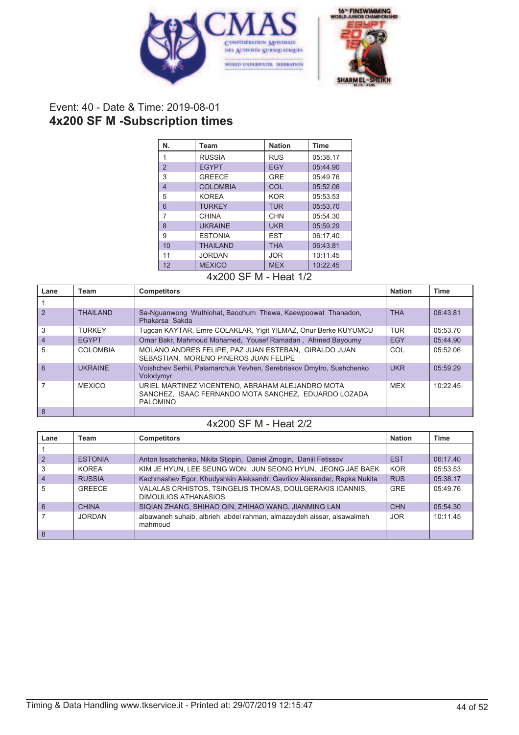Event: 40 - Date & Time: 2019-08-01

# 4x200 SF M -Subscription times

| N. | Team | Nation | Time |
|---|---|---|---|
| 1 | RUSSIA | RUS | 05:38.17 |
| 2 | EGYPT | EGY | 05:44.90 |
| 3 | GREECE | GRE | 05:49.76 |
| 4 | COLOMBIA | COL | 05:52.06 |
| 5 | KOREA | KOR | 05:53.53 |
| 6 | TURKEY | TUR | 05:53.70 |
| 7 | CHINA | CHN | 05:54.30 |
| 8 | UKRAINE | UKR | 05:59.29 |
| 9 | ESTONIA | EST | 06:17.40 |
| 10 | THAILAND | THA | 06:43.81 |
| 11 | JORDAN | JOR | 10:11.45 |
| 12 | MEXICO | MEX | 10:22.45 |

## 4x200 SF M - Heat 1/2

| Lane | Team | Competitors | Nation | Time |
|---|---|---|---|---|
| 1 | | | | |
| 2 | THAILAND | Sa-Nguanwong Wuthiohat, Baochum Thewa, Kaewpoowat Thanadon, Phakarsa Sakda | THA | 06:43.81 |
| 3 | TURKEY | Tugcan KAYTAR, Emre COLAKLAR, Yigit YILMAZ, Onur Berke KUYUMCU | TUR | 05:53.70 |
| 4 | EGYPT | Omar Bakr, Mahmoud Mohamed, Yousef Ramadan , Ahmed Bayoumy | EGY | 05:44.90 |
| 5 | COLOMBIA | MOLANO ANDRES FELIPE, PAZ JUAN ESTEBAN, GIRALDO JUAN SEBASTIAN, MORENO PINEROS JUAN FELIPE | COL | 05:52.06 |
| 6 | UKRAINE | Voishchev Serhii, Palamarchuk Yevhen, Serebriakov Dmytro, Sushchenko Volodymyr | UKR | 05:59.29 |
| 7 | MEXICO | URIEL MARTINEZ VICENTENO, ABRAHAM ALEJANDRO MOTA SANCHEZ, ISAAC FERNANDO MOTA SANCHEZ, EDUARDO LOZADA PALOMINO | MEX | 10:22.45 |
| 8 | | | | |

## 4x200 SF M - Heat 2/2

| Lane | Team | Competitors | Nation | Time |
|---|---|---|---|---|
| 1 | | | | |
| 2 | ESTONIA | Anton Issatchenko, Nikita Stjopin, Daniel Zmogin, Daniil Fetissov | EST | 06:17.40 |
| 3 | KOREA | KIM JE HYUN, LEE SEUNG WON, JUN SEONG HYUN, JEONG JAE BAEK | KOR | 05:53.53 |
| 4 | RUSSIA | Kachmashev Egor, Khudyshkin Aleksandr, Gavrilov Alexander, Repka Nukita | RUS | 05:38.17 |
| 5 | GREECE | VALALAS CRHISTOS, TSINGELIS THOMAS, DOULGERAKIS IOANNIS, DIMOULIOS ATHANASIOS | GRE | 05:49.76 |
| 6 | CHINA | SIQIAN ZHANG, SHIHAO QIN, ZHIHAO WANG, JIANMING LAN | CHN | 05:54.30 |
| 7 | JORDAN | albawaneh suhaib, albrieh abdel rahman, almazaydeh aissar, alsawalmeh mahmoud | JOR | 10:11.45 |
| 8 | | | | |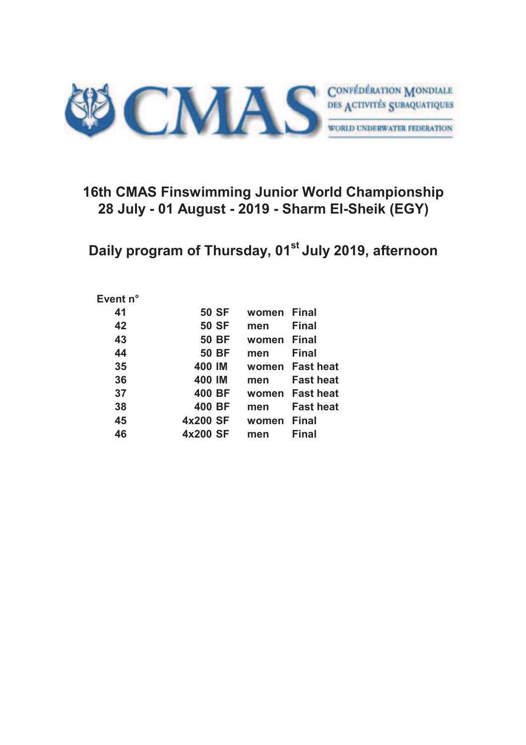CONFÉDÉRATION MONDIALE DES ACTIVITÉS SUBAQUATIQUES

WORLD UNDERWATER FEDERATION

# 16th CMAS Finswimming Junior World Championship
# 28 July - 01 August - 2019 - Sharm El-Sheik (EGY)

## Daily program of Thursday, 01st July 2019, afternoon

| Event n° | | | |
|---|---|---|---|
| 41 | 50 SF | women | Final |
| 42 | 50 SF | men | Final |
| 43 | 50 BF | women | Final |
| 44 | 50 BF | men | Final |
| 35 | 400 IM | women | Fast heat |
| 36 | 400 IM | men | Fast heat |
| 37 | 400 BF | women | Fast heat |
| 38 | 400 BF | men | Fast heat |
| 45 | 4x200 SF | women | Final |
| 46 | 4x200 SF | men | Final |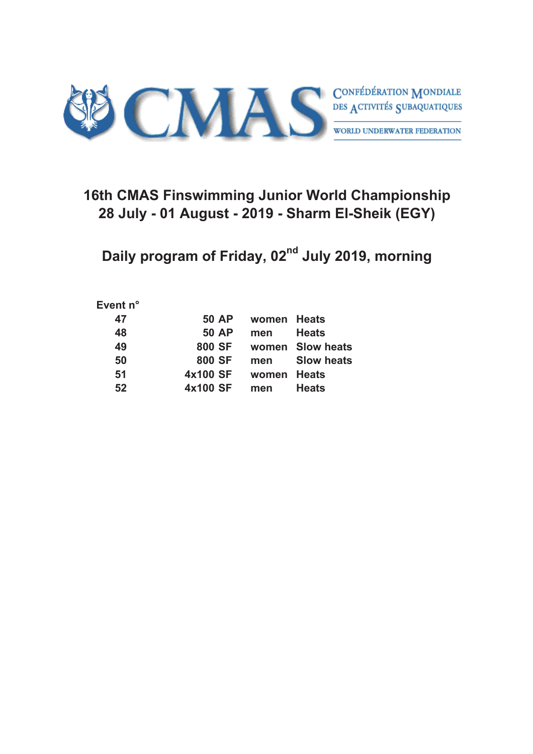CONFÉDÉRATION MONDIALE DES ACTIVITÉS SUBAQUATIQUES

WORLD UNDERWATER FEDERATION

## 16th CMAS Finswimming Junior World Championship
## 28 July - 01 August - 2019 - Sharm El-Sheik (EGY)

## Daily program of Friday, 02nd July 2019, morning

| Event n° | | | |
|---|---|---|---|
| 47 | 50 AP | women | Heats |
| 48 | 50 AP | men | Heats |
| 49 | 800 SF | women | Slow heats |
| 50 | 800 SF | men | Slow heats |
| 51 | 4x100 SF | women | Heats |
| 52 | 4x100 SF | men | Heats |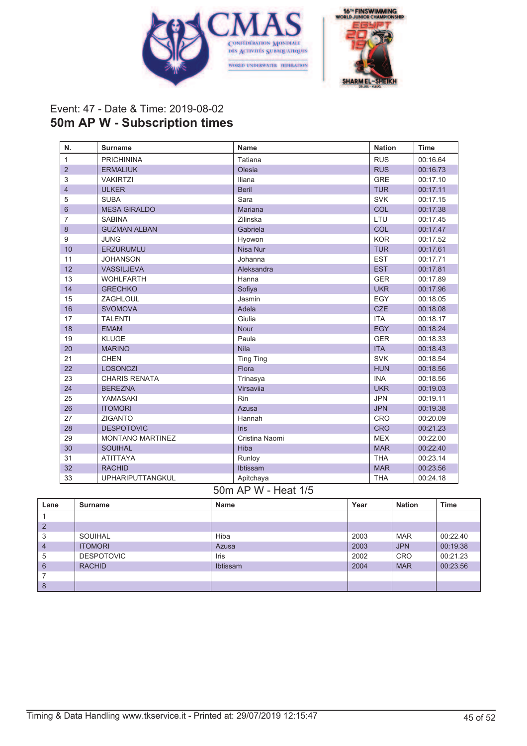Event: 47 - Date & Time: 2019-08-02

## 50m AP W - Subscription times

| N. | Surname | Name | Nation | Time |
|---|---|---|---|---|
| 1 | PRICHININA | Tatiana | RUS | 00:16.64 |
| 2 | ERMALIUK | Olesia | RUS | 00:16.73 |
| 3 | VAKIRTZI | Iliana | GRE | 00:17.10 |
| 4 | ULKER | Beril | TUR | 00:17.11 |
| 5 | SUBA | Sara | SVK | 00:17.15 |
| 6 | MESA GIRALDO | Mariana | COL | 00:17.38 |
| 7 | SABINA | Zilinska | LTU | 00:17.45 |
| 8 | GUZMAN ALBAN | Gabriela | COL | 00:17.47 |
| 9 | JUNG | Hyowon | KOR | 00:17.52 |
| 10 | ERZURUMLU | Nisa Nur | TUR | 00:17.61 |
| 11 | JOHANSON | Johanna | EST | 00:17.71 |
| 12 | VASSILJEVA | Aleksandra | EST | 00:17.81 |
| 13 | WOHLFARTH | Hanna | GER | 00:17.89 |
| 14 | GRECHKO | Sofiya | UKR | 00:17.96 |
| 15 | ZAGHLOUL | Jasmin | EGY | 00:18.05 |
| 16 | SVOMOVA | Adela | CZE | 00:18.08 |
| 17 | TALENTI | Giulia | ITA | 00:18.17 |
| 18 | EMAM | Nour | EGY | 00:18.24 |
| 19 | KLUGE | Paula | GER | 00:18.33 |
| 20 | MARINO | Nila | ITA | 00:18.43 |
| 21 | CHEN | Ting Ting | SVK | 00:18.54 |
| 22 | LOSONCZI | Flora | HUN | 00:18.56 |
| 23 | CHARIS RENATA | Trinasya | INA | 00:18.56 |
| 24 | BEREZNA | Virsaviia | UKR | 00:19.03 |
| 25 | YAMASAKI | Rin | JPN | 00:19.11 |
| 26 | ITOMORI | Azusa | JPN | 00:19.38 |
| 27 | ZIGANTO | Hannah | CRO | 00:20.09 |
| 28 | DESPOTOVIC | Iris | CRO | 00:21.23 |
| 29 | MONTANO MARTINEZ | Cristina Naomi | MEX | 00:22.00 |
| 30 | SOUIHAL | Hiba | MAR | 00:22.40 |
| 31 | ATITTAYA | Runloy | THA | 00:23.14 |
| 32 | RACHID | Ibtissam | MAR | 00:23.56 |
| 33 | UPHARIPUTTANGKUL | Apitchaya | THA | 00:24.18 |

### 50m AP W - Heat 1/5

| Lane | Surname | Name | Year | Nation | Time |
|---|---|---|---|---|---|
| 1 | | | | | |
| 2 | | | | | |
| 3 | SOUIHAL | Hiba | 2003 | MAR | 00:22.40 |
| 4 | ITOMORI | Azusa | 2003 | JPN | 00:19.38 |
| 5 | DESPOTOVIC | Iris | 2002 | CRO | 00:21.23 |
| 6 | RACHID | Ibtissam | 2004 | MAR | 00:23.56 |
| 7 | | | | | |
| 8 | | | | | |

Timing & Data Handling www.tkservice.it - Printed at: 29/07/2019 12:15:47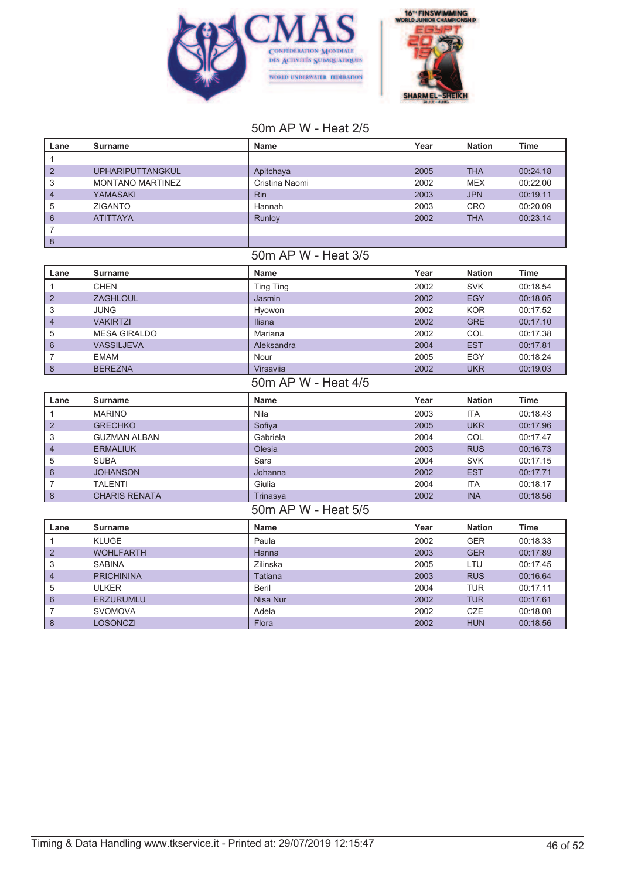## 50m AP W - Heat 2/5

| Lane | Surname | Name | Year | Nation | Time |
|---|---|---|---|---|---|
| 1 | | | | | |
| 2 | UPHARIPUTTANGKUL | Apitchaya | 2005 | THA | 00:24.18 |
| 3 | MONTANO MARTINEZ | Cristina Naomi | 2002 | MEX | 00:22.00 |
| 4 | YAMASAKI | Rin | 2003 | JPN | 00:19.11 |
| 5 | ZIGANTO | Hannah | 2003 | CRO | 00:20.09 |
| 6 | ATITTAYA | Runloy | 2002 | THA | 00:23.14 |
| 7 | | | | | |
| 8 | | | | | |

## 50m AP W - Heat 3/5

| Lane | Surname | Name | Year | Nation | Time |
|---|---|---|---|---|---|
| 1 | CHEN | Ting Ting | 2002 | SVK | 00:18.54 |
| 2 | ZAGHLOUL | Jasmin | 2002 | EGY | 00:18.05 |
| 3 | JUNG | Hyowon | 2002 | KOR | 00:17.52 |
| 4 | VAKIRTZI | Iliana | 2002 | GRE | 00:17.10 |
| 5 | MESA GIRALDO | Mariana | 2002 | COL | 00:17.38 |
| 6 | VASSILJEVA | Aleksandra | 2004 | EST | 00:17.81 |
| 7 | EMAM | Nour | 2005 | EGY | 00:18.24 |
| 8 | BEREZNA | Virsaviia | 2002 | UKR | 00:19.03 |

## 50m AP W - Heat 4/5

| Lane | Surname | Name | Year | Nation | Time |
|---|---|---|---|---|---|
| 1 | MARINO | Nila | 2003 | ITA | 00:18.43 |
| 2 | GRECHKO | Sofiya | 2005 | UKR | 00:17.96 |
| 3 | GUZMAN ALBAN | Gabriela | 2004 | COL | 00:17.47 |
| 4 | ERMALIUK | Olesia | 2003 | RUS | 00:16.73 |
| 5 | SUBA | Sara | 2004 | SVK | 00:17.15 |
| 6 | JOHANSON | Johanna | 2002 | EST | 00:17.71 |
| 7 | TALENTI | Giulia | 2004 | ITA | 00:18.17 |
| 8 | CHARIS RENATA | Trinasya | 2002 | INA | 00:18.56 |

## 50m AP W - Heat 5/5

| Lane | Surname | Name | Year | Nation | Time |
|---|---|---|---|---|---|
| 1 | KLUGE | Paula | 2002 | GER | 00:18.33 |
| 2 | WOHLFARTH | Hanna | 2003 | GER | 00:17.89 |
| 3 | SABINA | Zilinska | 2005 | LTU | 00:17.45 |
| 4 | PRICHININA | Tatiana | 2003 | RUS | 00:16.64 |
| 5 | ULKER | Beril | 2004 | TUR | 00:17.11 |
| 6 | ERZURUMLU | Nisa Nur | 2002 | TUR | 00:17.61 |
| 7 | SVOMOVA | Adela | 2002 | CZE | 00:18.08 |
| 8 | LOSONCZI | Flora | 2002 | HUN | 00:18.56 |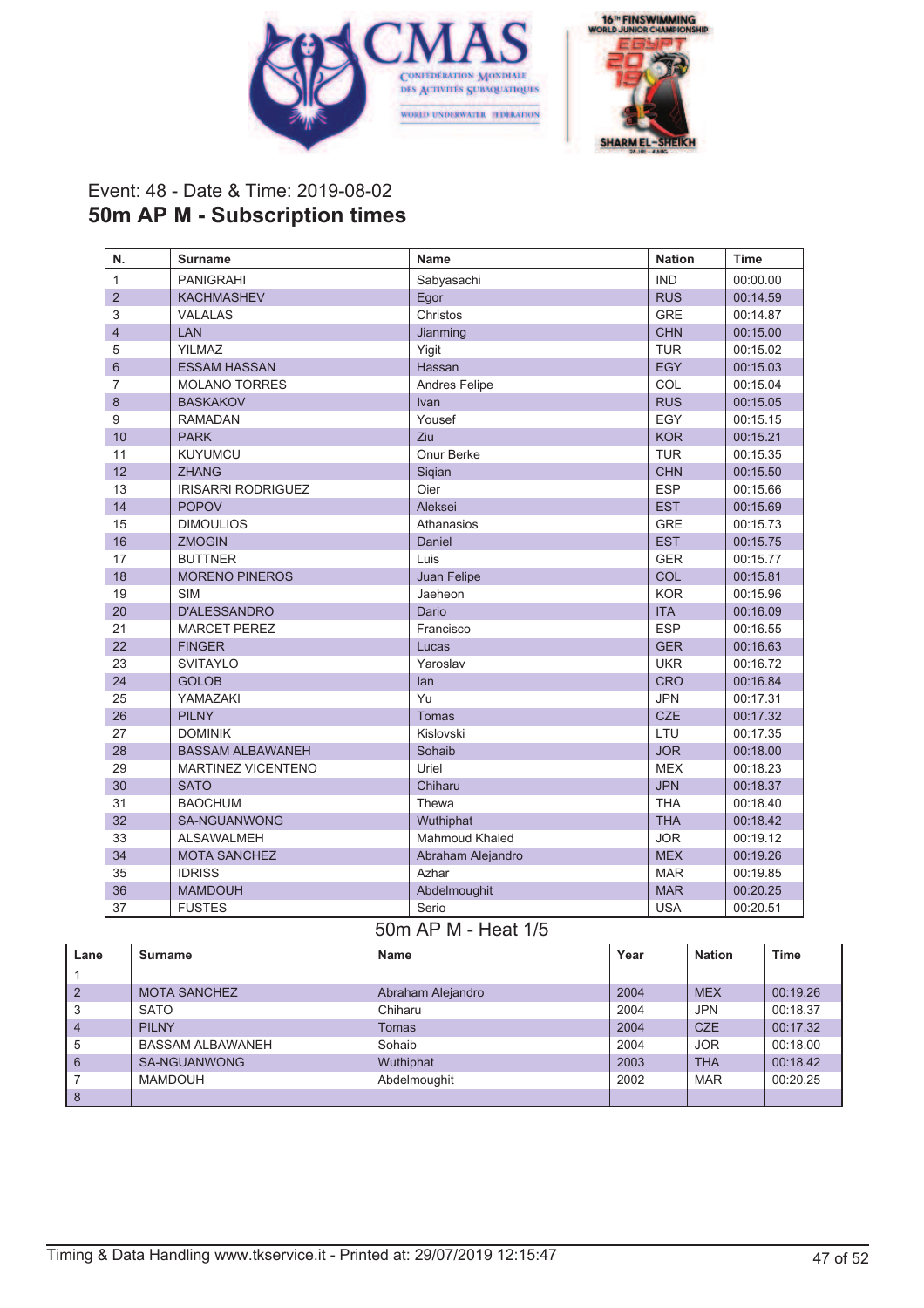Event: 48 - Date & Time: 2019-08-02

## 50m AP M - Subscription times

| N. | Surname | Name | Nation | Time |
|---|---|---|---|---|
| 1 | PANIGRAHI | Sabyasachi | IND | 00:00.00 |
| 2 | KACHMASHEV | Egor | RUS | 00:14.59 |
| 3 | VALALAS | Christos | GRE | 00:14.87 |
| 4 | LAN | Jianming | CHN | 00:15.00 |
| 5 | YILMAZ | Yigit | TUR | 00:15.02 |
| 6 | ESSAM HASSAN | Hassan | EGY | 00:15.03 |
| 7 | MOLANO TORRES | Andres Felipe | COL | 00:15.04 |
| 8 | BASKAKOV | Ivan | RUS | 00:15.05 |
| 9 | RAMADAN | Yousef | EGY | 00:15.15 |
| 10 | PARK | Ziu | KOR | 00:15.21 |
| 11 | KUYUMCU | Onur Berke | TUR | 00:15.35 |
| 12 | ZHANG | Siqian | CHN | 00:15.50 |
| 13 | IRISARRI RODRIGUEZ | Oier | ESP | 00:15.66 |
| 14 | POPOV | Aleksei | EST | 00:15.69 |
| 15 | DIMOULIOS | Athanasios | GRE | 00:15.73 |
| 16 | ZMOGIN | Daniel | EST | 00:15.75 |
| 17 | BUTTNER | Luis | GER | 00:15.77 |
| 18 | MORENO PINEROS | Juan Felipe | COL | 00:15.81 |
| 19 | SIM | Jaeheon | KOR | 00:15.96 |
| 20 | D'ALESSANDRO | Dario | ITA | 00:16.09 |
| 21 | MARCET PEREZ | Francisco | ESP | 00:16.55 |
| 22 | FINGER | Lucas | GER | 00:16.63 |
| 23 | SVITAYLO | Yaroslav | UKR | 00:16.72 |
| 24 | GOLOB | Ian | CRO | 00:16.84 |
| 25 | YAMAZAKI | Yu | JPN | 00:17.31 |
| 26 | PILNY | Tomas | CZE | 00:17.32 |
| 27 | DOMINIK | Kislovski | LTU | 00:17.35 |
| 28 | BASSAM ALBAWANEH | Sohaib | JOR | 00:18.00 |
| 29 | MARTINEZ VICENTENO | Uriel | MEX | 00:18.23 |
| 30 | SATO | Chiharu | JPN | 00:18.37 |
| 31 | BAOCHUM | Thewa | THA | 00:18.40 |
| 32 | SA-NGUANWONG | Wuthiphat | THA | 00:18.42 |
| 33 | ALSAWALMEH | Mahmoud Khaled | JOR | 00:19.12 |
| 34 | MOTA SANCHEZ | Abraham Alejandro | MEX | 00:19.26 |
| 35 | IDRISS | Azhar | MAR | 00:19.85 |
| 36 | MAMDOUH | Abdelmoughit | MAR | 00:20.25 |
| 37 | FUSTES | Serio | USA | 00:20.51 |

### 50m AP M - Heat 1/5

| Lane | Surname | Name | Year | Nation | Time |
|---|---|---|---|---|---|
| 1 | | | | | |
| 2 | MOTA SANCHEZ | Abraham Alejandro | 2004 | MEX | 00:19.26 |
| 3 | SATO | Chiharu | 2004 | JPN | 00:18.37 |
| 4 | PILNY | Tomas | 2004 | CZE | 00:17.32 |
| 5 | BASSAM ALBAWANEH | Sohaib | 2004 | JOR | 00:18.00 |
| 6 | SA-NGUANWONG | Wuthiphat | 2003 | THA | 00:18.42 |
| 7 | MAMDOUH | Abdelmoughit | 2002 | MAR | 00:20.25 |
| 8 | | | | | |

Timing & Data Handling www.tkservice.it - Printed at: 29/07/2019 12:15:47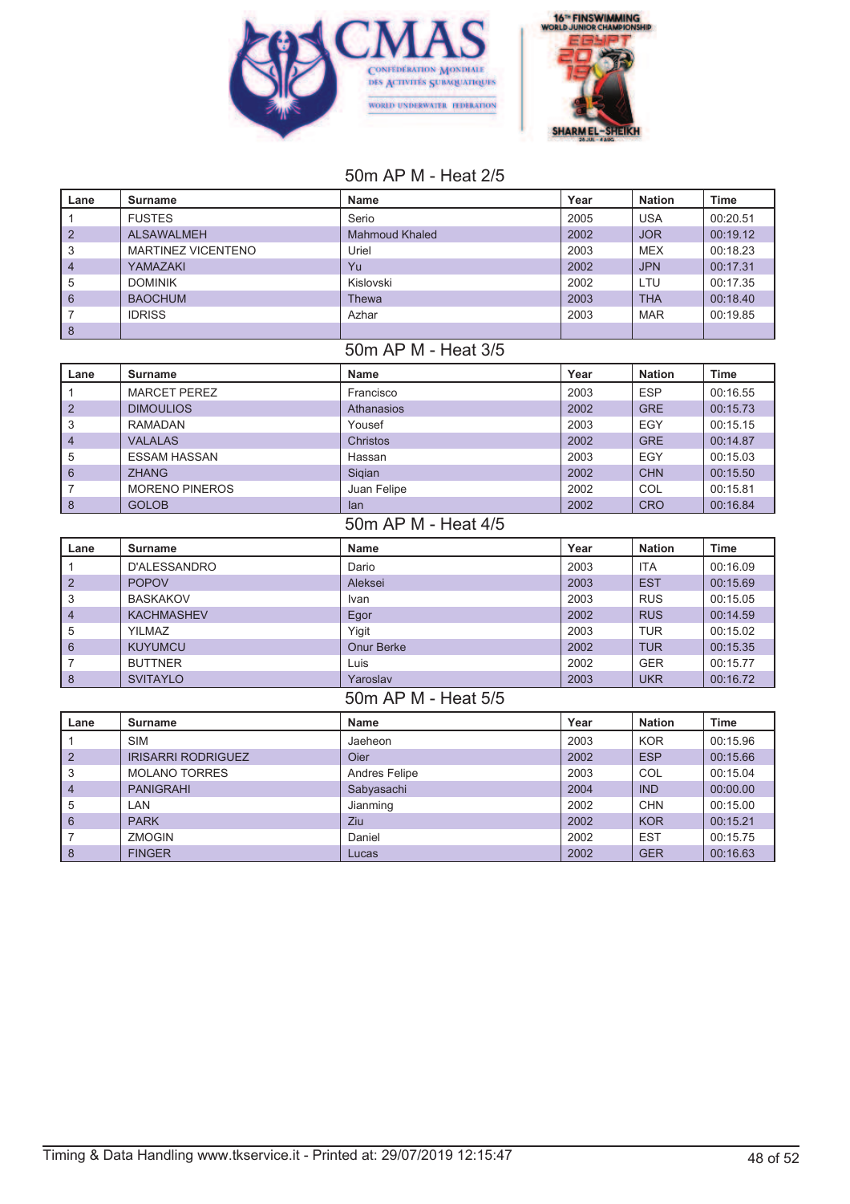## 50m AP M - Heat 2/5

| Lane | Surname | Name | Year | Nation | Time |
|---|---|---|---|---|---|
| 1 | FUSTES | Serio | 2005 | USA | 00:20.51 |
| 2 | ALSAWALMEH | Mahmoud Khaled | 2002 | JOR | 00:19.12 |
| 3 | MARTINEZ VICENTENO | Uriel | 2003 | MEX | 00:18.23 |
| 4 | YAMAZAKI | Yu | 2002 | JPN | 00:17.31 |
| 5 | DOMINIK | Kislovski | 2002 | LTU | 00:17.35 |
| 6 | BAOCHUM | Thewa | 2003 | THA | 00:18.40 |
| 7 | IDRISS | Azhar | 2003 | MAR | 00:19.85 |
| 8 | | | | | |

## 50m AP M - Heat 3/5

| Lane | Surname | Name | Year | Nation | Time |
|---|---|---|---|---|---|
| 1 | MARCET PEREZ | Francisco | 2003 | ESP | 00:16.55 |
| 2 | DIMOULIOS | Athanasios | 2002 | GRE | 00:15.73 |
| 3 | RAMADAN | Yousef | 2003 | EGY | 00:15.15 |
| 4 | VALALAS | Christos | 2002 | GRE | 00:14.87 |
| 5 | ESSAM HASSAN | Hassan | 2003 | EGY | 00:15.03 |
| 6 | ZHANG | Siqian | 2002 | CHN | 00:15.50 |
| 7 | MORENO PINEROS | Juan Felipe | 2002 | COL | 00:15.81 |
| 8 | GOLOB | Ian | 2002 | CRO | 00:16.84 |

## 50m AP M - Heat 4/5

| Lane | Surname | Name | Year | Nation | Time |
|---|---|---|---|---|---|
| 1 | D'ALESSANDRO | Dario | 2003 | ITA | 00:16.09 |
| 2 | POPOV | Aleksei | 2003 | EST | 00:15.69 |
| 3 | BASKAKOV | Ivan | 2003 | RUS | 00:15.05 |
| 4 | KACHMASHEV | Egor | 2002 | RUS | 00:14.59 |
| 5 | YILMAZ | Yigit | 2003 | TUR | 00:15.02 |
| 6 | KUYUMCU | Onur Berke | 2002 | TUR | 00:15.35 |
| 7 | BUTTNER | Luis | 2002 | GER | 00:15.77 |
| 8 | SVITAYLO | Yaroslav | 2003 | UKR | 00:16.72 |

## 50m AP M - Heat 5/5

| Lane | Surname | Name | Year | Nation | Time |
|---|---|---|---|---|---|
| 1 | SIM | Jaeheon | 2003 | KOR | 00:15.96 |
| 2 | IRISARRI RODRIGUEZ | Oier | 2002 | ESP | 00:15.66 |
| 3 | MOLANO TORRES | Andres Felipe | 2003 | COL | 00:15.04 |
| 4 | PANIGRAHI | Sabyasachi | 2004 | IND | 00:00.00 |
| 5 | LAN | Jianming | 2002 | CHN | 00:15.00 |
| 6 | PARK | Ziu | 2002 | KOR | 00:15.21 |
| 7 | ZMOGIN | Daniel | 2002 | EST | 00:15.75 |
| 8 | FINGER | Lucas | 2002 | GER | 00:16.63 |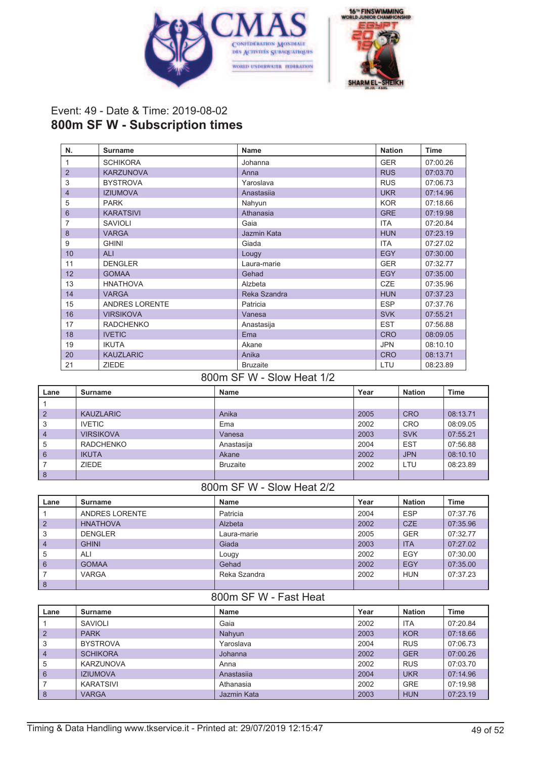Event: 49 - Date & Time: 2019-08-02

# 800m SF W - Subscription times

| N. | Surname | Name | Nation | Time |
|---|---|---|---|---|
| 1 | SCHIKORA | Johanna | GER | 07:00.26 |
| 2 | KARZUNOVA | Anna | RUS | 07:03.70 |
| 3 | BYSTROVA | Yaroslava | RUS | 07:06.73 |
| 4 | IZIUMOVA | Anastasiia | UKR | 07:14.96 |
| 5 | PARK | Nahyun | KOR | 07:18.66 |
| 6 | KARATSIVI | Athanasia | GRE | 07:19.98 |
| 7 | SAVIOLI | Gaia | ITA | 07:20.84 |
| 8 | VARGA | Jazmin Kata | HUN | 07:23.19 |
| 9 | GHINI | Giada | ITA | 07:27.02 |
| 10 | ALI | Lougy | EGY | 07:30.00 |
| 11 | DENGLER | Laura-marie | GER | 07:32.77 |
| 12 | GOMAA | Gehad | EGY | 07:35.00 |
| 13 | HNATHOVA | Alzbeta | CZE | 07:35.96 |
| 14 | VARGA | Reka Szandra | HUN | 07:37.23 |
| 15 | ANDRES LORENTE | Patricia | ESP | 07:37.76 |
| 16 | VIRSIKOVA | Vanesa | SVK | 07:55.21 |
| 17 | RADCHENKO | Anastasija | EST | 07:56.88 |
| 18 | IVETIC | Ema | CRO | 08:09.05 |
| 19 | IKUTA | Akane | JPN | 08:10.10 |
| 20 | KAUZLARIC | Anika | CRO | 08:13.71 |
| 21 | ZIEDE | Bruzaite | LTU | 08:23.89 |

## 800m SF W - Slow Heat 1/2

| Lane | Surname | Name | Year | Nation | Time |
|---|---|---|---|---|---|
| 1 | | | | | |
| 2 | KAUZLARIC | Anika | 2005 | CRO | 08:13.71 |
| 3 | IVETIC | Ema | 2002 | CRO | 08:09.05 |
| 4 | VIRSIKOVA | Vanesa | 2003 | SVK | 07:55.21 |
| 5 | RADCHENKO | Anastasija | 2004 | EST | 07:56.88 |
| 6 | IKUTA | Akane | 2002 | JPN | 08:10.10 |
| 7 | ZIEDE | Bruzaite | 2002 | LTU | 08:23.89 |
| 8 | | | | | |

## 800m SF W - Slow Heat 2/2

| Lane | Surname | Name | Year | Nation | Time |
|---|---|---|---|---|---|
| 1 | ANDRES LORENTE | Patricia | 2004 | ESP | 07:37.76 |
| 2 | HNATHOVA | Alzbeta | 2002 | CZE | 07:35.96 |
| 3 | DENGLER | Laura-marie | 2005 | GER | 07:32.77 |
| 4 | GHINI | Giada | 2003 | ITA | 07:27.02 |
| 5 | ALI | Lougy | 2002 | EGY | 07:30.00 |
| 6 | GOMAA | Gehad | 2002 | EGY | 07:35.00 |
| 7 | VARGA | Reka Szandra | 2002 | HUN | 07:37.23 |
| 8 | | | | | |

## 800m SF W - Fast Heat

| Lane | Surname | Name | Year | Nation | Time |
|---|---|---|---|---|---|
| 1 | SAVIOLI | Gaia | 2002 | ITA | 07:20.84 |
| 2 | PARK | Nahyun | 2003 | KOR | 07:18.66 |
| 3 | BYSTROVA | Yaroslava | 2004 | RUS | 07:06.73 |
| 4 | SCHIKORA | Johanna | 2002 | GER | 07:00.26 |
| 5 | KARZUNOVA | Anna | 2002 | RUS | 07:03.70 |
| 6 | IZIUMOVA | Anastasiia | 2004 | UKR | 07:14.96 |
| 7 | KARATSIVI | Athanasia | 2002 | GRE | 07:19.98 |
| 8 | VARGA | Jazmin Kata | 2003 | HUN | 07:23.19 |

Timing & Data Handling www.tkservice.it - Printed at: 29/07/2019 12:15:47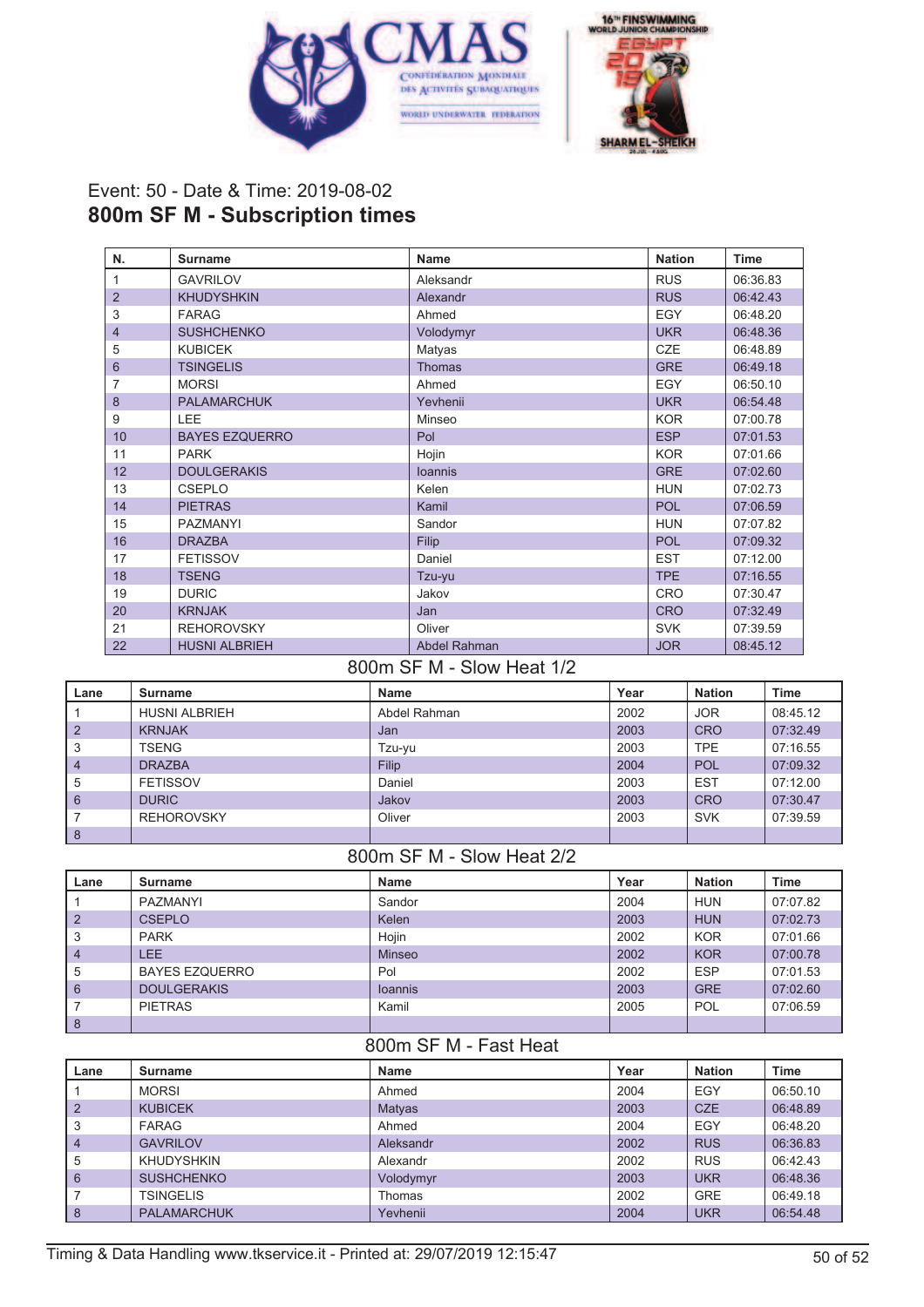Event: 50 - Date & Time: 2019-08-02

## 800m SF M - Subscription times

| N. | Surname | Name | Nation | Time |
|---|---|---|---|---|
| 1 | GAVRILOV | Aleksandr | RUS | 06:36.83 |
| 2 | KHUDYSHKIN | Alexandr | RUS | 06:42.43 |
| 3 | FARAG | Ahmed | EGY | 06:48.20 |
| 4 | SUSHCHENKO | Volodymyr | UKR | 06:48.36 |
| 5 | KUBICEK | Matyas | CZE | 06:48.89 |
| 6 | TSINGELIS | Thomas | GRE | 06:49.18 |
| 7 | MORSI | Ahmed | EGY | 06:50.10 |
| 8 | PALAMARCHUK | Yevhenii | UKR | 06:54.48 |
| 9 | LEE | Minseo | KOR | 07:00.78 |
| 10 | BAYES EZQUERRO | Pol | ESP | 07:01.53 |
| 11 | PARK | Hojin | KOR | 07:01.66 |
| 12 | DOULGERAKIS | Ioannis | GRE | 07:02.60 |
| 13 | CSEPLO | Kelen | HUN | 07:02.73 |
| 14 | PIETRAS | Kamil | POL | 07:06.59 |
| 15 | PAZMANYI | Sandor | HUN | 07:07.82 |
| 16 | DRAZBA | Filip | POL | 07:09.32 |
| 17 | FETISSOV | Daniel | EST | 07:12.00 |
| 18 | TSENG | Tzu-yu | TPE | 07:16.55 |
| 19 | DURIC | Jakov | CRO | 07:30.47 |
| 20 | KRNJAK | Jan | CRO | 07:32.49 |
| 21 | REHOROVSKY | Oliver | SVK | 07:39.59 |
| 22 | HUSNI ALBRIEH | Abdel Rahman | JOR | 08:45.12 |

### 800m SF M - Slow Heat 1/2

| Lane | Surname | Name | Year | Nation | Time |
|---|---|---|---|---|---|
| 1 | HUSNI ALBRIEH | Abdel Rahman | 2002 | JOR | 08:45.12 |
| 2 | KRNJAK | Jan | 2003 | CRO | 07:32.49 |
| 3 | TSENG | Tzu-yu | 2003 | TPE | 07:16.55 |
| 4 | DRAZBA | Filip | 2004 | POL | 07:09.32 |
| 5 | FETISSOV | Daniel | 2003 | EST | 07:12.00 |
| 6 | DURIC | Jakov | 2003 | CRO | 07:30.47 |
| 7 | REHOROVSKY | Oliver | 2003 | SVK | 07:39.59 |
| 8 | | | | | |

### 800m SF M - Slow Heat 2/2

| Lane | Surname | Name | Year | Nation | Time |
|---|---|---|---|---|---|
| 1 | PAZMANYI | Sandor | 2004 | HUN | 07:07.82 |
| 2 | CSEPLO | Kelen | 2003 | HUN | 07:02.73 |
| 3 | PARK | Hojin | 2002 | KOR | 07:01.66 |
| 4 | LEE | Minseo | 2002 | KOR | 07:00.78 |
| 5 | BAYES EZQUERRO | Pol | 2002 | ESP | 07:01.53 |
| 6 | DOULGERAKIS | Ioannis | 2003 | GRE | 07:02.60 |
| 7 | PIETRAS | Kamil | 2005 | POL | 07:06.59 |
| 8 | | | | | |

### 800m SF M - Fast Heat

| Lane | Surname | Name | Year | Nation | Time |
|---|---|---|---|---|---|
| 1 | MORSI | Ahmed | 2004 | EGY | 06:50.10 |
| 2 | KUBICEK | Matyas | 2003 | CZE | 06:48.89 |
| 3 | FARAG | Ahmed | 2004 | EGY | 06:48.20 |
| 4 | GAVRILOV | Aleksandr | 2002 | RUS | 06:36.83 |
| 5 | KHUDYSHKIN | Alexandr | 2002 | RUS | 06:42.43 |
| 6 | SUSHCHENKO | Volodymyr | 2003 | UKR | 06:48.36 |
| 7 | TSINGELIS | Thomas | 2002 | GRE | 06:49.18 |
| 8 | PALAMARCHUK | Yevhenii | 2004 | UKR | 06:54.48 |

Timing & Data Handling www.tkservice.it - Printed at: 29/07/2019 12:15:47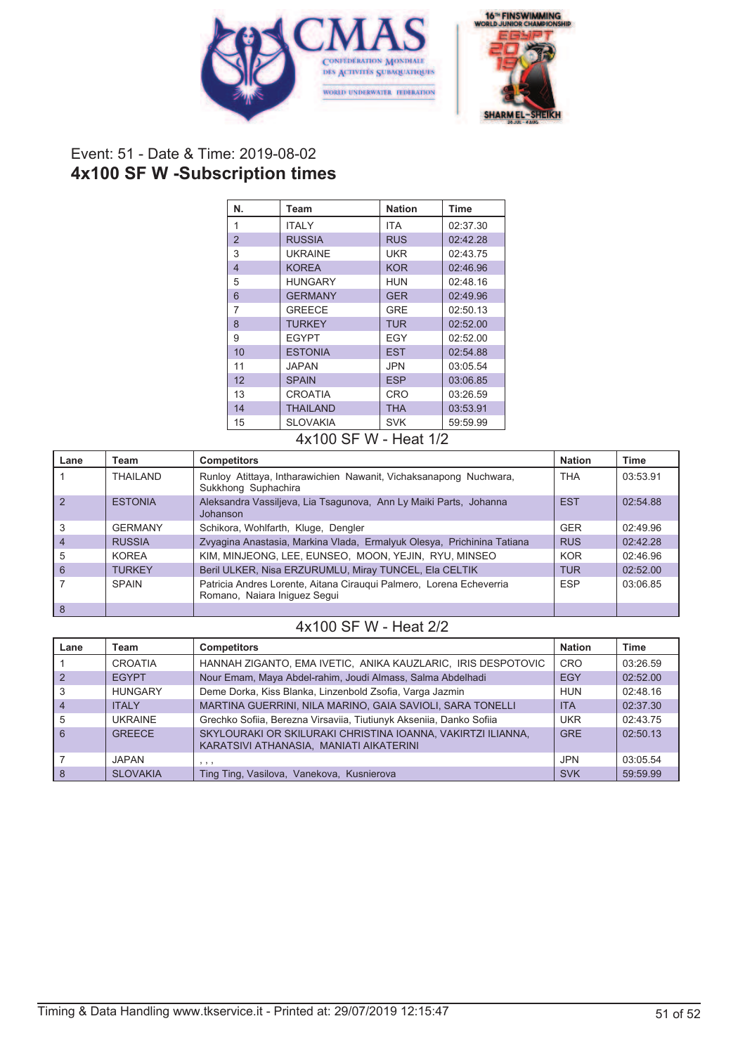Event: 51 - Date & Time: 2019-08-02

## 4x100 SF W -Subscription times

| N. | Team | Nation | Time |
|---|---|---|---|
| 1 | ITALY | ITA | 02:37.30 |
| 2 | RUSSIA | RUS | 02:42.28 |
| 3 | UKRAINE | UKR | 02:43.75 |
| 4 | KOREA | KOR | 02:46.96 |
| 5 | HUNGARY | HUN | 02:48.16 |
| 6 | GERMANY | GER | 02:49.96 |
| 7 | GREECE | GRE | 02:50.13 |
| 8 | TURKEY | TUR | 02:52.00 |
| 9 | EGYPT | EGY | 02:52.00 |
| 10 | ESTONIA | EST | 02:54.88 |
| 11 | JAPAN | JPN | 03:05.54 |
| 12 | SPAIN | ESP | 03:06.85 |
| 13 | CROATIA | CRO | 03:26.59 |
| 14 | THAILAND | THA | 03:53.91 |
| 15 | SLOVAKIA | SVK | 59:59.99 |

### 4x100 SF W - Heat 1/2

| Lane | Team | Competitors | Nation | Time |
|---|---|---|---|---|
| 1 | THAILAND | Runloy Atittaya, Intharawichien Nawanit, Vichaksanapong Nuchwara, Sukkhong Suphachira | THA | 03:53.91 |
| 2 | ESTONIA | Aleksandra Vassiljeva, Lia Tsagunova, Ann Ly Maiki Parts, Johanna Johanson | EST | 02:54.88 |
| 3 | GERMANY | Schikora, Wohlfarth, Kluge, Dengler | GER | 02:49.96 |
| 4 | RUSSIA | Zvyagina Anastasia, Markina Vlada, Ermalyuk Olesya, Prichinina Tatiana | RUS | 02:42.28 |
| 5 | KOREA | KIM, MINJEONG, LEE, EUNSEO, MOON, YEJIN, RYU, MINSEO | KOR | 02:46.96 |
| 6 | TURKEY | Beril ULKER, Nisa ERZURUMLU, Miray TUNCEL, Ela CELTIK | TUR | 02:52.00 |
| 7 | SPAIN | Patricia Andres Lorente, Aitana Ciraugui Palmero, Lorena Echeverria Romano, Naiara Iniguez Segui | ESP | 03:06.85 |
| 8 | | | | |

### 4x100 SF W - Heat 2/2

| Lane | Team | Competitors | Nation | Time |
|---|---|---|---|---|
| 1 | CROATIA | HANNAH ZIGANTO, EMA IVETIC, ANIKA KAUZLARIC, IRIS DESPOTOVIC | CRO | 03:26.59 |
| 2 | EGYPT | Nour Emam, Maya Abdel-rahim, Joudi Almass, Salma Abdelhadi | EGY | 02:52.00 |
| 3 | HUNGARY | Deme Dorka, Kiss Blanka, Linzenbold Zsofia, Varga Jazmin | HUN | 02:48.16 |
| 4 | ITALY | MARTINA GUERRINI, NILA MARINO, GAIA SAVIOLI, SARA TONELLI | ITA | 02:37.30 |
| 5 | UKRAINE | Grechko Sofiia, Berezna Virsaviia, Tiutiunyk Akseniia, Danko Sofiia | UKR | 02:43.75 |
| 6 | GREECE | SKYLOURAKI OR SKILURAKI CHRISTINA IOANNA, VAKIRTZI ILIANNA, KARATSIVI ATHANASIA, MANIATI AIKATERINI | GRE | 02:50.13 |
| 7 | JAPAN | , , , | JPN | 03:05.54 |
| 8 | SLOVAKIA | Ting Ting, Vasilova, Vanekova, Kusnierova | SVK | 59:59.99 |

Timing & Data Handling www.tkservice.it - Printed at: 29/07/2019 12:15:47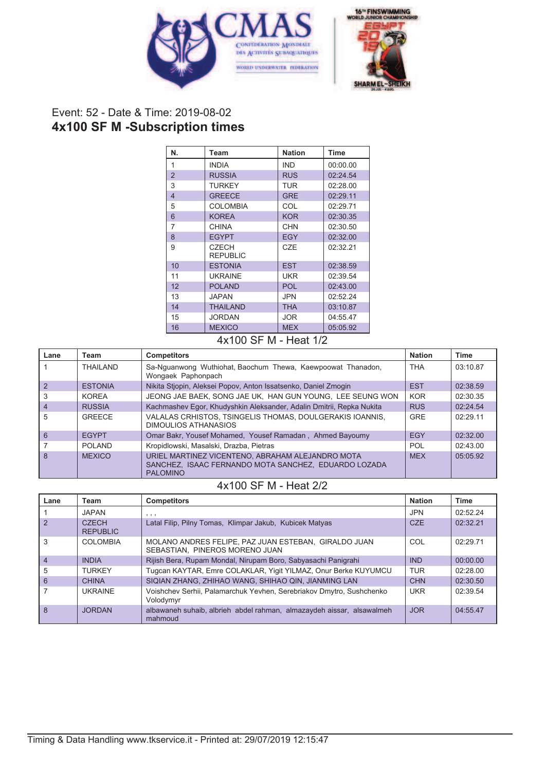Event: 52 - Date & Time: 2019-08-02

## 4x100 SF M -Subscription times

| N. | Team | Nation | Time |
|---|---|---|---|
| 1 | INDIA | IND | 00:00.00 |
| 2 | RUSSIA | RUS | 02:24.54 |
| 3 | TURKEY | TUR | 02:28.00 |
| 4 | GREECE | GRE | 02:29.11 |
| 5 | COLOMBIA | COL | 02:29.71 |
| 6 | KOREA | KOR | 02:30.35 |
| 7 | CHINA | CHN | 02:30.50 |
| 8 | EGYPT | EGY | 02:32.00 |
| 9 | CZECH REPUBLIC | CZE | 02:32.21 |
| 10 | ESTONIA | EST | 02:38.59 |
| 11 | UKRAINE | UKR | 02:39.54 |
| 12 | POLAND | POL | 02:43.00 |
| 13 | JAPAN | JPN | 02:52.24 |
| 14 | THAILAND | THA | 03:10.87 |
| 15 | JORDAN | JOR | 04:55.47 |
| 16 | MEXICO | MEX | 05:05.92 |

### 4x100 SF M - Heat 1/2

| Lane | Team | Competitors | Nation | Time |
|---|---|---|---|---|
| 1 | THAILAND | Sa-Nguanwong Wuthiohat, Baochum Thewa, Kaewpoowat Thanadon, Wongaek Paphonpach | THA | 03:10.87 |
| 2 | ESTONIA | Nikita Stjopin, Aleksei Popov, Anton Issatsenko, Daniel Zmogin | EST | 02:38.59 |
| 3 | KOREA | JEONG JAE BAEK, SONG JAE UK, HAN GUN YOUNG, LEE SEUNG WON | KOR | 02:30.35 |
| 4 | RUSSIA | Kachmashev Egor, Khudyshkin Aleksander, Adalin Dmitrii, Repka Nukita | RUS | 02:24.54 |
| 5 | GREECE | VALALAS CRHISTOS, TSINGELIS THOMAS, DOULGERAKIS IOANNIS, DIMOULIOS ATHANASIOS | GRE | 02:29.11 |
| 6 | EGYPT | Omar Bakr, Yousef Mohamed, Yousef Ramadan , Ahmed Bayoumy | EGY | 02:32.00 |
| 7 | POLAND | Kropidlowski, Masalski, Drazba, Pietras | POL | 02:43.00 |
| 8 | MEXICO | URIEL MARTINEZ VICENTENO, ABRAHAM ALEJANDRO MOTA SANCHEZ, ISAAC FERNANDO MOTA SANCHEZ, EDUARDO LOZADA PALOMINO | MEX | 05:05.92 |

### 4x100 SF M - Heat 2/2

| Lane | Team | Competitors | Nation | Time |
|---|---|---|---|---|
| 1 | JAPAN | , , , | JPN | 02:52.24 |
| 2 | CZECH REPUBLIC | Latal Filip, Pilny Tomas, Klimpar Jakub, Kubicek Matyas | CZE | 02:32.21 |
| 3 | COLOMBIA | MOLANO ANDRES FELIPE, PAZ JUAN ESTEBAN, GIRALDO JUAN SEBASTIAN, PINEROS MORENO JUAN | COL | 02:29.71 |
| 4 | INDIA | Rijish Bera, Rupam Mondal, Nirupam Boro, Sabyasachi Panigrahi | IND | 00:00.00 |
| 5 | TURKEY | Tugcan KAYTAR, Emre COLAKLAR, Yigit YILMAZ, Onur Berke KUYUMCU | TUR | 02:28.00 |
| 6 | CHINA | SIQIAN ZHANG, ZHIHAO WANG, SHIHAO QIN, JIANMING LAN | CHN | 02:30.50 |
| 7 | UKRAINE | Voishchev Serhii, Palamarchuk Yevhen, Serebriakov Dmytro, Sushchenko Volodymyr | UKR | 02:39.54 |
| 8 | JORDAN | albawaneh suhaib, albrieh abdel rahman, almazaydeh aissar, alsawalmeh mahmoud | JOR | 04:55.47 |

Timing & Data Handling www.tkservice.it - Printed at: 29/07/2019 12:15:47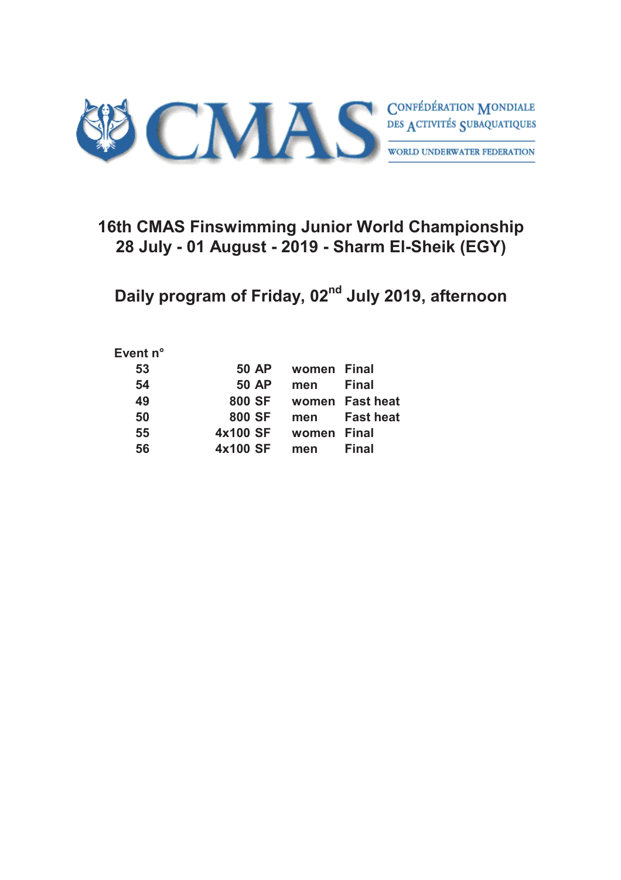CMAS

CONFÉDÉRATION MONDIALE DES ACTIVITÉS SUBAQUATIQUES

WORLD UNDERWATER FEDERATION

# 16th CMAS Finswimming Junior World Championship
# 28 July - 01 August - 2019 - Sharm El-Sheik (EGY)

## Daily program of Friday, 02nd July 2019, afternoon

| Event n° | | | |
|---|---|---|---|
| 53 | 50 AP | women | Final |
| 54 | 50 AP | men | Final |
| 49 | 800 SF | women | Fast heat |
| 50 | 800 SF | men | Fast heat |
| 55 | 4x100 SF | women | Final |
| 56 | 4x100 SF | men | Final |